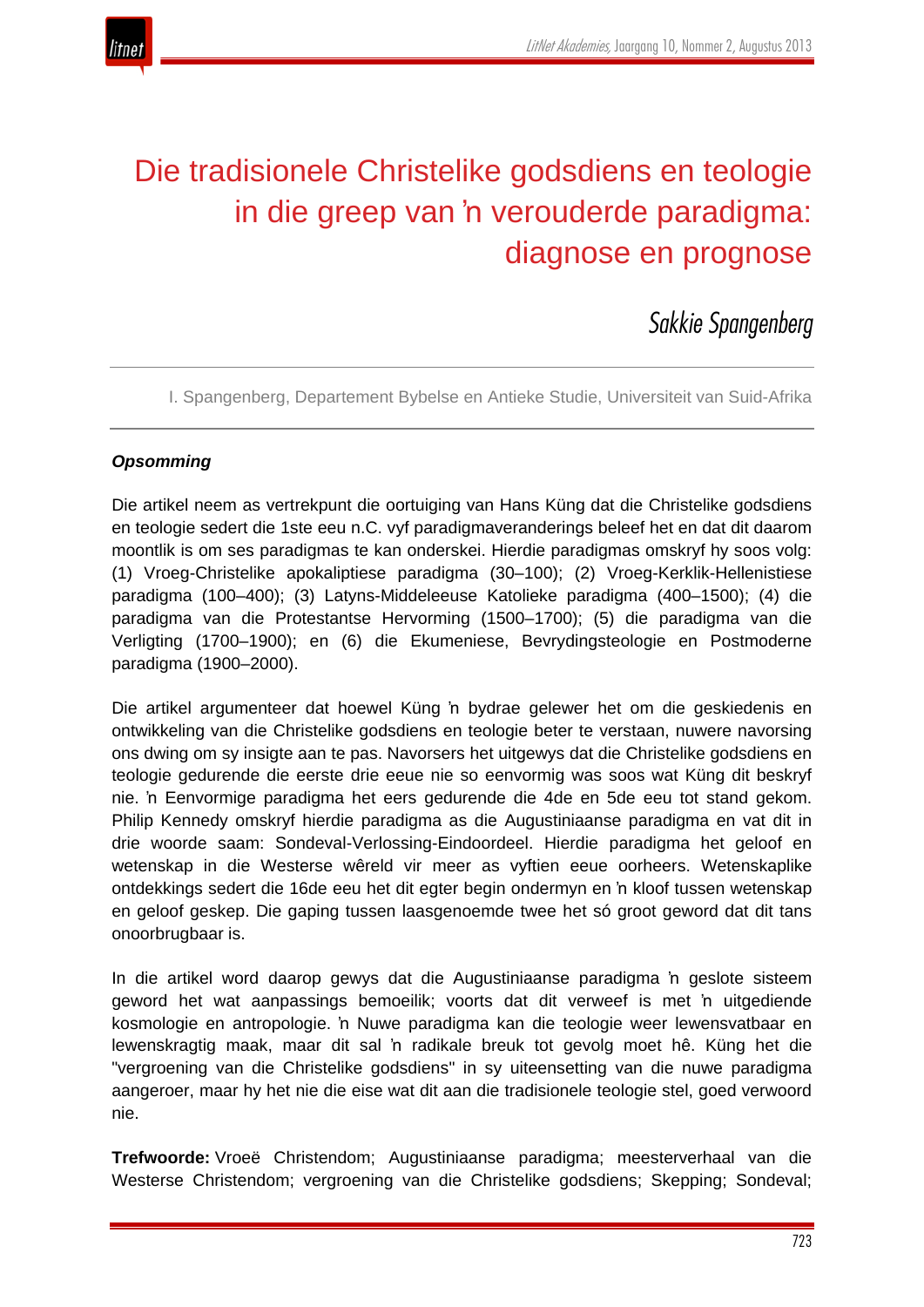# Die tradisionele Christelike godsdiens en teologie in die greep van ŉ verouderde paradigma: diagnose en prognose

*Sakkie Spangenberg*

I. Spangenberg, Departement Bybelse en Antieke Studie, Universiteit van Suid-Afrika

***Opsomming***

Die artikel neem as vertrekpunt die oortuiging van Hans Küng dat die Christelike godsdiens en teologie sedert die 1ste eeu n.C. vyf paradigmaveranderings beleef het en dat dit daarom moontlik is om ses paradigmas te kan onderskei. Hierdie paradigmas omskryf hy soos volg: (1) Vroeg-Christelike apokaliptiese paradigma (30–100); (2) Vroeg-Kerklik-Hellenistiese paradigma (100–400); (3) Latyns-Middeleeuse Katolieke paradigma (400–1500); (4) die paradigma van die Protestantse Hervorming (1500–1700); (5) die paradigma van die Verligting (1700–1900); en (6) die Ekumeniese, Bevrydingsteologie en Postmoderne paradigma (1900–2000).

Die artikel argumenteer dat hoewel Küng ŉ bydrae gelewer het om die geskiedenis en ontwikkeling van die Christelike godsdiens en teologie beter te verstaan, nuwere navorsing ons dwing om sy insigte aan te pas. Navorsers het uitgewys dat die Christelike godsdiens en teologie gedurende die eerste drie eeue nie so eenvormig was soos wat Küng dit beskryf nie. ŉ Eenvormige paradigma het eers gedurende die 4de en 5de eeu tot stand gekom. Philip Kennedy omskryf hierdie paradigma as die Augustiniaanse paradigma en vat dit in drie woorde saam: Sondeval-Verlossing-Eindoordeel. Hierdie paradigma het geloof en wetenskap in die Westerse wêreld vir meer as vyftien eeue oorheers. Wetenskaplike ontdekkings sedert die 16de eeu het dit egter begin ondermyn en ŉ kloof tussen wetenskap en geloof geskep. Die gaping tussen laasgenoemde twee het só groot geword dat dit tans onoorbrugbaar is.

In die artikel word daarop gewys dat die Augustiniaanse paradigma ŉ geslote sisteem geword het wat aanpassings bemoeilik; voorts dat dit verweef is met ŉ uitgediende kosmologie en antropologie. ŉ Nuwe paradigma kan die teologie weer lewensvatbaar en lewenskragtig maak, maar dit sal ŉ radikale breuk tot gevolg moet hê. Küng het die "vergroening van die Christelike godsdiens" in sy uiteensetting van die nuwe paradigma aangeroer, maar hy het nie die eise wat dit aan die tradisionele teologie stel, goed verwoord nie.

**Trefwoorde:** Vroeë Christendom; Augustiniaanse paradigma; meesterverhaal van die Westerse Christendom; vergroening van die Christelike godsdiens; Skepping; Sondeval;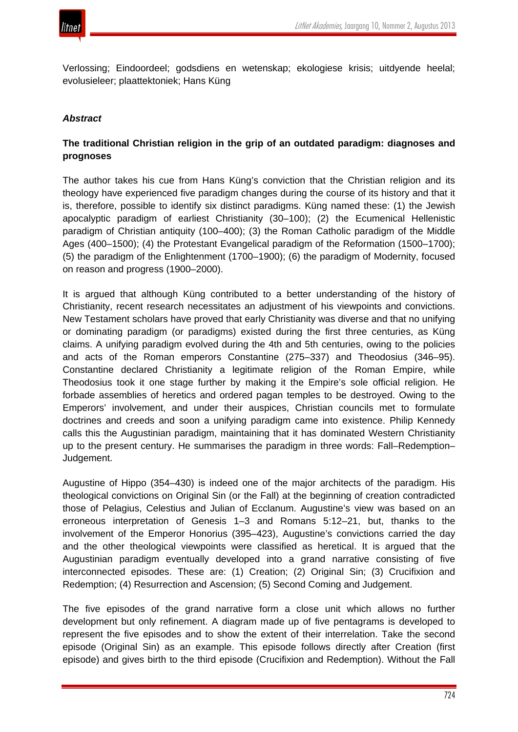Verlossing; Eindoordeel; godsdiens en wetenskap; ekologiese krisis; uitdyende heelal; evolusieleer; plaattektoniek; Hans Küng

***Abstract***

**The traditional Christian religion in the grip of an outdated paradigm: diagnoses and prognoses**

The author takes his cue from Hans Küng's conviction that the Christian religion and its theology have experienced five paradigm changes during the course of its history and that it is, therefore, possible to identify six distinct paradigms. Küng named these: (1) the Jewish apocalyptic paradigm of earliest Christianity (30–100); (2) the Ecumenical Hellenistic paradigm of Christian antiquity (100–400); (3) the Roman Catholic paradigm of the Middle Ages (400–1500); (4) the Protestant Evangelical paradigm of the Reformation (1500–1700); (5) the paradigm of the Enlightenment (1700–1900); (6) the paradigm of Modernity, focused on reason and progress (1900–2000).

It is argued that although Küng contributed to a better understanding of the history of Christianity, recent research necessitates an adjustment of his viewpoints and convictions. New Testament scholars have proved that early Christianity was diverse and that no unifying or dominating paradigm (or paradigms) existed during the first three centuries, as Küng claims. A unifying paradigm evolved during the 4th and 5th centuries, owing to the policies and acts of the Roman emperors Constantine (275–337) and Theodosius (346–95). Constantine declared Christianity a legitimate religion of the Roman Empire, while Theodosius took it one stage further by making it the Empire's sole official religion. He forbade assemblies of heretics and ordered pagan temples to be destroyed. Owing to the Emperors' involvement, and under their auspices, Christian councils met to formulate doctrines and creeds and soon a unifying paradigm came into existence. Philip Kennedy calls this the Augustinian paradigm, maintaining that it has dominated Western Christianity up to the present century. He summarises the paradigm in three words: Fall–Redemption–Judgement.

Augustine of Hippo (354–430) is indeed one of the major architects of the paradigm. His theological convictions on Original Sin (or the Fall) at the beginning of creation contradicted those of Pelagius, Celestius and Julian of Ecclanum. Augustine's view was based on an erroneous interpretation of Genesis 1–3 and Romans 5:12–21, but, thanks to the involvement of the Emperor Honorius (395–423), Augustine's convictions carried the day and the other theological viewpoints were classified as heretical. It is argued that the Augustinian paradigm eventually developed into a grand narrative consisting of five interconnected episodes. These are: (1) Creation; (2) Original Sin; (3) Crucifixion and Redemption; (4) Resurrection and Ascension; (5) Second Coming and Judgement.

The five episodes of the grand narrative form a close unit which allows no further development but only refinement. A diagram made up of five pentagrams is developed to represent the five episodes and to show the extent of their interrelation. Take the second episode (Original Sin) as an example. This episode follows directly after Creation (first episode) and gives birth to the third episode (Crucifixion and Redemption). Without the Fall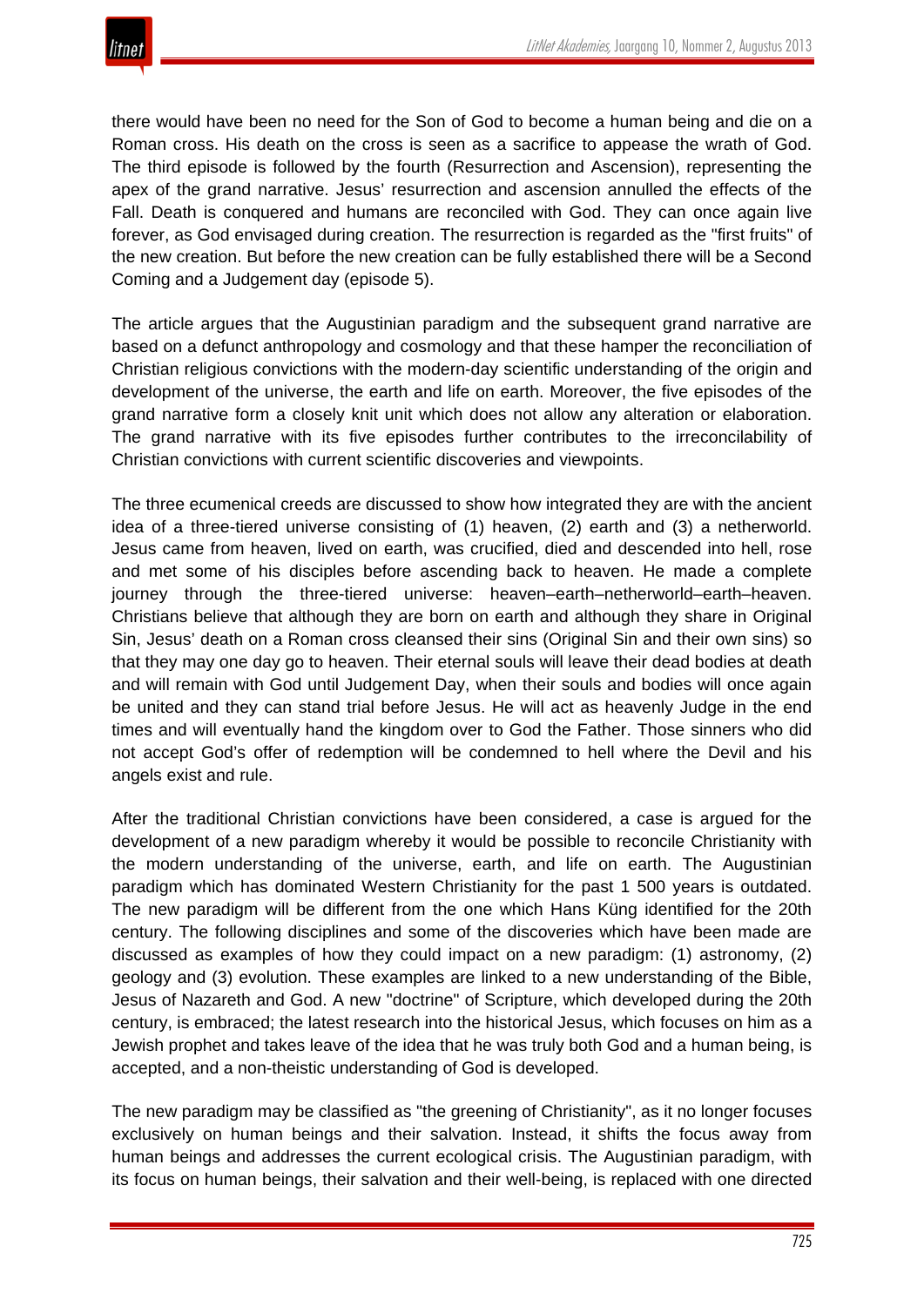there would have been no need for the Son of God to become a human being and die on a Roman cross. His death on the cross is seen as a sacrifice to appease the wrath of God. The third episode is followed by the fourth (Resurrection and Ascension), representing the apex of the grand narrative. Jesus' resurrection and ascension annulled the effects of the Fall. Death is conquered and humans are reconciled with God. They can once again live forever, as God envisaged during creation. The resurrection is regarded as the "first fruits" of the new creation. But before the new creation can be fully established there will be a Second Coming and a Judgement day (episode 5).

The article argues that the Augustinian paradigm and the subsequent grand narrative are based on a defunct anthropology and cosmology and that these hamper the reconciliation of Christian religious convictions with the modern-day scientific understanding of the origin and development of the universe, the earth and life on earth. Moreover, the five episodes of the grand narrative form a closely knit unit which does not allow any alteration or elaboration. The grand narrative with its five episodes further contributes to the irreconcilability of Christian convictions with current scientific discoveries and viewpoints.

The three ecumenical creeds are discussed to show how integrated they are with the ancient idea of a three-tiered universe consisting of (1) heaven, (2) earth and (3) a netherworld. Jesus came from heaven, lived on earth, was crucified, died and descended into hell, rose and met some of his disciples before ascending back to heaven. He made a complete journey through the three-tiered universe: heaven–earth–netherworld–earth–heaven. Christians believe that although they are born on earth and although they share in Original Sin, Jesus' death on a Roman cross cleansed their sins (Original Sin and their own sins) so that they may one day go to heaven. Their eternal souls will leave their dead bodies at death and will remain with God until Judgement Day, when their souls and bodies will once again be united and they can stand trial before Jesus. He will act as heavenly Judge in the end times and will eventually hand the kingdom over to God the Father. Those sinners who did not accept God's offer of redemption will be condemned to hell where the Devil and his angels exist and rule.

After the traditional Christian convictions have been considered, a case is argued for the development of a new paradigm whereby it would be possible to reconcile Christianity with the modern understanding of the universe, earth, and life on earth. The Augustinian paradigm which has dominated Western Christianity for the past 1 500 years is outdated. The new paradigm will be different from the one which Hans Küng identified for the 20th century. The following disciplines and some of the discoveries which have been made are discussed as examples of how they could impact on a new paradigm: (1) astronomy, (2) geology and (3) evolution. These examples are linked to a new understanding of the Bible, Jesus of Nazareth and God. A new "doctrine" of Scripture, which developed during the 20th century, is embraced; the latest research into the historical Jesus, which focuses on him as a Jewish prophet and takes leave of the idea that he was truly both God and a human being, is accepted, and a non-theistic understanding of God is developed.

The new paradigm may be classified as "the greening of Christianity", as it no longer focuses exclusively on human beings and their salvation. Instead, it shifts the focus away from human beings and addresses the current ecological crisis. The Augustinian paradigm, with its focus on human beings, their salvation and their well-being, is replaced with one directed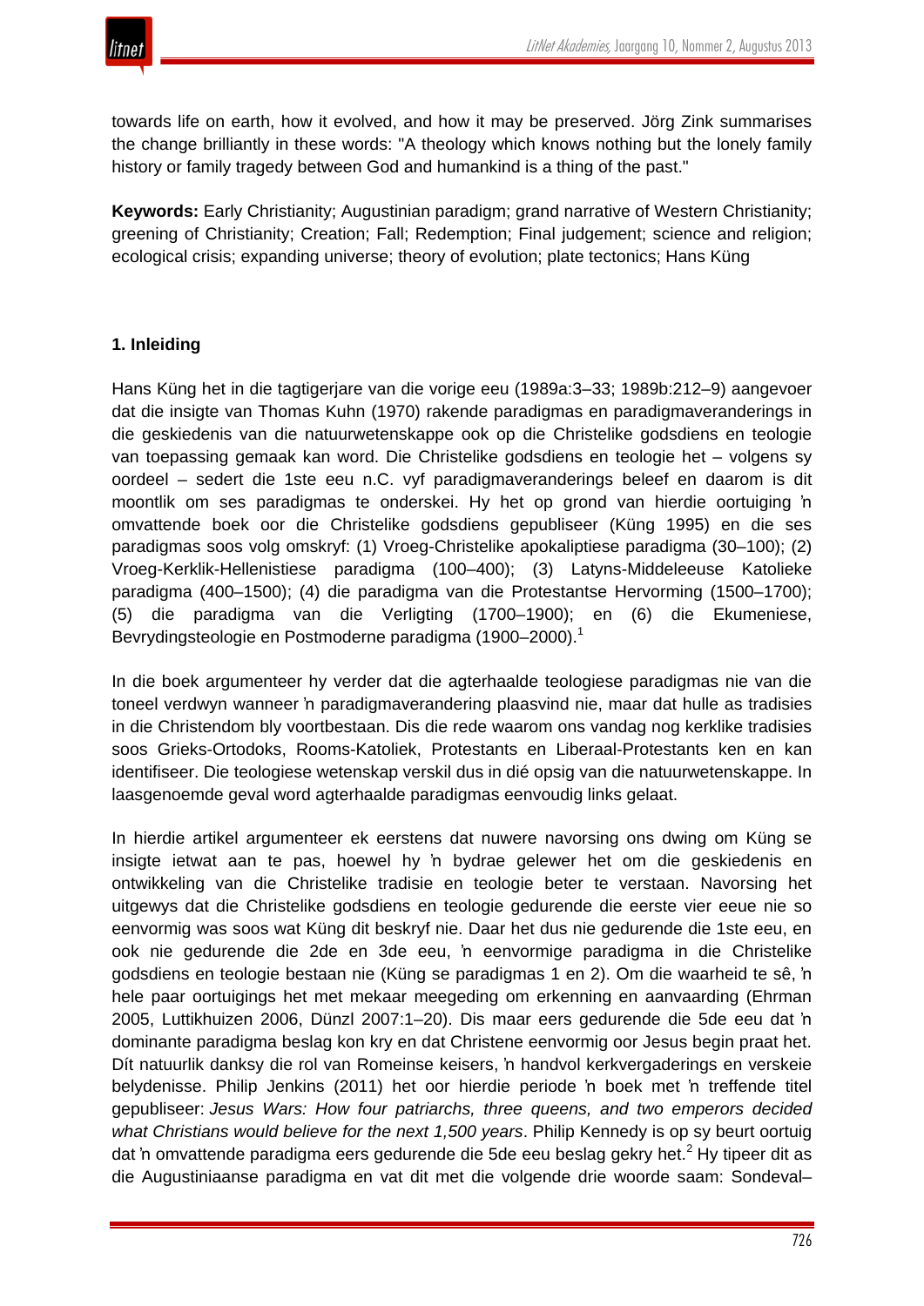towards life on earth, how it evolved, and how it may be preserved. Jörg Zink summarises the change brilliantly in these words: "A theology which knows nothing but the lonely family history or family tragedy between God and humankind is a thing of the past."

**Keywords:** Early Christianity; Augustinian paradigm; grand narrative of Western Christianity; greening of Christianity; Creation; Fall; Redemption; Final judgement; science and religion; ecological crisis; expanding universe; theory of evolution; plate tectonics; Hans Küng

### 1. Inleiding

Hans Küng het in die tagtigerjare van die vorige eeu (1989a:3–33; 1989b:212–9) aangevoer dat die insigte van Thomas Kuhn (1970) rakende paradigmas en paradigmaveranderings in die geskiedenis van die natuurwetenskappe ook op die Christelike godsdiens en teologie van toepassing gemaak kan word. Die Christelike godsdiens en teologie het – volgens sy oordeel – sedert die 1ste eeu n.C. vyf paradigmaveranderings beleef en daarom is dit moontlik om ses paradigmas te onderskei. Hy het op grond van hierdie oortuiging ŉ omvattende boek oor die Christelike godsdiens gepubliseer (Küng 1995) en die ses paradigmas soos volg omskryf: (1) Vroeg-Christelike apokaliptiese paradigma (30–100); (2) Vroeg-Kerklik-Hellenistiese paradigma (100–400); (3) Latyns-Middeleeuse Katolieke paradigma (400–1500); (4) die paradigma van die Protestantse Hervorming (1500–1700); (5) die paradigma van die Verligting (1700–1900); en (6) die Ekumeniese, Bevrydingsteologie en Postmoderne paradigma (1900–2000).[1]

In die boek argumenteer hy verder dat die agterhaalde teologiese paradigmas nie van die toneel verdwyn wanneer ŉ paradigmaverandering plaasvind nie, maar dat hulle as tradisies in die Christendom bly voortbestaan. Dis die rede waarom ons vandag nog kerklike tradisies soos Grieks-Ortodoks, Rooms-Katoliek, Protestants en Liberaal-Protestants ken en kan identifiseer. Die teologiese wetenskap verskil dus in dié opsig van die natuurwetenskappe. In laasgenoemde geval word agterhaalde paradigmas eenvoudig links gelaat.

In hierdie artikel argumenteer ek eerstens dat nuwere navorsing ons dwing om Küng se insigte ietwat aan te pas, hoewel hy ŉ bydrae gelewer het om die geskiedenis en ontwikkeling van die Christelike tradisie en teologie beter te verstaan. Navorsing het uitgewys dat die Christelike godsdiens en teologie gedurende die eerste vier eeue nie so eenvormig was soos wat Küng dit beskryf nie. Daar het dus nie gedurende die 1ste eeu, en ook nie gedurende die 2de en 3de eeu, ŉ eenvormige paradigma in die Christelike godsdiens en teologie bestaan nie (Küng se paradigmas 1 en 2). Om die waarheid te sê, ŉ hele paar oortuigings het met mekaar meegeding om erkenning en aanvaarding (Ehrman 2005, Luttikhuizen 2006, Dünzl 2007:1–20). Dis maar eers gedurende die 5de eeu dat ŉ dominante paradigma beslag kon kry en dat Christene eenvormig oor Jesus begin praat het. Dít natuurlik danksy die rol van Romeinse keisers, ŉ handvol kerkvergaderings en verskeie belydenisse. Philip Jenkins (2011) het oor hierdie periode ŉ boek met ŉ treffende titel gepubliseer: *Jesus Wars: How four patriarchs, three queens, and two emperors decided what Christians would believe for the next 1,500 years*. Philip Kennedy is op sy beurt oortuig dat ŉ omvattende paradigma eers gedurende die 5de eeu beslag gekry het.[2] Hy tipeer dit as die Augustiniaanse paradigma en vat dit met die volgende drie woorde saam: Sondeval–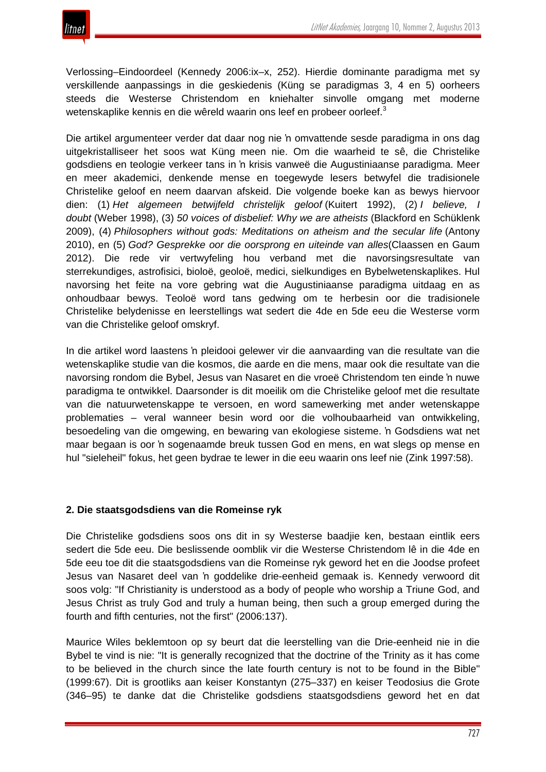Verlossing–Eindoordeel (Kennedy 2006:ix–x, 252). Hierdie dominante paradigma met sy verskillende aanpassings in die geskiedenis (Küng se paradigmas 3, 4 en 5) oorheers steeds die Westerse Christendom en kniehalter sinvolle omgang met moderne wetenskaplike kennis en die wêreld waarin ons leef en probeer oorleef.[3]

Die artikel argumenteer verder dat daar nog nie ŉ omvattende sesde paradigma in ons dag uitgekristalliseer het soos wat Küng meen nie. Om die waarheid te sê, die Christelike godsdiens en teologie verkeer tans in ŉ krisis vanweë die Augustiniaanse paradigma. Meer en meer akademici, denkende mense en toegewyde lesers betwyfel die tradisionele Christelike geloof en neem daarvan afskeid. Die volgende boeke kan as bewys hiervoor dien: (1) *Het algemeen betwijfeld christelijk geloof* (Kuitert 1992), (2) *I believe, I doubt* (Weber 1998), (3) *50 voices of disbelief: Why we are atheists* (Blackford en Schüklenk 2009), (4) *Philosophers without gods: Meditations on atheism and the secular life* (Antony 2010), en (5) *God? Gesprekke oor die oorsprong en uiteinde van alles*(Claassen en Gaum 2012). Die rede vir vertwyfeling hou verband met die navorsingsresultate van sterrekundiges, astrofisici, bioloë, geoloë, medici, sielkundiges en Bybelwetenskaplikes. Hul navorsing het feite na vore gebring wat die Augustiniaanse paradigma uitdaag en as onhoudbaar bewys. Teoloë word tans gedwing om te herbesin oor die tradisionele Christelike belydenisse en leerstellings wat sedert die 4de en 5de eeu die Westerse vorm van die Christelike geloof omskryf.

In die artikel word laastens ŉ pleidooi gelewer vir die aanvaarding van die resultate van die wetenskaplike studie van die kosmos, die aarde en die mens, maar ook die resultate van die navorsing rondom die Bybel, Jesus van Nasaret en die vroeë Christendom ten einde ŉ nuwe paradigma te ontwikkel. Daarsonder is dit moeilik om die Christelike geloof met die resultate van die natuurwetenskappe te versoen, en word samewerking met ander wetenskappe problematies – veral wanneer besin word oor die volhoubaarheid van ontwikkeling, besoedeling van die omgewing, en bewaring van ekologiese sisteme. ŉ Godsdiens wat net maar begaan is oor ŉ sogenaamde breuk tussen God en mens, en wat slegs op mense en hul "sieleheil" fokus, het geen bydrae te lewer in die eeu waarin ons leef nie (Zink 1997:58).

## 2. Die staatsgodsdiens van die Romeinse ryk

Die Christelike godsdiens soos ons dit in sy Westerse baadjie ken, bestaan eintlik eers sedert die 5de eeu. Die beslissende oomblik vir die Westerse Christendom lê in die 4de en 5de eeu toe dit die staatsgodsdiens van die Romeinse ryk geword het en die Joodse profeet Jesus van Nasaret deel van ŉ goddelike drie-eenheid gemaak is. Kennedy verwoord dit soos volg: "If Christianity is understood as a body of people who worship a Triune God, and Jesus Christ as truly God and truly a human being, then such a group emerged during the fourth and fifth centuries, not the first" (2006:137).

Maurice Wiles beklemtoon op sy beurt dat die leerstelling van die Drie-eenheid nie in die Bybel te vind is nie: "It is generally recognized that the doctrine of the Trinity as it has come to be believed in the church since the late fourth century is not to be found in the Bible" (1999:67). Dit is grootliks aan keiser Konstantyn (275–337) en keiser Teodosius die Grote (346–95) te danke dat die Christelike godsdiens staatsgodsdiens geword het en dat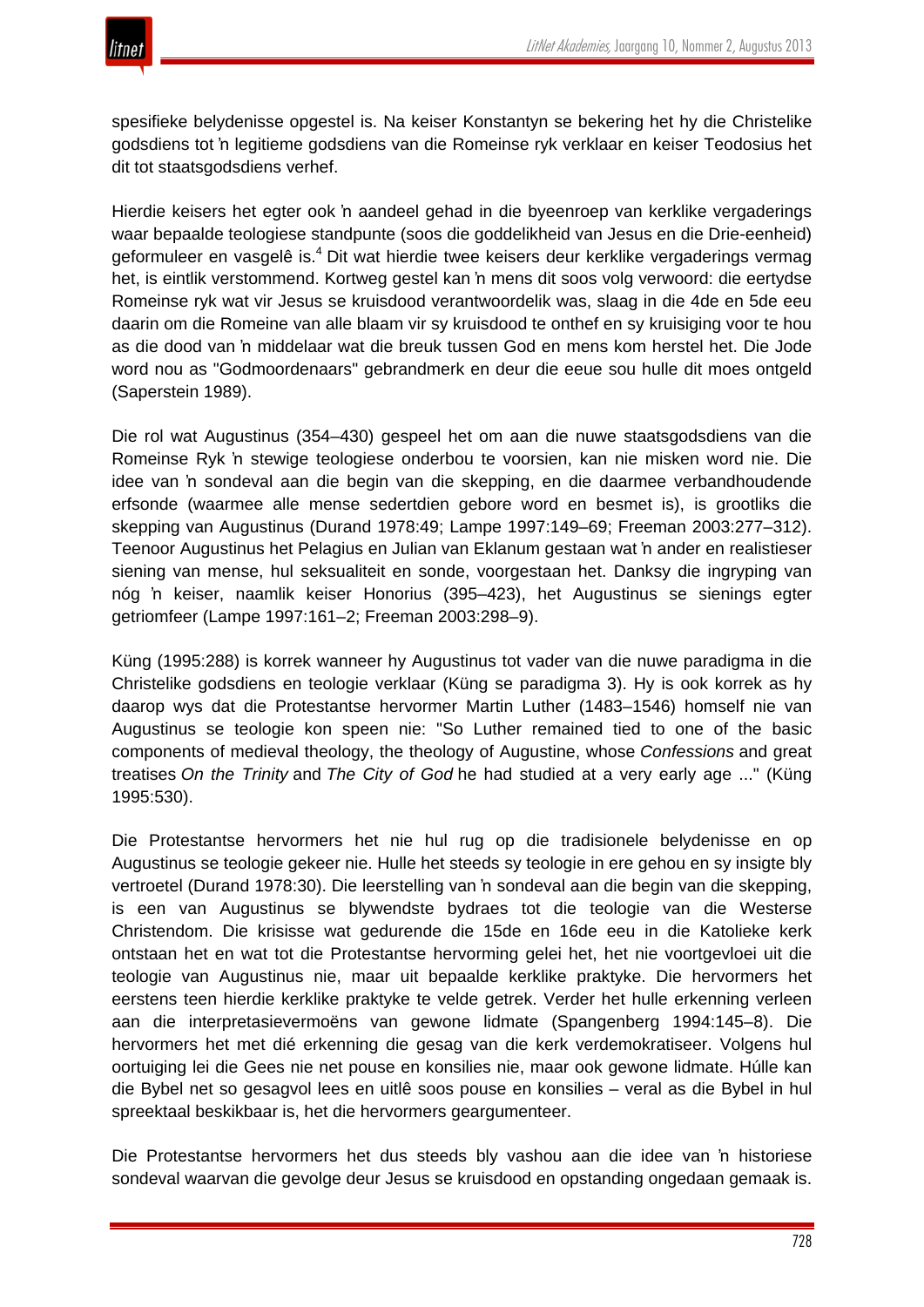spesifieke belydenisse opgestel is. Na keiser Konstantyn se bekering het hy die Christelike godsdiens tot ŉ legitieme godsdiens van die Romeinse ryk verklaar en keiser Teodosius het dit tot staatsgodsdiens verhef.

Hierdie keisers het egter ook ŉ aandeel gehad in die byeenroep van kerklike vergaderings waar bepaalde teologiese standpunte (soos die goddelikheid van Jesus en die Drie-eenheid) geformuleer en vasgelê is.[4] Dit wat hierdie twee keisers deur kerklike vergaderings vermag het, is eintlik verstommend. Kortweg gestel kan ŉ mens dit soos volg verwoord: die eertydse Romeinse ryk wat vir Jesus se kruisdood verantwoordelik was, slaag in die 4de en 5de eeu daarin om die Romeine van alle blaam vir sy kruisdood te onthef en sy kruisiging voor te hou as die dood van ŉ middelaar wat die breuk tussen God en mens kom herstel het. Die Jode word nou as "Godmoordenaars" gebrandmerk en deur die eeue sou hulle dit moes ontgeld (Saperstein 1989).

Die rol wat Augustinus (354–430) gespeel het om aan die nuwe staatsgodsdiens van die Romeinse Ryk ŉ stewige teologiese onderbou te voorsien, kan nie misken word nie. Die idee van ŉ sondeval aan die begin van die skepping, en die daarmee verbandhoudende erfsonde (waarmee alle mense sedertdien gebore word en besmet is), is grootliks die skepping van Augustinus (Durand 1978:49; Lampe 1997:149–69; Freeman 2003:277–312). Teenoor Augustinus het Pelagius en Julian van Eklanum gestaan wat ŉ ander en realistieser siening van mense, hul seksualiteit en sonde, voorgestaan het. Danksy die ingryping van nóg ŉ keiser, naamlik keiser Honorius (395–423), het Augustinus se sienings egter getriomfeer (Lampe 1997:161–2; Freeman 2003:298–9).

Küng (1995:288) is korrek wanneer hy Augustinus tot vader van die nuwe paradigma in die Christelike godsdiens en teologie verklaar (Küng se paradigma 3). Hy is ook korrek as hy daarop wys dat die Protestantse hervormer Martin Luther (1483–1546) homself nie van Augustinus se teologie kon speen nie: "So Luther remained tied to one of the basic components of medieval theology, the theology of Augustine, whose *Confessions* and great treatises *On the Trinity* and *The City of God* he had studied at a very early age ..." (Küng 1995:530).

Die Protestantse hervormers het nie hul rug op die tradisionele belydenisse en op Augustinus se teologie gekeer nie. Hulle het steeds sy teologie in ere gehou en sy insigte bly vertroetel (Durand 1978:30). Die leerstelling van ŉ sondeval aan die begin van die skepping, is een van Augustinus se blywendste bydraes tot die teologie van die Westerse Christendom. Die krisisse wat gedurende die 15de en 16de eeu in die Katolieke kerk ontstaan het en wat tot die Protestantse hervorming gelei het, het nie voortgevloei uit die teologie van Augustinus nie, maar uit bepaalde kerklike praktyke. Die hervormers het eerstens teen hierdie kerklike praktyke te velde getrek. Verder het hulle erkenning verleen aan die interpretasievermoëns van gewone lidmate (Spangenberg 1994:145–8). Die hervormers het met dié erkenning die gesag van die kerk verdemokratiseer. Volgens hul oortuiging lei die Gees nie net pouse en konsilies nie, maar ook gewone lidmate. Húlle kan die Bybel net so gesagvol lees en uitlê soos pouse en konsilies – veral as die Bybel in hul spreektaal beskikbaar is, het die hervormers geargumenteer.

Die Protestantse hervormers het dus steeds bly vashou aan die idee van ŉ historiese sondeval waarvan die gevolge deur Jesus se kruisdood en opstanding ongedaan gemaak is.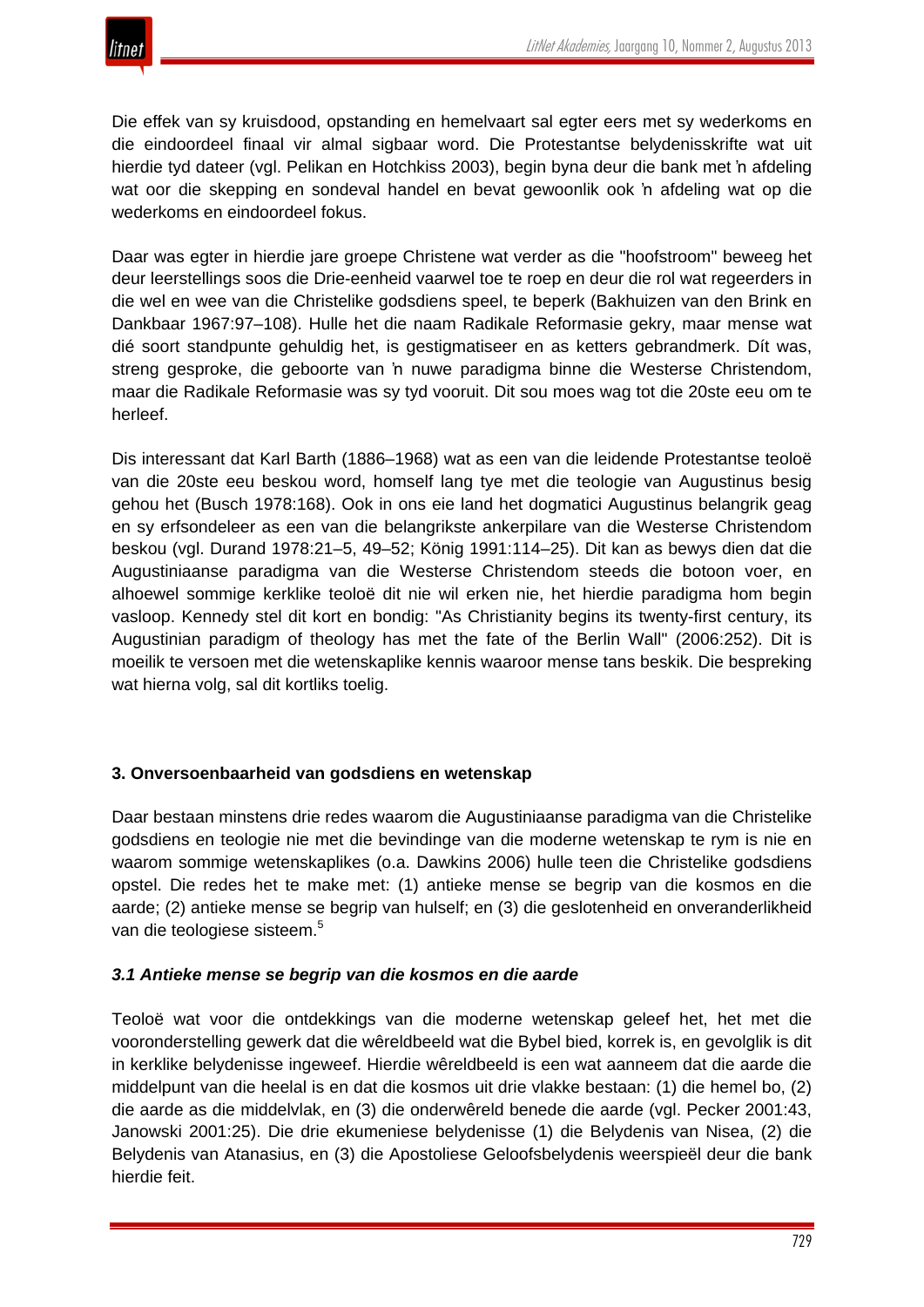Die effek van sy kruisdood, opstanding en hemelvaart sal egter eers met sy wederkoms en die eindoordeel finaal vir almal sigbaar word. Die Protestantse belydenisskrifte wat uit hierdie tyd dateer (vgl. Pelikan en Hotchkiss 2003), begin byna deur die bank met 'n afdeling wat oor die skepping en sondeval handel en bevat gewoonlik ook 'n afdeling wat op die wederkoms en eindoordeel fokus.

Daar was egter in hierdie jare groepe Christene wat verder as die "hoofstroom" beweeg het deur leerstellings soos die Drie-eenheid vaarwel toe te roep en deur die rol wat regeerders in die wel en wee van die Christelike godsdiens speel, te beperk (Bakhuizen van den Brink en Dankbaar 1967:97–108). Hulle het die naam Radikale Reformasie gekry, maar mense wat dié soort standpunte gehuldig het, is gestigmatiseer en as ketters gebrandmerk. Dít was, streng gesproke, die geboorte van 'n nuwe paradigma binne die Westerse Christendom, maar die Radikale Reformasie was sy tyd vooruit. Dit sou moes wag tot die 20ste eeu om te herleef.

Dis interessant dat Karl Barth (1886–1968) wat as een van die leidende Protestantse teoloë van die 20ste eeu beskou word, homself lang tye met die teologie van Augustinus besig gehou het (Busch 1978:168). Ook in ons eie land het dogmatici Augustinus belangrik geag en sy erfsondeleer as een van die belangrikste ankerpilare van die Westerse Christendom beskou (vgl. Durand 1978:21–5, 49–52; König 1991:114–25). Dit kan as bewys dien dat die Augustiniaanse paradigma van die Westerse Christendom steeds die botoon voer, en alhoewel sommige kerklike teoloë dit nie wil erken nie, het hierdie paradigma hom begin vasloop. Kennedy stel dit kort en bondig: "As Christianity begins its twenty-first century, its Augustinian paradigm of theology has met the fate of the Berlin Wall" (2006:252). Dit is moeilik te versoen met die wetenskaplike kennis waaroor mense tans beskik. Die bespreking wat hierna volg, sal dit kortliks toelig.

## 3. Onversoenbaarheid van godsdiens en wetenskap

Daar bestaan minstens drie redes waarom die Augustiniaanse paradigma van die Christelike godsdiens en teologie nie met die bevindinge van die moderne wetenskap te rym is nie en waarom sommige wetenskaplikes (o.a. Dawkins 2006) hulle teen die Christelike godsdiens opstel. Die redes het te make met: (1) antieke mense se begrip van die kosmos en die aarde; (2) antieke mense se begrip van hulself; en (3) die geslotenheid en onveranderlikheid van die teologiese sisteem.[5]

### *3.1 Antieke mense se begrip van die kosmos en die aarde*

Teoloë wat voor die ontdekkings van die moderne wetenskap geleef het, het met die vooronderstelling gewerk dat die wêreldbeeld wat die Bybel bied, korrek is, en gevolglik is dit in kerklike belydenisse ingeweef. Hierdie wêreldbeeld is een wat aanneem dat die aarde die middelpunt van die heelal is en dat die kosmos uit drie vlakke bestaan: (1) die hemel bo, (2) die aarde as die middelvlak, en (3) die onderwêreld benede die aarde (vgl. Pecker 2001:43, Janowski 2001:25). Die drie ekumeniese belydenisse (1) die Belydenis van Nisea, (2) die Belydenis van Atanasius, en (3) die Apostoliese Geloofsbelydenis weerspieël deur die bank hierdie feit.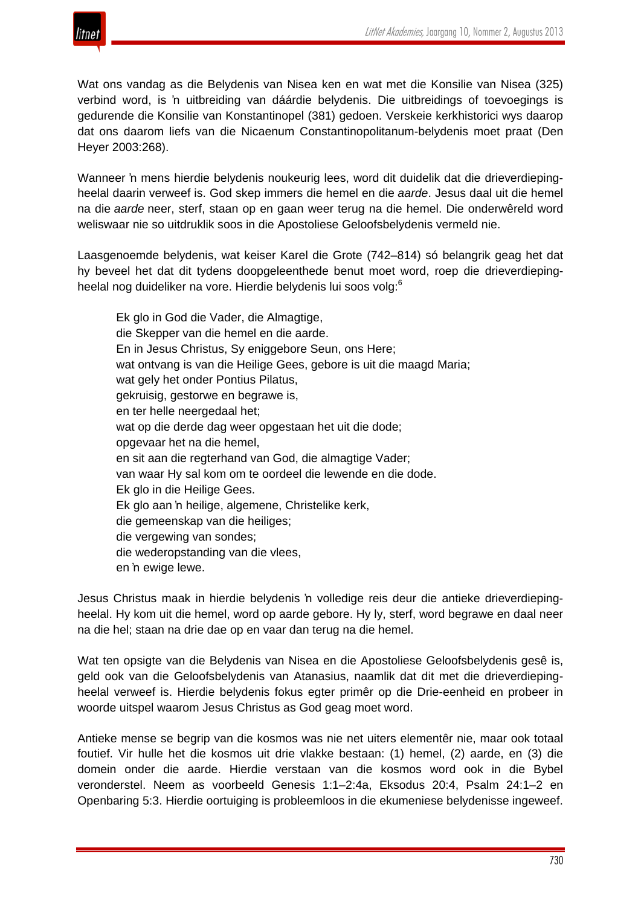Wat ons vandag as die Belydenis van Nisea ken en wat met die Konsilie van Nisea (325) verbind word, is ŉ uitbreiding van dáárdie belydenis. Die uitbreidings of toevoegings is gedurende die Konsilie van Konstantinopel (381) gedoen. Verskeie kerkhistorici wys daarop dat ons daarom liefs van die Nicaenum Constantinopolitanum-belydenis moet praat (Den Heyer 2003:268).

Wanneer ŉ mens hierdie belydenis noukeurig lees, word dit duidelik dat die drieverdieping-heelal daarin verweef is. God skep immers die hemel en die *aarde*. Jesus daal uit die hemel na die *aarde* neer, sterf, staan op en gaan weer terug na die hemel. Die onderwêreld word weliswaar nie so uitdruklik soos in die Apostoliese Geloofsbelydenis vermeld nie.

Laasgenoemde belydenis, wat keiser Karel die Grote (742–814) só belangrik geag het dat hy beveel het dat dit tydens doopgeleenthede benut moet word, roep die drieverdieping-heelal nog duideliker na vore. Hierdie belydenis lui soos volg:[6]

> Ek glo in God die Vader, die Almagtige,
> die Skepper van die hemel en die aarde.
> En in Jesus Christus, Sy eniggebore Seun, ons Here;
> wat ontvang is van die Heilige Gees, gebore is uit die maagd Maria;
> wat gely het onder Pontius Pilatus,
> gekruisig, gestorwe en begrawe is,
> en ter helle neergedaal het;
> wat op die derde dag weer opgestaan het uit die dode;
> opgevaar het na die hemel,
> en sit aan die regterhand van God, die almagtige Vader;
> van waar Hy sal kom om te oordeel die lewende en die dode.
> Ek glo in die Heilige Gees.
> Ek glo aan ŉ heilige, algemene, Christelike kerk,
> die gemeenskap van die heiliges;
> die vergewing van sondes;
> die wederopstanding van die vlees,
> en ŉ ewige lewe.

Jesus Christus maak in hierdie belydenis ŉ volledige reis deur die antieke drieverdieping-heelal. Hy kom uit die hemel, word op aarde gebore. Hy ly, sterf, word begrawe en daal neer na die hel; staan na drie dae op en vaar dan terug na die hemel.

Wat ten opsigte van die Belydenis van Nisea en die Apostoliese Geloofsbelydenis gesê is, geld ook van die Geloofsbelydenis van Atanasius, naamlik dat dit met die drieverdieping-heelal verweef is. Hierdie belydenis fokus egter primêr op die Drie-eenheid en probeer in woorde uitspel waarom Jesus Christus as God geag moet word.

Antieke mense se begrip van die kosmos was nie net uiters elementêr nie, maar ook totaal foutief. Vir hulle het die kosmos uit drie vlakke bestaan: (1) hemel, (2) aarde, en (3) die domein onder die aarde. Hierdie verstaan van die kosmos word ook in die Bybel veronderstel. Neem as voorbeeld Genesis 1:1–2:4a, Eksodus 20:4, Psalm 24:1–2 en Openbaring 5:3. Hierdie oortuiging is probleemloos in die ekumeniese belydenisse ingeweef.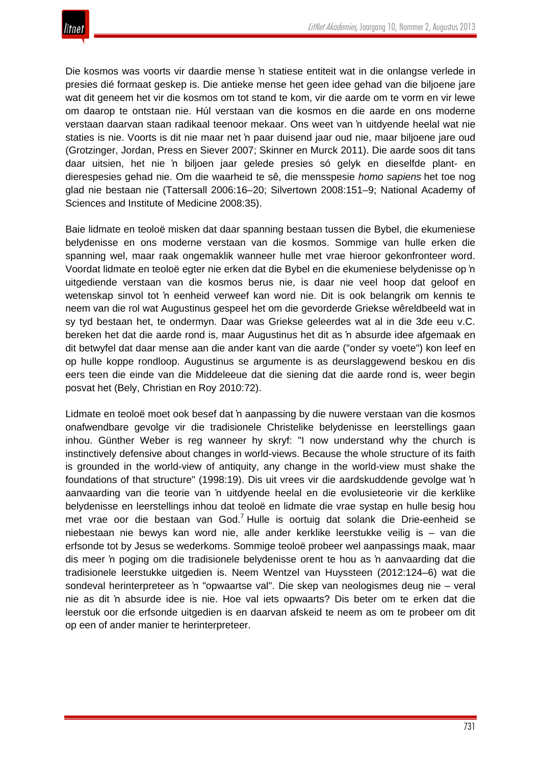Die kosmos was voorts vir daardie mense 'n statiese entiteit wat in die onlangse verlede in presies dié formaat geskep is. Die antieke mense het geen idee gehad van die biljoene jare wat dit geneem het vir die kosmos om tot stand te kom, vir die aarde om te vorm en vir lewe om daarop te ontstaan nie. Húl verstaan van die kosmos en die aarde en ons moderne verstaan daarvan staan radikaal teenoor mekaar. Ons weet van 'n uitdyende heelal wat nie staties is nie. Voorts is dit nie maar net 'n paar duisend jaar oud nie, maar biljoene jare oud (Grotzinger, Jordan, Press en Siever 2007; Skinner en Murck 2011). Die aarde soos dit tans daar uitsien, het nie 'n biljoen jaar gelede presies só gelyk en dieselfde plant- en dierespesies gehad nie. Om die waarheid te sê, die mensspesie *homo sapiens* het toe nog glad nie bestaan nie (Tattersall 2006:16–20; Silvertown 2008:151–9; National Academy of Sciences and Institute of Medicine 2008:35).

Baie lidmate en teoloë misken dat daar spanning bestaan tussen die Bybel, die ekumeniese belydenisse en ons moderne verstaan van die kosmos. Sommige van hulle erken die spanning wel, maar raak ongemaklik wanneer hulle met vrae hieroor gekonfronteer word. Voordat lidmate en teoloë egter nie erken dat die Bybel en die ekumeniese belydenisse op 'n uitgediende verstaan van die kosmos berus nie, is daar nie veel hoop dat geloof en wetenskap sinvol tot 'n eenheid verweef kan word nie. Dit is ook belangrik om kennis te neem van die rol wat Augustinus gespeel het om die gevorderde Griekse wêreldbeeld wat in sy tyd bestaan het, te ondermyn. Daar was Griekse geleerdes wat al in die 3de eeu v.C. bereken het dat die aarde rond is, maar Augustinus het dit as 'n absurde idee afgemaak en dit betwyfel dat daar mense aan die ander kant van die aarde ("onder sy voete") kon leef en op hulle koppe rondloop. Augustinus se argumente is as deurslaggewend beskou en dis eers teen die einde van die Middeleeue dat die siening dat die aarde rond is, weer begin posvat het (Bely, Christian en Roy 2010:72).

Lidmate en teoloë moet ook besef dat 'n aanpassing by die nuwere verstaan van die kosmos onafwendbare gevolge vir die tradisionele Christelike belydenisse en leerstellings gaan inhou. Günther Weber is reg wanneer hy skryf: "I now understand why the church is instinctively defensive about changes in world-views. Because the whole structure of its faith is grounded in the world-view of antiquity, any change in the world-view must shake the foundations of that structure" (1998:19). Dis uit vrees vir die aardskuddende gevolge wat 'n aanvaarding van die teorie van 'n uitdyende heelal en die evolusieteorie vir die kerklike belydenisse en leerstellings inhou dat teoloë en lidmate die vrae systap en hulle besig hou met vrae oor die bestaan van God.[7] Hulle is oortuig dat solank die Drie-eenheid se niebestaan nie bewys kan word nie, alle ander kerklike leerstukke veilig is – van die erfsonde tot by Jesus se wederkoms. Sommige teoloë probeer wel aanpassings maak, maar dis meer 'n poging om die tradisionele belydenisse orent te hou as 'n aanvaarding dat die tradisionele leerstukke uitgedien is. Neem Wentzel van Huyssteen (2012:124–6) wat die sondeval herinterpreteer as 'n "opwaartse val". Die skep van neologismes deug nie – veral nie as dit 'n absurde idee is nie. Hoe val iets opwaarts? Dis beter om te erken dat die leerstuk oor die erfsonde uitgedien is en daarvan afskeid te neem as om te probeer om dit op een of ander manier te herinterpreteer.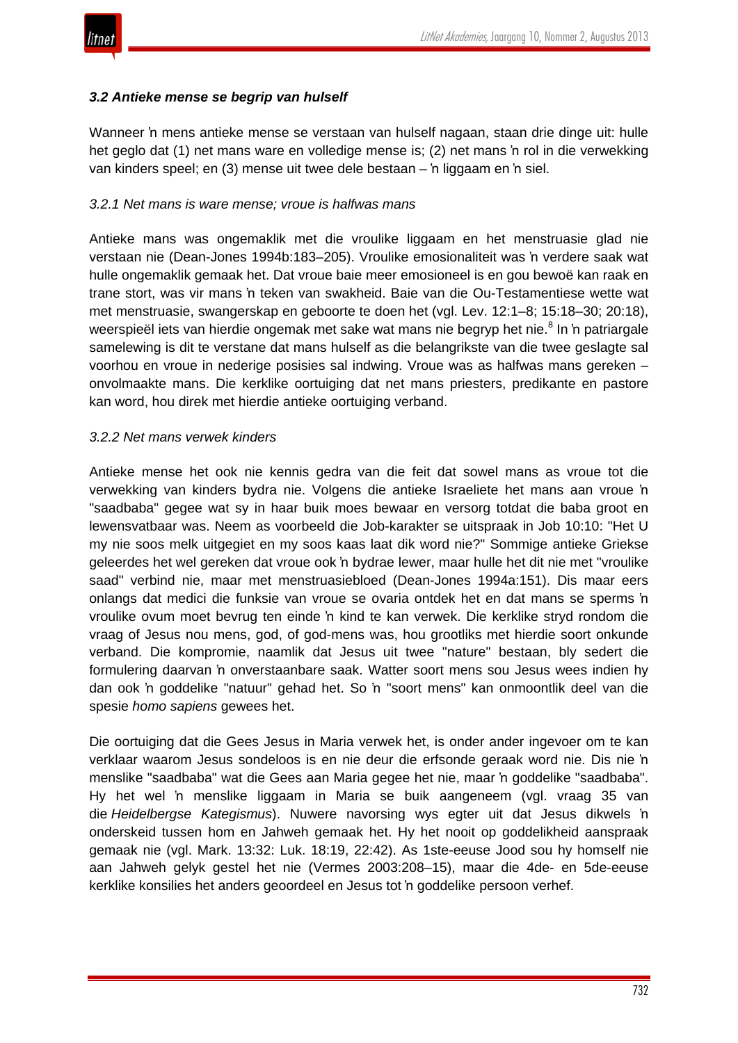### *3.2 Antieke mense se begrip van hulself*

Wanneer 'n mens antieke mense se verstaan van hulself nagaan, staan drie dinge uit: hulle het geglo dat (1) net mans ware en volledige mense is; (2) net mans 'n rol in die verwekking van kinders speel; en (3) mense uit twee dele bestaan – 'n liggaam en 'n siel.

#### *3.2.1 Net mans is ware mense; vroue is halfwas mans*

Antieke mans was ongemaklik met die vroulike liggaam en het menstruasie glad nie verstaan nie (Dean-Jones 1994b:183–205). Vroulike emosionaliteit was 'n verdere saak wat hulle ongemaklik gemaak het. Dat vroue baie meer emosioneel is en gou bewoë kan raak en trane stort, was vir mans 'n teken van swakheid. Baie van die Ou-Testamentiese wette wat met menstruasie, swangerskap en geboorte te doen het (vgl. Lev. 12:1–8; 15:18–30; 20:18), weerspieël iets van hierdie ongemak met sake wat mans nie begryp het nie.[8] In 'n patriargale samelewing is dit te verstane dat mans hulself as die belangrikste van die twee geslagte sal voorhou en vroue in nederige posisies sal indwing. Vroue was as halfwas mans gereken – onvolmaakte mans. Die kerklike oortuiging dat net mans priesters, predikante en pastore kan word, hou direk met hierdie antieke oortuiging verband.

#### *3.2.2 Net mans verwek kinders*

Antieke mense het ook nie kennis gedra van die feit dat sowel mans as vroue tot die verwekking van kinders bydra nie. Volgens die antieke Israeliete het mans aan vroue 'n "saadbaba" gegee wat sy in haar buik moes bewaar en versorg totdat die baba groot en lewensvatbaar was. Neem as voorbeeld die Job-karakter se uitspraak in Job 10:10: "Het U my nie soos melk uitgegiet en my soos kaas laat dik word nie?" Sommige antieke Griekse geleerdes het wel gereken dat vroue ook 'n bydrae lewer, maar hulle het dit nie met "vroulike saad" verbind nie, maar met menstruasiebloed (Dean-Jones 1994a:151). Dis maar eers onlangs dat medici die funksie van vroue se ovaria ontdek het en dat mans se sperms 'n vroulike ovum moet bevrug ten einde 'n kind te kan verwek. Die kerklike stryd rondom die vraag of Jesus nou mens, god, of god-mens was, hou grootliks met hierdie soort onkunde verband. Die kompromie, naamlik dat Jesus uit twee "nature" bestaan, bly sedert die formulering daarvan 'n onverstaanbare saak. Watter soort mens sou Jesus wees indien hy dan ook 'n goddelike "natuur" gehad het. So 'n "soort mens" kan onmoontlik deel van die spesie *homo sapiens* gewees het.

Die oortuiging dat die Gees Jesus in Maria verwek het, is onder ander ingevoer om te kan verklaar waarom Jesus sondeloos is en nie deur die erfsonde geraak word nie. Dis nie 'n menslike "saadbaba" wat die Gees aan Maria gegee het nie, maar 'n goddelike "saadbaba". Hy het wel 'n menslike liggaam in Maria se buik aangeneem (vgl. vraag 35 van die *Heidelbergse Kategismus*). Nuwere navorsing wys egter uit dat Jesus dikwels 'n onderskeid tussen hom en Jahweh gemaak het. Hy het nooit op goddelikheid aanspraak gemaak nie (vgl. Mark. 13:32: Luk. 18:19, 22:42). As 1ste-eeuse Jood sou hy homself nie aan Jahweh gelyk gestel het nie (Vermes 2003:208–15), maar die 4de- en 5de-eeuse kerklike konsilies het anders geoordeel en Jesus tot 'n goddelike persoon verhef.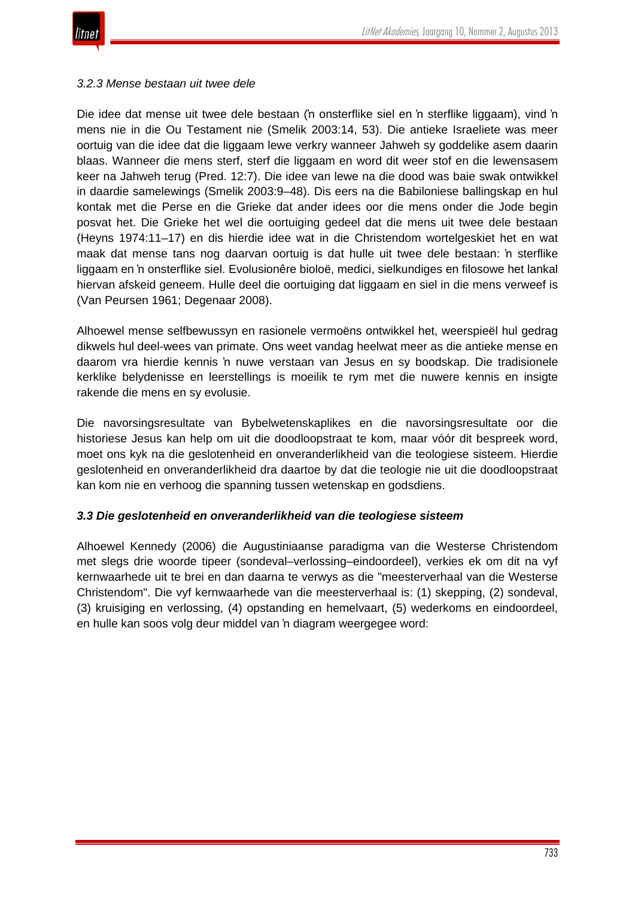*3.2.3 Mense bestaan uit twee dele*

Die idee dat mense uit twee dele bestaan (ŉ onsterflike siel en ŉ sterflike liggaam), vind ŉ mens nie in die Ou Testament nie (Smelik 2003:14, 53). Die antieke Israeliete was meer oortuig van die idee dat die liggaam lewe verkry wanneer Jahweh sy goddelike asem daarin blaas. Wanneer die mens sterf, sterf die liggaam en word dit weer stof en die lewensasem keer na Jahweh terug (Pred. 12:7). Die idee van lewe na die dood was baie swak ontwikkel in daardie samelewings (Smelik 2003:9–48). Dis eers na die Babiloniese ballingskap en hul kontak met die Perse en die Grieke dat ander idees oor die mens onder die Jode begin posvat het. Die Grieke het wel die oortuiging gedeel dat die mens uit twee dele bestaan (Heyns 1974:11–17) en dis hierdie idee wat in die Christendom wortelgeskiet het en wat maak dat mense tans nog daarvan oortuig is dat hulle uit twee dele bestaan: ŉ sterflike liggaam en ŉ onsterflike siel. Evolusionêre bioloë, medici, sielkundiges en filosowe het lankal hiervan afskeid geneem. Hulle deel die oortuiging dat liggaam en siel in die mens verweef is (Van Peursen 1961; Degenaar 2008).

Alhoewel mense selfbewussyn en rasionele vermoëns ontwikkel het, weerspieël hul gedrag dikwels hul deel-wees van primate. Ons weet vandag heelwat meer as die antieke mense en daarom vra hierdie kennis ŉ nuwe verstaan van Jesus en sy boodskap. Die tradisionele kerklike belydenisse en leerstellings is moeilik te rym met die nuwere kennis en insigte rakende die mens en sy evolusie.

Die navorsingsresultate van Bybelwetenskaplikes en die navorsingsresultate oor die historiese Jesus kan help om uit die doodloopstraat te kom, maar vóór dit bespreek word, moet ons kyk na die geslotenheid en onveranderlikheid van die teologiese sisteem. Hierdie geslotenheid en onveranderlikheid dra daartoe by dat die teologie nie uit die doodloopstraat kan kom nie en verhoog die spanning tussen wetenskap en godsdiens.

### *3.3 Die geslotenheid en onveranderlikheid van die teologiese sisteem*

Alhoewel Kennedy (2006) die Augustiniaanse paradigma van die Westerse Christendom met slegs drie woorde tipeer (sondeval–verlossing–eindoordeel), verkies ek om dit na vyf kernwaarhede uit te brei en dan daarna te verwys as die "meesterverhaal van die Westerse Christendom". Die vyf kernwaarhede van die meesterverhaal is: (1) skepping, (2) sondeval, (3) kruisiging en verlossing, (4) opstanding en hemelvaart, (5) wederkoms en eindoordeel, en hulle kan soos volg deur middel van ŉ diagram weergegee word: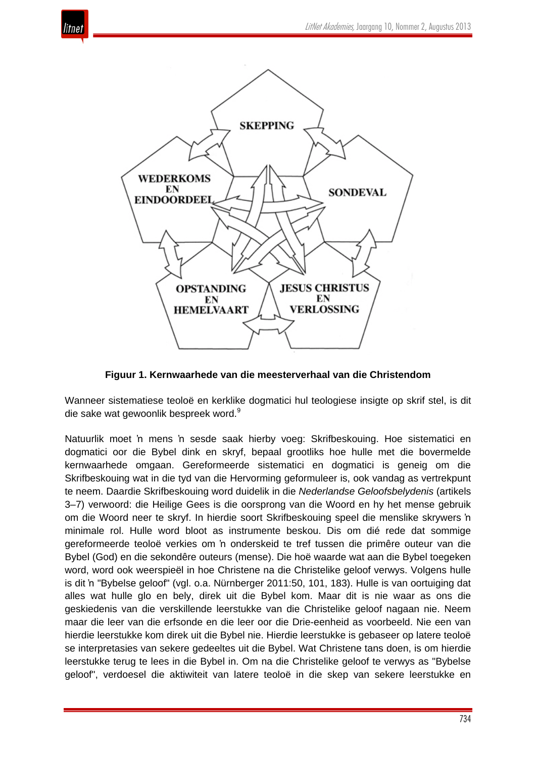**Figuur 1. Kernwaarhede van die meesterverhaal van die Christendom**

Wanneer sistematiese teoloë en kerklike dogmatici hul teologiese insigte op skrif stel, is dit die sake wat gewoonlik bespreek word.[9]

Natuurlik moet ŉ mens ŉ sesde saak hierby voeg: Skrifbeskouing. Hoe sistematici en dogmatici oor die Bybel dink en skryf, bepaal grootliks hoe hulle met die bovermelde kernwaarhede omgaan. Gereformeerde sistematici en dogmatici is geneig om die Skrifbeskouing wat in die tyd van die Hervorming geformuleer is, ook vandag as vertrekpunt te neem. Daardie Skrifbeskouing word duidelik in die *Nederlandse Geloofsbelydenis* (artikels 3–7) verwoord: die Heilige Gees is die oorsprong van die Woord en hy het mense gebruik om die Woord neer te skryf. In hierdie soort Skrifbeskouing speel die menslike skrywers ŉ minimale rol. Hulle word bloot as instrumente beskou. Dis om dié rede dat sommige gereformeerde teoloë verkies om ŉ onderskeid te tref tussen die primêre outeur van die Bybel (God) en die sekondêre outeurs (mense). Die hoë waarde wat aan die Bybel toegeken word, word ook weerspieël in hoe Christene na die Christelike geloof verwys. Volgens hulle is dit ŉ "Bybelse geloof" (vgl. o.a. Nürnberger 2011:50, 101, 183). Hulle is van oortuiging dat alles wat hulle glo en bely, direk uit die Bybel kom. Maar dit is nie waar as ons die geskiedenis van die verskillende leerstukke van die Christelike geloof nagaan nie. Neem maar die leer van die erfsonde en die leer oor die Drie-eenheid as voorbeeld. Nie een van hierdie leerstukke kom direk uit die Bybel nie. Hierdie leerstukke is gebaseer op latere teoloë se interpretasies van sekere gedeeltes uit die Bybel. Wat Christene tans doen, is om hierdie leerstukke terug te lees in die Bybel in. Om na die Christelike geloof te verwys as "Bybelse geloof", verdoesel die aktiwiteit van latere teoloë in die skep van sekere leerstukke en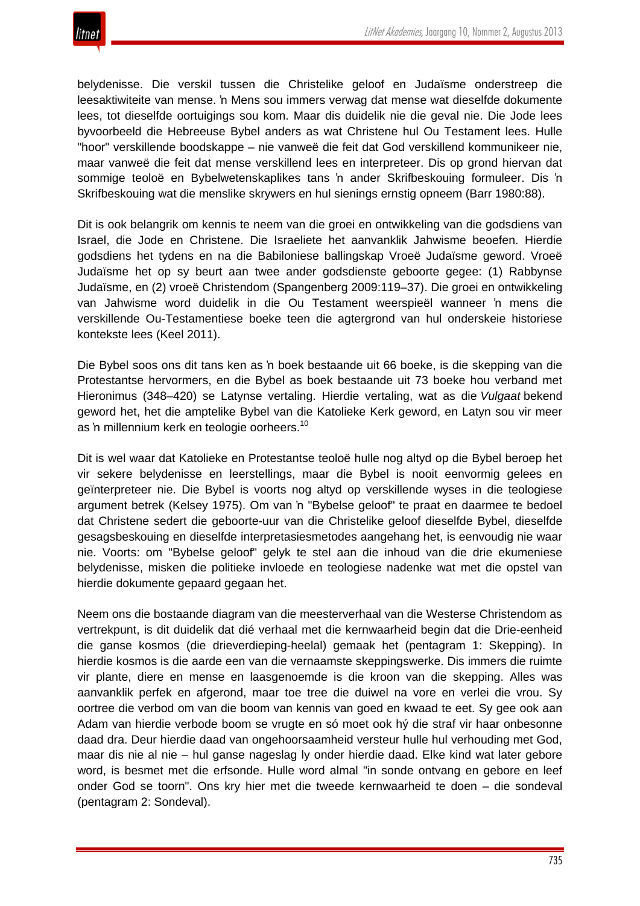belydenisse. Die verskil tussen die Christelike geloof en Judaïsme onderstreep die leesaktiwiteite van mense. ŉ Mens sou immers verwag dat mense wat dieselfde dokumente lees, tot dieselfde oortuigings sou kom. Maar dis duidelik nie die geval nie. Die Jode lees byvoorbeeld die Hebreeuse Bybel anders as wat Christene hul Ou Testament lees. Hulle "hoor" verskillende boodskappe – nie vanweë die feit dat God verskillend kommunikeer nie, maar vanweë die feit dat mense verskillend lees en interpreteer. Dis op grond hiervan dat sommige teoloë en Bybelwetenskaplikes tans ŉ ander Skrifbeskouing formuleer. Dis ŉ Skrifbeskouing wat die menslike skrywers en hul sienings ernstig opneem (Barr 1980:88).

Dit is ook belangrik om kennis te neem van die groei en ontwikkeling van die godsdiens van Israel, die Jode en Christene. Die Israeliete het aanvanklik Jahwisme beoefen. Hierdie godsdiens het tydens en na die Babiloniese ballingskap Vroeë Judaïsme geword. Vroeë Judaïsme het op sy beurt aan twee ander godsdienste geboorte gegee: (1) Rabbynse Judaïsme, en (2) vroeë Christendom (Spangenberg 2009:119–37). Die groei en ontwikkeling van Jahwisme word duidelik in die Ou Testament weerspieël wanneer ŉ mens die verskillende Ou-Testamentiese boeke teen die agtergrond van hul onderskeie historiese kontekste lees (Keel 2011).

Die Bybel soos ons dit tans ken as ŉ boek bestaande uit 66 boeke, is die skepping van die Protestantse hervormers, en die Bybel as boek bestaande uit 73 boeke hou verband met Hieronimus (348–420) se Latynse vertaling. Hierdie vertaling, wat as die *Vulgaat* bekend geword het, het die amptelike Bybel van die Katolieke Kerk geword, en Latyn sou vir meer as ŉ millennium kerk en teologie oorheers.[10]

Dit is wel waar dat Katolieke en Protestantse teoloë hulle nog altyd op die Bybel beroep het vir sekere belydenisse en leerstellings, maar die Bybel is nooit eenvormig gelees en geïnterpreteer nie. Die Bybel is voorts nog altyd op verskillende wyses in die teologiese argument betrek (Kelsey 1975). Om van ŉ "Bybelse geloof" te praat en daarmee te bedoel dat Christene sedert die geboorte-uur van die Christelike geloof dieselfde Bybel, dieselfde gesagsbeskouing en dieselfde interpretasiesmetodes aangehang het, is eenvoudig nie waar nie. Voorts: om "Bybelse geloof" gelyk te stel aan die inhoud van die drie ekumeniese belydenisse, misken die politieke invloede en teologiese nadenke wat met die opstel van hierdie dokumente gepaard gegaan het.

Neem ons die bostaande diagram van die meesterverhaal van die Westerse Christendom as vertrekpunt, is dit duidelik dat dié verhaal met die kernwaarheid begin dat die Drie-eenheid die ganse kosmos (die drieverdieping-heelal) gemaak het (pentagram 1: Skepping). In hierdie kosmos is die aarde een van die vernaamste skeppingswerke. Dis immers die ruimte vir plante, diere en mense en laasgenoemde is die kroon van die skepping. Alles was aanvanklik perfek en afgerond, maar toe tree die duiwel na vore en verlei die vrou. Sy oortree die verbod om van die boom van kennis van goed en kwaad te eet. Sy gee ook aan Adam van hierdie verbode boom se vrugte en só moet ook hý die straf vir haar onbesonne daad dra. Deur hierdie daad van ongehoorsaamheid versteur hulle hul verhouding met God, maar dis nie al nie – hul ganse nageslag ly onder hierdie daad. Elke kind wat later gebore word, is besmet met die erfsonde. Hulle word almal "in sonde ontvang en gebore en leef onder God se toorn". Ons kry hier met die tweede kernwaarheid te doen – die sondeval (pentagram 2: Sondeval).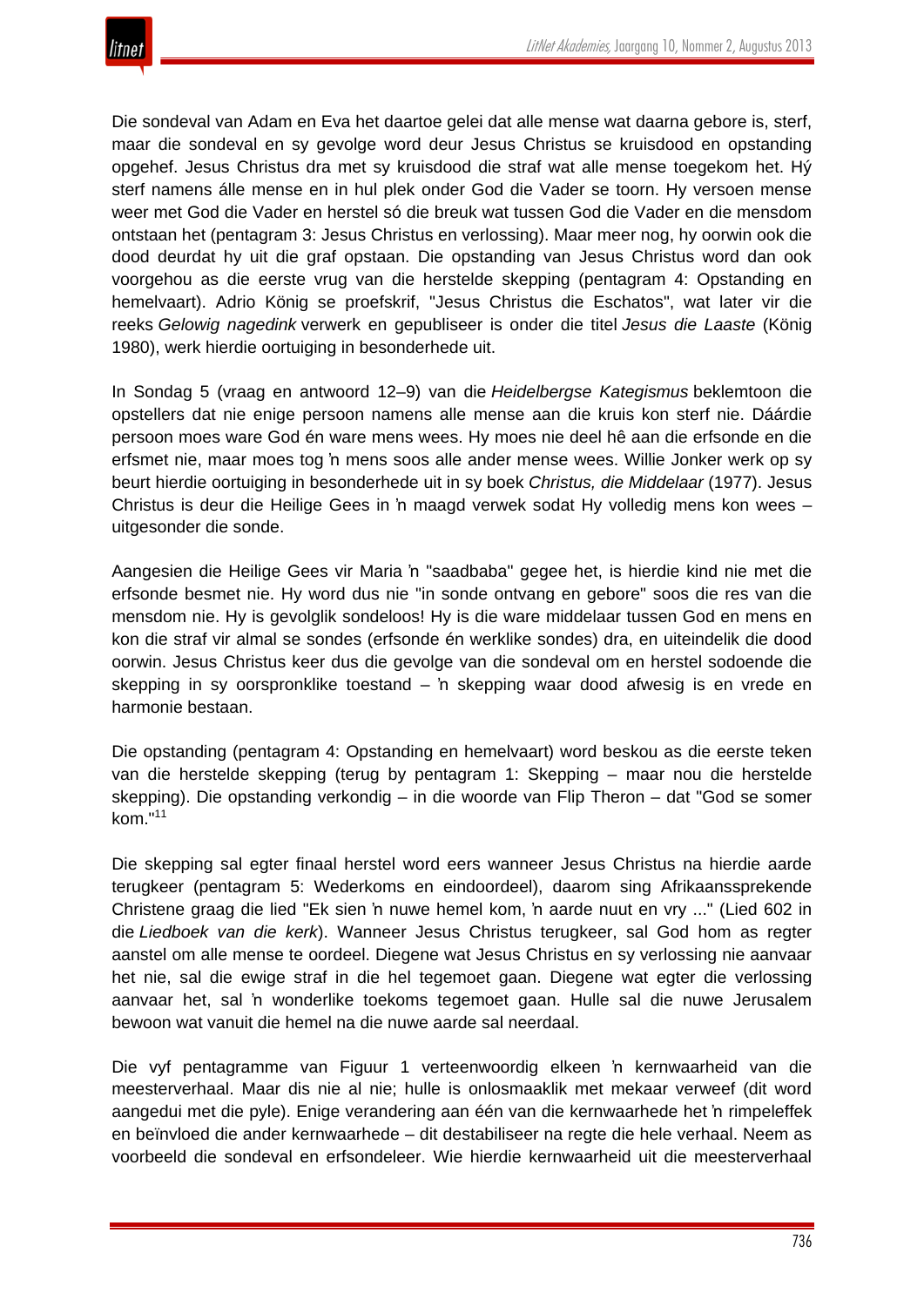Die sondeval van Adam en Eva het daartoe gelei dat alle mense wat daarna gebore is, sterf, maar die sondeval en sy gevolge word deur Jesus Christus se kruisdood en opstanding opgehef. Jesus Christus dra met sy kruisdood die straf wat alle mense toegekom het. Hý sterf namens álle mense en in hul plek onder God die Vader se toorn. Hy versoen mense weer met God die Vader en herstel só die breuk wat tussen God die Vader en die mensdom ontstaan het (pentagram 3: Jesus Christus en verlossing). Maar meer nog, hy oorwin ook die dood deurdat hy uit die graf opstaan. Die opstanding van Jesus Christus word dan ook voorgehou as die eerste vrug van die herstelde skepping (pentagram 4: Opstanding en hemelvaart). Adrio König se proefskrif, "Jesus Christus die Eschatos", wat later vir die reeks *Gelowig nagedink* verwerk en gepubliseer is onder die titel *Jesus die Laaste* (König 1980), werk hierdie oortuiging in besonderhede uit.

In Sondag 5 (vraag en antwoord 12–9) van die *Heidelbergse Kategismus* beklemtoon die opstellers dat nie enige persoon namens alle mense aan die kruis kon sterf nie. Dáárdie persoon moes ware God én ware mens wees. Hy moes nie deel hê aan die erfsonde en die erfsmet nie, maar moes tog 'n mens soos alle ander mense wees. Willie Jonker werk op sy beurt hierdie oortuiging in besonderhede uit in sy boek *Christus, die Middelaar* (1977). Jesus Christus is deur die Heilige Gees in 'n maagd verwek sodat Hy volledig mens kon wees – uitgesonder die sonde.

Aangesien die Heilige Gees vir Maria 'n "saadbaba" gegee het, is hierdie kind nie met die erfsonde besmet nie. Hy word dus nie "in sonde ontvang en gebore" soos die res van die mensdom nie. Hy is gevolglik sondeloos! Hy is die ware middelaar tussen God en mens en kon die straf vir almal se sondes (erfsonde én werklike sondes) dra, en uiteindelik die dood oorwin. Jesus Christus keer dus die gevolge van die sondeval om en herstel sodoende die skepping in sy oorspronklike toestand – 'n skepping waar dood afwesig is en vrede en harmonie bestaan.

Die opstanding (pentagram 4: Opstanding en hemelvaart) word beskou as die eerste teken van die herstelde skepping (terug by pentagram 1: Skepping – maar nou die herstelde skepping). Die opstanding verkondig – in die woorde van Flip Theron – dat "God se somer kom."[11]

Die skepping sal egter finaal herstel word eers wanneer Jesus Christus na hierdie aarde terugkeer (pentagram 5: Wederkoms en eindoordeel), daarom sing Afrikaanssprekende Christene graag die lied "Ek sien 'n nuwe hemel kom, 'n aarde nuut en vry ..." (Lied 602 in die *Liedboek van die kerk*). Wanneer Jesus Christus terugkeer, sal God hom as regter aanstel om alle mense te oordeel. Diegene wat Jesus Christus en sy verlossing nie aanvaar het nie, sal die ewige straf in die hel tegemoet gaan. Diegene wat egter die verlossing aanvaar het, sal 'n wonderlike toekoms tegemoet gaan. Hulle sal die nuwe Jerusalem bewoon wat vanuit die hemel na die nuwe aarde sal neerdaal.

Die vyf pentagramme van Figuur 1 verteenwoordig elkeen 'n kernwaarheid van die meesterverhaal. Maar dis nie al nie; hulle is onlosmaaklik met mekaar verweef (dit word aangedui met die pyle). Enige verandering aan één van die kernwaarhede het 'n rimpeleffek en beïnvloed die ander kernwaarhede – dit destabiliseer na regte die hele verhaal. Neem as voorbeeld die sondeval en erfsondeleer. Wie hierdie kernwaarheid uit die meesterverhaal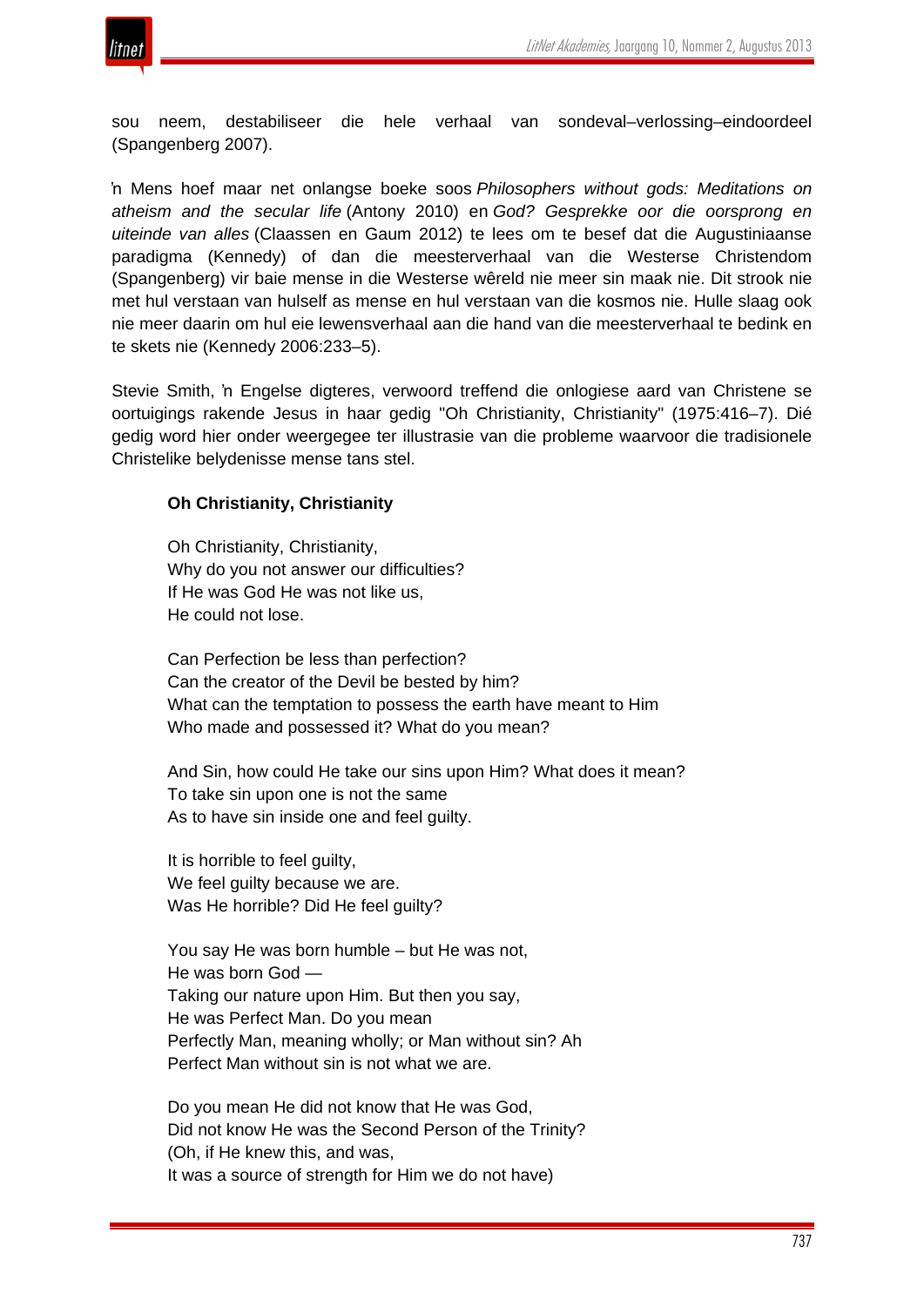sou neem, destabiliseer die hele verhaal van sondeval–verlossing–eindoordeel (Spangenberg 2007).

ŉ Mens hoef maar net onlangse boeke soos *Philosophers without gods: Meditations on atheism and the secular life* (Antony 2010) en *God? Gesprekke oor die oorsprong en uiteinde van alles* (Claassen en Gaum 2012) te lees om te besef dat die Augustiniaanse paradigma (Kennedy) of dan die meesterverhaal van die Westerse Christendom (Spangenberg) vir baie mense in die Westerse wêreld nie meer sin maak nie. Dit strook nie met hul verstaan van hulself as mense en hul verstaan van die kosmos nie. Hulle slaag ook nie meer daarin om hul eie lewensverhaal aan die hand van die meesterverhaal te bedink en te skets nie (Kennedy 2006:233–5).

Stevie Smith, ŉ Engelse digteres, verwoord treffend die onlogiese aard van Christene se oortuigings rakende Jesus in haar gedig "Oh Christianity, Christianity" (1975:416–7). Dié gedig word hier onder weergegee ter illustrasie van die probleme waarvoor die tradisionele Christelike belydenisse mense tans stel.

> **Oh Christianity, Christianity**
>
> Oh Christianity, Christianity,  
> Why do you not answer our difficulties?  
> If He was God He was not like us,  
> He could not lose.
>
> Can Perfection be less than perfection?  
> Can the creator of the Devil be bested by him?  
> What can the temptation to possess the earth have meant to Him  
> Who made and possessed it? What do you mean?
>
> And Sin, how could He take our sins upon Him? What does it mean?  
> To take sin upon one is not the same  
> As to have sin inside one and feel guilty.
>
> It is horrible to feel guilty,  
> We feel guilty because we are.  
> Was He horrible? Did He feel guilty?
>
> You say He was born humble – but He was not,  
> He was born God —  
> Taking our nature upon Him. But then you say,  
> He was Perfect Man. Do you mean  
> Perfectly Man, meaning wholly; or Man without sin? Ah  
> Perfect Man without sin is not what we are.
>
> Do you mean He did not know that He was God,  
> Did not know He was the Second Person of the Trinity?  
> (Oh, if He knew this, and was,  
> It was a source of strength for Him we do not have)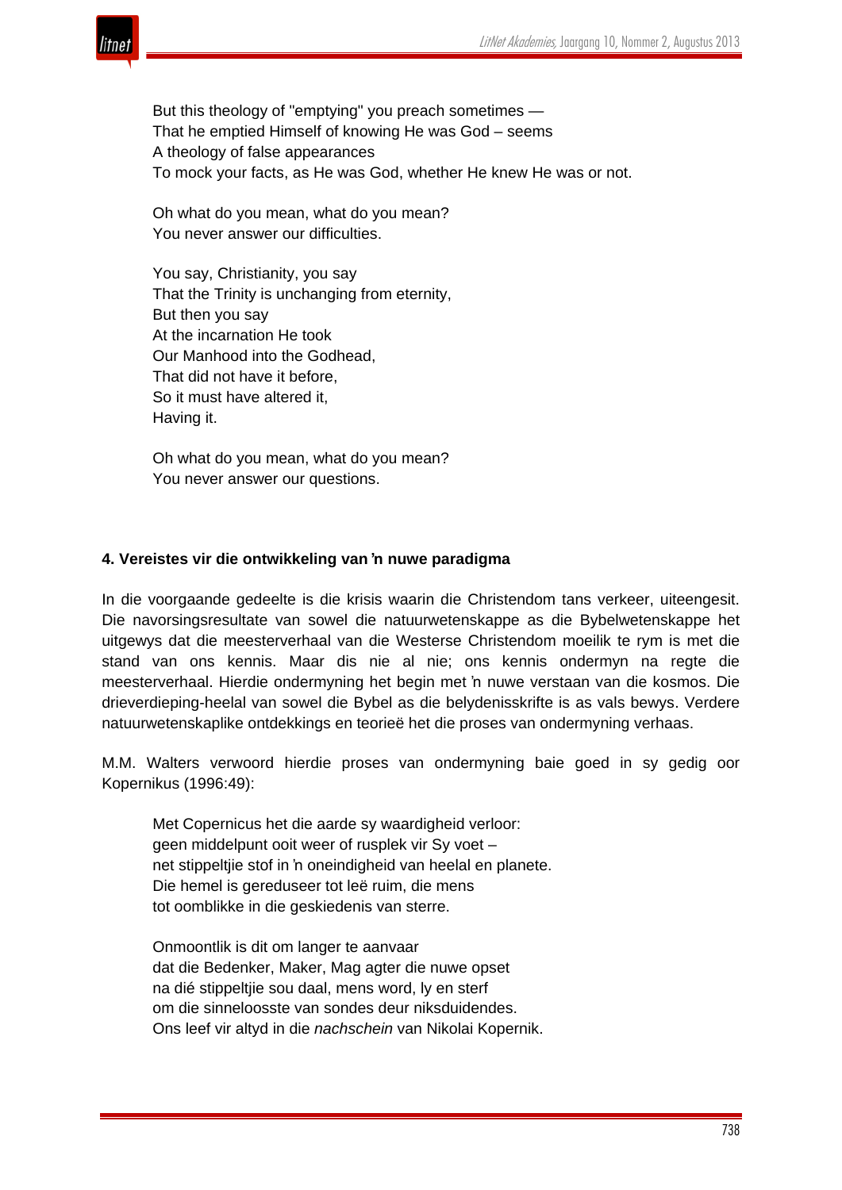But this theology of "emptying" you preach sometimes —  
That he emptied Himself of knowing He was God – seems  
A theology of false appearances  
To mock your facts, as He was God, whether He knew He was or not.

Oh what do you mean, what do you mean?  
You never answer our difficulties.

You say, Christianity, you say  
That the Trinity is unchanging from eternity,  
But then you say  
At the incarnation He took  
Our Manhood into the Godhead,  
That did not have it before,  
So it must have altered it,  
Having it.

Oh what do you mean, what do you mean?  
You never answer our questions.

#### 4. Vereistes vir die ontwikkeling van ’n nuwe paradigma

In die voorgaande gedeelte is die krisis waarin die Christendom tans verkeer, uiteengesit. Die navorsingsresultate van sowel die natuurwetenskappe as die Bybelwetenskappe het uitgewys dat die meesterverhaal van die Westerse Christendom moeilik te rym is met die stand van ons kennis. Maar dis nie al nie; ons kennis ondermyn na regte die meesterverhaal. Hierdie ondermyning het begin met ’n nuwe verstaan van die kosmos. Die drieverdieping-heelal van sowel die Bybel as die belydenisskrifte is as vals bewys. Verdere natuurwetenskaplike ontdekkings en teorieë het die proses van ondermyning verhaas.

M.M. Walters verwoord hierdie proses van ondermyning baie goed in sy gedig oor Kopernikus (1996:49):

Met Copernicus het die aarde sy waardigheid verloor:  
geen middelpunt ooit weer of rusplek vir Sy voet –  
net stippeltjie stof in ’n oneindigheid van heelal en planete.  
Die hemel is gereduseer tot leë ruim, die mens  
tot oomblikke in die geskiedenis van sterre.

Onmoontlik is dit om langer te aanvaar  
dat die Bedenker, Maker, Mag agter die nuwe opset  
na dié stippeltjie sou daal, mens word, ly en sterf  
om die sinneloosste van sondes deur niksduidendes.  
Ons leef vir altyd in die *nachschein* van Nikolai Kopernik.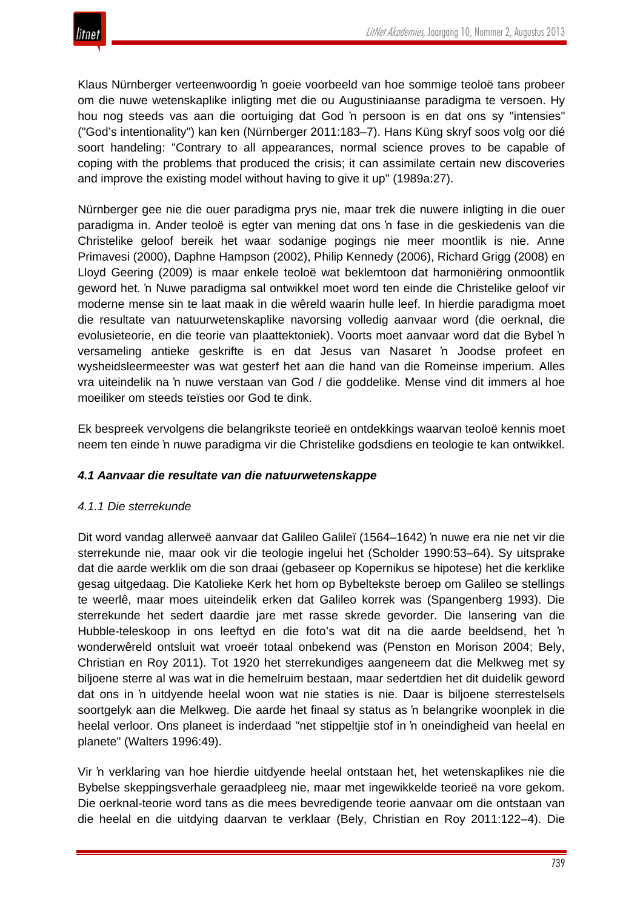Klaus Nürnberger verteenwoordig ŉ goeie voorbeeld van hoe sommige teoloë tans probeer om die nuwe wetenskaplike inligting met die ou Augustiniaanse paradigma te versoen. Hy hou nog steeds vas aan die oortuiging dat God ŉ persoon is en dat ons sy "intensies" ("God's intentionality") kan ken (Nürnberger 2011:183–7). Hans Küng skryf soos volg oor dié soort handeling: "Contrary to all appearances, normal science proves to be capable of coping with the problems that produced the crisis; it can assimilate certain new discoveries and improve the existing model without having to give it up" (1989a:27).

Nürnberger gee nie die ouer paradigma prys nie, maar trek die nuwere inligting in die ouer paradigma in. Ander teoloë is egter van mening dat ons ŉ fase in die geskiedenis van die Christelike geloof bereik het waar sodanige pogings nie meer moontlik is nie. Anne Primavesi (2000), Daphne Hampson (2002), Philip Kennedy (2006), Richard Grigg (2008) en Lloyd Geering (2009) is maar enkele teoloë wat beklemtoon dat harmoniëring onmoontlik geword het. ŉ Nuwe paradigma sal ontwikkel moet word ten einde die Christelike geloof vir moderne mense sin te laat maak in die wêreld waarin hulle leef. In hierdie paradigma moet die resultate van natuurwetenskaplike navorsing volledig aanvaar word (die oerknal, die evolusieteorie, en die teorie van plaattektoniek). Voorts moet aanvaar word dat die Bybel ŉ versameling antieke geskrifte is en dat Jesus van Nasaret ŉ Joodse profeet en wysheidsleermeester was wat gesterf het aan die hand van die Romeinse imperium. Alles vra uiteindelik na ŉ nuwe verstaan van God / die goddelike. Mense vind dit immers al hoe moeiliker om steeds teïsties oor God te dink.

Ek bespreek vervolgens die belangrikste teorieë en ontdekkings waarvan teoloë kennis moet neem ten einde ŉ nuwe paradigma vir die Christelike godsdiens en teologie te kan ontwikkel.

### *4.1 Aanvaar die resultate van die natuurwetenskappe*

#### *4.1.1 Die sterrekunde*

Dit word vandag allerweë aanvaar dat Galileo Galileï (1564–1642) ŉ nuwe era nie net vir die sterrekunde nie, maar ook vir die teologie ingelui het (Scholder 1990:53–64). Sy uitsprake dat die aarde werklik om die son draai (gebaseer op Kopernikus se hipotese) het die kerklike gesag uitgedaag. Die Katolieke Kerk het hom op Bybeltekste beroep om Galileo se stellings te weerlê, maar moes uiteindelik erken dat Galileo korrek was (Spangenberg 1993). Die sterrekunde het sedert daardie jare met rasse skrede gevorder. Die lansering van die Hubble-teleskoop in ons leeftyd en die foto's wat dit na die aarde beeldsend, het ŉ wonderwêreld ontsluit wat vroeër totaal onbekend was (Penston en Morison 2004; Bely, Christian en Roy 2011). Tot 1920 het sterrekundiges aangeneem dat die Melkweg met sy biljoene sterre al was wat in die hemelruim bestaan, maar sedertdien het dit duidelik geword dat ons in ŉ uitdyende heelal woon wat nie staties is nie. Daar is biljoene sterrestelsels soortgelyk aan die Melkweg. Die aarde het finaal sy status as ŉ belangrike woonplek in die heelal verloor. Ons planeet is inderdaad "net stippeltjie stof in ŉ oneindigheid van heelal en planete" (Walters 1996:49).

Vir ŉ verklaring van hoe hierdie uitdyende heelal ontstaan het, het wetenskaplikes nie die Bybelse skeppingsverhale geraadpleeg nie, maar met ingewikkelde teorieë na vore gekom. Die oerknal-teorie word tans as die mees bevredigende teorie aanvaar om die ontstaan van die heelal en die uitdying daarvan te verklaar (Bely, Christian en Roy 2011:122–4). Die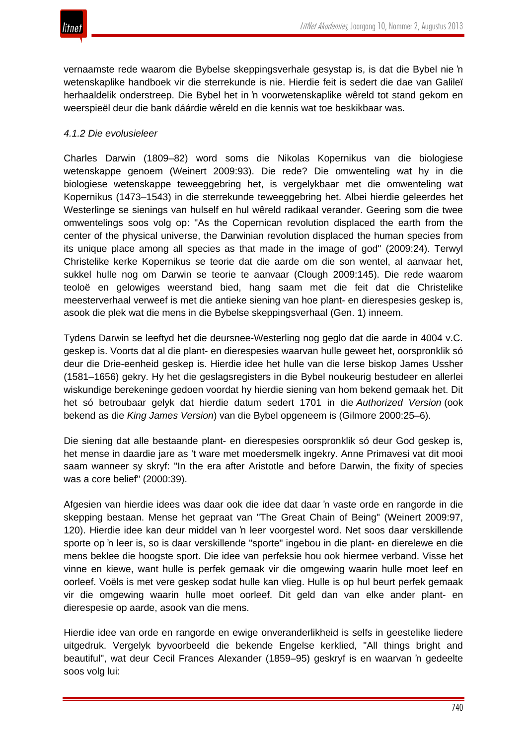vernaamste rede waarom die Bybelse skeppingsverhale gesystap is, is dat die Bybel nie ŉ wetenskaplike handboek vir die sterrekunde is nie. Hierdie feit is sedert die dae van Galileï herhaaldelik onderstreep. Die Bybel het in ŉ voorwetenskaplike wêreld tot stand gekom en weerspieël deur die bank dáárdie wêreld en die kennis wat toe beskikbaar was.

#### *4.1.2 Die evolusieleer*

Charles Darwin (1809–82) word soms die Nikolas Kopernikus van die biologiese wetenskappe genoem (Weinert 2009:93). Die rede? Die omwenteling wat hy in die biologiese wetenskappe teweeggebring het, is vergelykbaar met die omwenteling wat Kopernikus (1473–1543) in die sterrekunde teweeggebring het. Albei hierdie geleerdes het Westerlinge se sienings van hulself en hul wêreld radikaal verander. Geering som die twee omwentelings soos volg op: "As the Copernican revolution displaced the earth from the center of the physical universe, the Darwinian revolution displaced the human species from its unique place among all species as that made in the image of god" (2009:24). Terwyl Christelike kerke Kopernikus se teorie dat die aarde om die son wentel, al aanvaar het, sukkel hulle nog om Darwin se teorie te aanvaar (Clough 2009:145). Die rede waarom teoloë en gelowiges weerstand bied, hang saam met die feit dat die Christelike meesterverhaal verweef is met die antieke siening van hoe plant- en dierespesies geskep is, asook die plek wat die mens in die Bybelse skeppingsverhaal (Gen. 1) inneem.

Tydens Darwin se leeftyd het die deursnee-Westerling nog geglo dat die aarde in 4004 v.C. geskep is. Voorts dat al die plant- en dierespesies waarvan hulle geweet het, oorspronklik só deur die Drie-eenheid geskep is. Hierdie idee het hulle van die Ierse biskop James Ussher (1581–1656) gekry. Hy het die geslagsregisters in die Bybel noukeurig bestudeer en allerlei wiskundige berekeninge gedoen voordat hy hierdie siening van hom bekend gemaak het. Dit het só betroubaar gelyk dat hierdie datum sedert 1701 in die *Authorized Version* (ook bekend as die *King James Version*) van die Bybel opgeneem is (Gilmore 2000:25–6).

Die siening dat alle bestaande plant- en dierespesies oorspronklik só deur God geskep is, het mense in daardie jare as 't ware met moedersmelk ingekry. Anne Primavesi vat dit mooi saam wanneer sy skryf: "In the era after Aristotle and before Darwin, the fixity of species was a core belief" (2000:39).

Afgesien van hierdie idees was daar ook die idee dat daar ŉ vaste orde en rangorde in die skepping bestaan. Mense het gepraat van "The Great Chain of Being" (Weinert 2009:97, 120). Hierdie idee kan deur middel van ŉ leer voorgestel word. Net soos daar verskillende sporte op ŉ leer is, so is daar verskillende "sporte" ingebou in die plant- en dierelewe en die mens beklee die hoogste sport. Die idee van perfeksie hou ook hiermee verband. Visse het vinne en kiewe, want hulle is perfek gemaak vir die omgewing waarin hulle moet leef en oorleef. Voëls is met vere geskep sodat hulle kan vlieg. Hulle is op hul beurt perfek gemaak vir die omgewing waarin hulle moet oorleef. Dit geld dan van elke ander plant- en dierespesie op aarde, asook van die mens.

Hierdie idee van orde en rangorde en ewige onveranderlikheid is selfs in geestelike liedere uitgedruk. Vergelyk byvoorbeeld die bekende Engelse kerklied, "All things bright and beautiful", wat deur Cecil Frances Alexander (1859–95) geskryf is en waarvan ŉ gedeelte soos volg lui: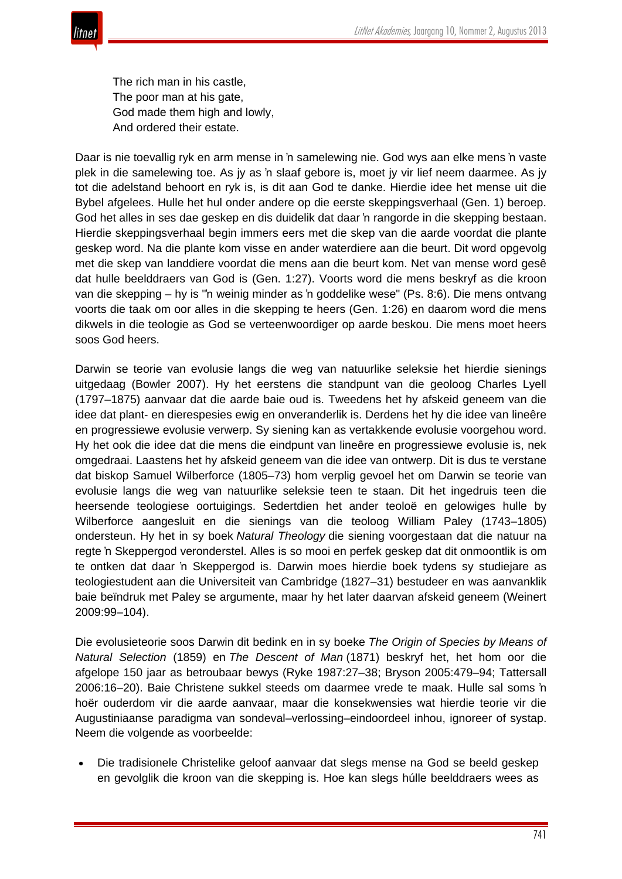> The rich man in his castle,
> The poor man at his gate,
> God made them high and lowly,
> And ordered their estate.

Daar is nie toevallig ryk en arm mense in ŉ samelewing nie. God wys aan elke mens ŉ vaste plek in die samelewing toe. As jy as ŉ slaaf gebore is, moet jy vir lief neem daarmee. As jy tot die adelstand behoort en ryk is, is dit aan God te danke. Hierdie idee het mense uit die Bybel afgelees. Hulle het hul onder andere op die eerste skeppingsverhaal (Gen. 1) beroep. God het alles in ses dae geskep en dis duidelik dat daar ŉ rangorde in die skepping bestaan. Hierdie skeppingsverhaal begin immers eers met die skep van die aarde voordat die plante geskep word. Na die plante kom visse en ander waterdiere aan die beurt. Dit word opgevolg met die skep van landdiere voordat die mens aan die beurt kom. Net van mense word gesê dat hulle beelddraers van God is (Gen. 1:27). Voorts word die mens beskryf as die kroon van die skepping – hy is "ŉ weinig minder as ŉ goddelike wese" (Ps. 8:6). Die mens ontvang voorts die taak om oor alles in die skepping te heers (Gen. 1:26) en daarom word die mens dikwels in die teologie as God se verteenwoordiger op aarde beskou. Die mens moet heers soos God heers.

Darwin se teorie van evolusie langs die weg van natuurlike seleksie het hierdie sienings uitgedaag (Bowler 2007). Hy het eerstens die standpunt van die geoloog Charles Lyell (1797–1875) aanvaar dat die aarde baie oud is. Tweedens het hy afskeid geneem van die idee dat plant- en dierespesies ewig en onveranderlik is. Derdens het hy die idee van lineêre en progressiewe evolusie verwerp. Sy siening kan as vertakkende evolusie voorgehou word. Hy het ook die idee dat die mens die eindpunt van lineêre en progressiewe evolusie is, nek omgedraai. Laastens het hy afskeid geneem van die idee van ontwerp. Dit is dus te verstane dat biskop Samuel Wilberforce (1805–73) hom verplig gevoel het om Darwin se teorie van evolusie langs die weg van natuurlike seleksie teen te staan. Dit het ingedruis teen die heersende teologiese oortuigings. Sedertdien het ander teoloë en gelowiges hulle by Wilberforce aangesluit en die sienings van die teoloog William Paley (1743–1805) ondersteun. Hy het in sy boek *Natural Theology* die siening voorgestaan dat die natuur na regte ŉ Skeppergod veronderstel. Alles is so mooi en perfek geskep dat dit onmoontlik is om te ontken dat daar ŉ Skeppergod is. Darwin moes hierdie boek tydens sy studiejare as teologiestudent aan die Universiteit van Cambridge (1827–31) bestudeer en was aanvanklik baie beïndruk met Paley se argumente, maar hy het later daarvan afskeid geneem (Weinert 2009:99–104).

Die evolusieteorie soos Darwin dit bedink en in sy boeke *The Origin of Species by Means of Natural Selection* (1859) en *The Descent of Man* (1871) beskryf het, het hom oor die afgelope 150 jaar as betroubaar bewys (Ryke 1987:27–38; Bryson 2005:479–94; Tattersall 2006:16–20). Baie Christene sukkel steeds om daarmee vrede te maak. Hulle sal soms ŉ hoër ouderdom vir die aarde aanvaar, maar die konsekwensies wat hierdie teorie vir die Augustiniaanse paradigma van sondeval–verlossing–eindoordeel inhou, ignoreer of systap. Neem die volgende as voorbeelde:

- Die tradisionele Christelike geloof aanvaar dat slegs mense na God se beeld geskep en gevolglik die kroon van die skepping is. Hoe kan slegs húlle beelddraers wees as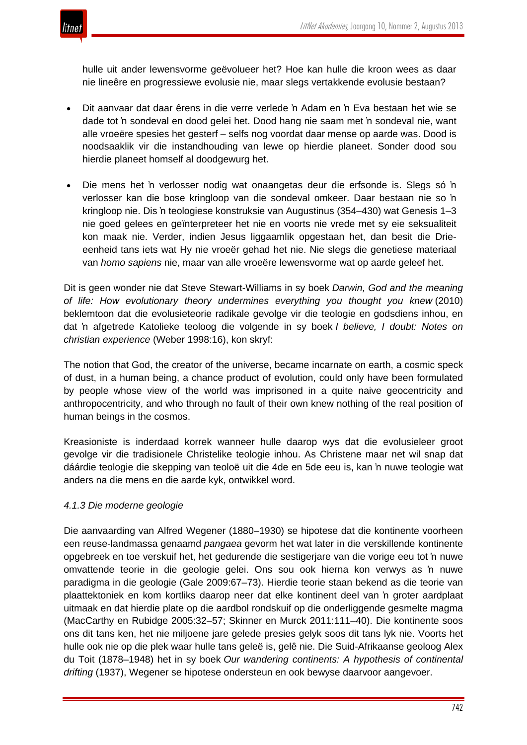hulle uit ander lewensvorme geëvolueer het? Hoe kan hulle die kroon wees as daar nie lineêre en progressiewe evolusie nie, maar slegs vertakkende evolusie bestaan?

- Dit aanvaar dat daar êrens in die verre verlede ŉ Adam en ŉ Eva bestaan het wie se dade tot ŉ sondeval en dood gelei het. Dood hang nie saam met ŉ sondeval nie, want alle vroeëre spesies het gesterf – selfs nog voordat daar mense op aarde was. Dood is noodsaaklik vir die instandhouding van lewe op hierdie planeet. Sonder dood sou hierdie planeet homself al doodgewurg het.
- Die mens het ŉ verlosser nodig wat onaangetas deur die erfsonde is. Slegs só ŉ verlosser kan die bose kringloop van die sondeval omkeer. Daar bestaan nie so ŉ kringloop nie. Dis ŉ teologiese konstruksie van Augustinus (354–430) wat Genesis 1–3 nie goed gelees en geïnterpreteer het nie en voorts nie vrede met sy eie seksualiteit kon maak nie. Verder, indien Jesus liggaamlik opgestaan het, dan besit die Drie-eenheid tans iets wat Hy nie vroeër gehad het nie. Nie slegs die genetiese materiaal van *homo sapiens* nie, maar van alle vroeëre lewensvorme wat op aarde geleef het.

Dit is geen wonder nie dat Steve Stewart-Williams in sy boek *Darwin, God and the meaning of life: How evolutionary theory undermines everything you thought you knew* (2010) beklemtoon dat die evolusieteorie radikale gevolge vir die teologie en godsdiens inhou, en dat ŉ afgetrede Katolieke teoloog die volgende in sy boek *I believe, I doubt: Notes on christian experience* (Weber 1998:16), kon skryf:

The notion that God, the creator of the universe, became incarnate on earth, a cosmic speck of dust, in a human being, a chance product of evolution, could only have been formulated by people whose view of the world was imprisoned in a quite naive geocentricity and anthropocentricity, and who through no fault of their own knew nothing of the real position of human beings in the cosmos.

Kreasioniste is inderdaad korrek wanneer hulle daarop wys dat die evolusieleer groot gevolge vir die tradisionele Christelike teologie inhou. As Christene maar net wil snap dat dáárdie teologie die skepping van teoloë uit die 4de en 5de eeu is, kan ŉ nuwe teologie wat anders na die mens en die aarde kyk, ontwikkel word.

*4.1.3 Die moderne geologie*

Die aanvaarding van Alfred Wegener (1880–1930) se hipotese dat die kontinente voorheen een reuse-landmassa genaamd *pangaea* gevorm het wat later in die verskillende kontinente opgebreek en toe verskuif het, het gedurende die sestigerjare van die vorige eeu tot ŉ nuwe omvattende teorie in die geologie gelei. Ons sou ook hierna kon verwys as ŉ nuwe paradigma in die geologie (Gale 2009:67–73). Hierdie teorie staan bekend as die teorie van plaattektoniek en kom kortliks daarop neer dat elke kontinent deel van ŉ groter aardplaat uitmaak en dat hierdie plate op die aardbol rondskuif op die onderliggende gesmelte magma (MacCarthy en Rubidge 2005:32–57; Skinner en Murck 2011:111–40). Die kontinente soos ons dit tans ken, het nie miljoene jare gelede presies gelyk soos dit tans lyk nie. Voorts het hulle ook nie op die plek waar hulle tans geleë is, gelê nie. Die Suid-Afrikaanse geoloog Alex du Toit (1878–1948) het in sy boek *Our wandering continents: A hypothesis of continental drifting* (1937), Wegener se hipotese ondersteun en ook bewyse daarvoor aangevoer.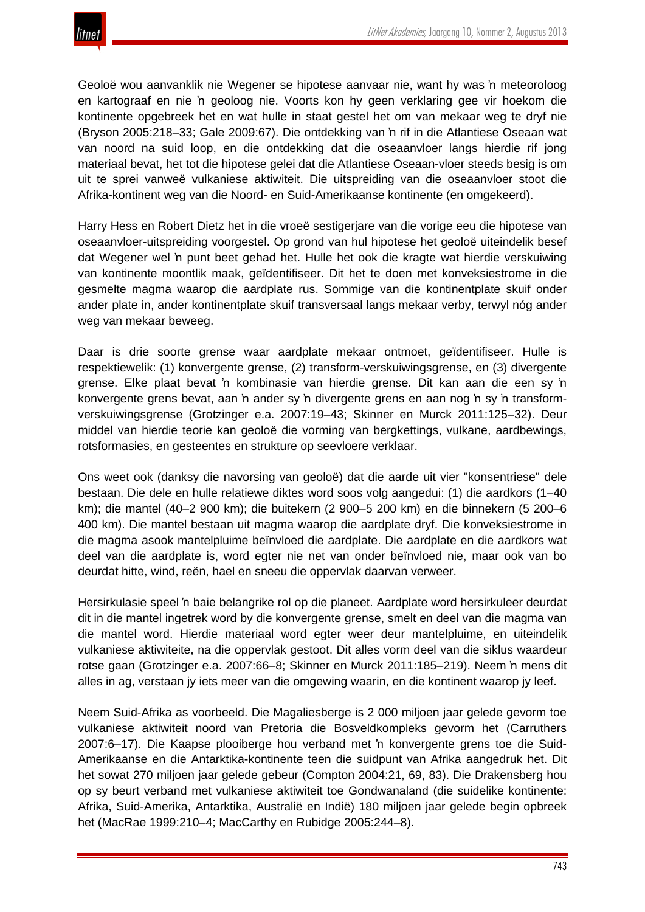Geoloë wou aanvanklik nie Wegener se hipotese aanvaar nie, want hy was ŉ meteoroloog en kartograaf en nie ŉ geoloog nie. Voorts kon hy geen verklaring gee vir hoekom die kontinente opgebreek het en wat hulle in staat gestel het om van mekaar weg te dryf nie (Bryson 2005:218–33; Gale 2009:67). Die ontdekking van ŉ rif in die Atlantiese Oseaan wat van noord na suid loop, en die ontdekking dat die oseaanvloer langs hierdie rif jong materiaal bevat, het tot die hipotese gelei dat die Atlantiese Oseaan-vloer steeds besig is om uit te sprei vanweë vulkaniese aktiwiteit. Die uitspreiding van die oseaanvloer stoot die Afrika-kontinent weg van die Noord- en Suid-Amerikaanse kontinente (en omgekeerd).

Harry Hess en Robert Dietz het in die vroeë sestigerjare van die vorige eeu die hipotese van oseaanvloer-uitspreiding voorgestel. Op grond van hul hipotese het geoloë uiteindelik besef dat Wegener wel ŉ punt beet gehad het. Hulle het ook die kragte wat hierdie verskuiwing van kontinente moontlik maak, geïdentifiseer. Dit het te doen met konveksiestrome in die gesmelte magma waarop die aardplate rus. Sommige van die kontinentplate skuif onder ander plate in, ander kontinentplate skuif transversaal langs mekaar verby, terwyl nóg ander weg van mekaar beweeg.

Daar is drie soorte grense waar aardplate mekaar ontmoet, geïdentifiseer. Hulle is respektiewelik: (1) konvergente grense, (2) transform-verskuiwingsgrense, en (3) divergente grense. Elke plaat bevat ŉ kombinasie van hierdie grense. Dit kan aan die een sy ŉ konvergente grens bevat, aan ŉ ander sy ŉ divergente grens en aan nog ŉ sy ŉ transform-verskuiwingsgrense (Grotzinger e.a. 2007:19–43; Skinner en Murck 2011:125–32). Deur middel van hierdie teorie kan geoloë die vorming van bergkettings, vulkane, aardbewings, rotsformasies, en gesteentes en strukture op seevloere verklaar.

Ons weet ook (danksy die navorsing van geoloë) dat die aarde uit vier "konsentriese" dele bestaan. Die dele en hulle relatiewe diktes word soos volg aangedui: (1) die aardkors (1–40 km); die mantel (40–2 900 km); die buitekern (2 900–5 200 km) en die binnekern (5 200–6 400 km). Die mantel bestaan uit magma waarop die aardplate dryf. Die konveksiestrome in die magma asook mantelpluime beïnvloed die aardplate. Die aardplate en die aardkors wat deel van die aardplate is, word egter nie net van onder beïnvloed nie, maar ook van bo deurdat hitte, wind, reën, hael en sneeu die oppervlak daarvan verweer.

Hersirkulasie speel ŉ baie belangrike rol op die planeet. Aardplate word hersirkuleer deurdat dit in die mantel ingetrek word by die konvergente grense, smelt en deel van die magma van die mantel word. Hierdie materiaal word egter weer deur mantelpluime, en uiteindelik vulkaniese aktiwiteite, na die oppervlak gestoot. Dit alles vorm deel van die siklus waardeur rotse gaan (Grotzinger e.a. 2007:66–8; Skinner en Murck 2011:185–219). Neem ŉ mens dit alles in ag, verstaan jy iets meer van die omgewing waarin, en die kontinent waarop jy leef.

Neem Suid-Afrika as voorbeeld. Die Magaliesberge is 2 000 miljoen jaar gelede gevorm toe vulkaniese aktiwiteit noord van Pretoria die Bosveldkompleks gevorm het (Carruthers 2007:6–17). Die Kaapse plooiberge hou verband met ŉ konvergente grens toe die Suid-Amerikaanse en die Antarktika-kontinente teen die suidpunt van Afrika aangedruk het. Dit het sowat 270 miljoen jaar gelede gebeur (Compton 2004:21, 69, 83). Die Drakensberg hou op sy beurt verband met vulkaniese aktiwiteit toe Gondwanaland (die suidelike kontinente: Afrika, Suid-Amerika, Antarktika, Australië en Indië) 180 miljoen jaar gelede begin opbreek het (MacRae 1999:210–4; MacCarthy en Rubidge 2005:244–8).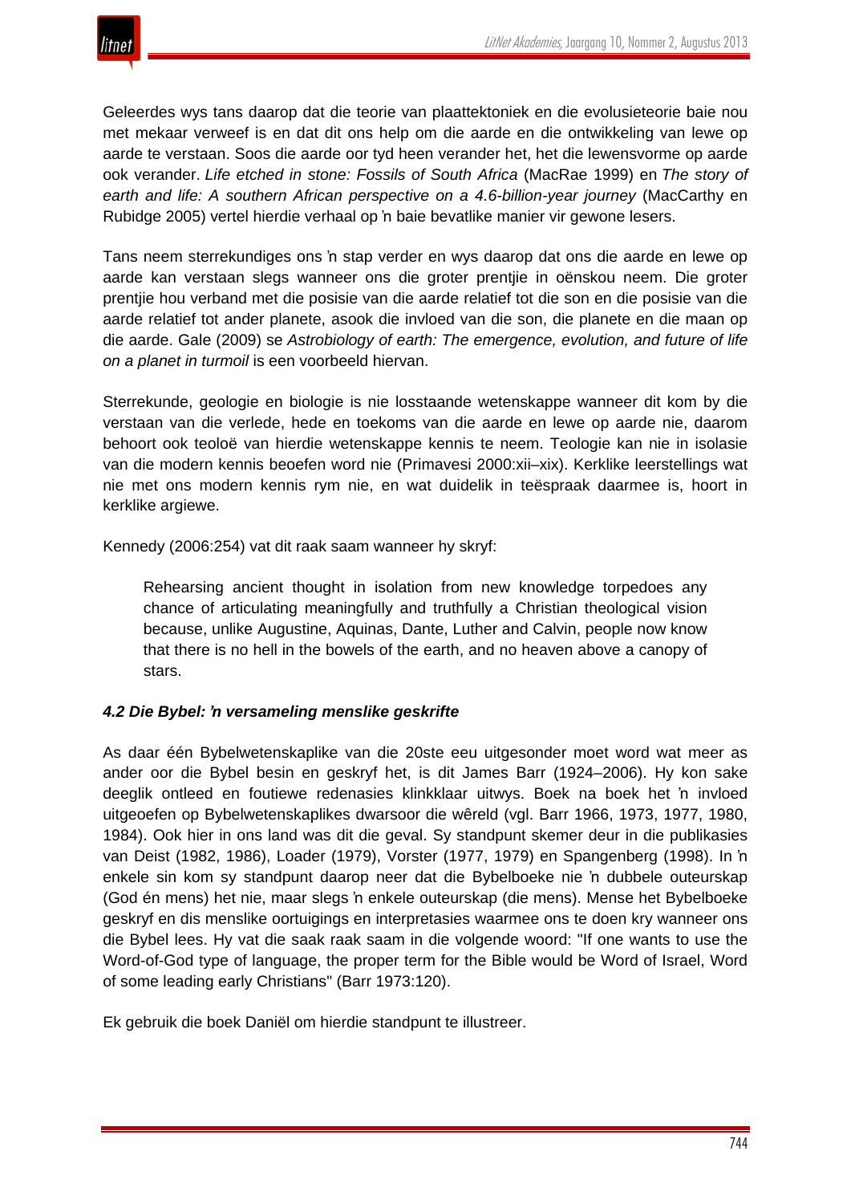Geleerdes wys tans daarop dat die teorie van plaattektoniek en die evolusieteorie baie nou met mekaar verweef is en dat dit ons help om die aarde en die ontwikkeling van lewe op aarde te verstaan. Soos die aarde oor tyd heen verander het, het die lewensvorme op aarde ook verander. *Life etched in stone: Fossils of South Africa* (MacRae 1999) en *The story of earth and life: A southern African perspective on a 4.6-billion-year journey* (MacCarthy en Rubidge 2005) vertel hierdie verhaal op 'n baie bevatlike manier vir gewone lesers.

Tans neem sterrekundiges ons 'n stap verder en wys daarop dat ons die aarde en lewe op aarde kan verstaan slegs wanneer ons die groter prentjie in oënskou neem. Die groter prentjie hou verband met die posisie van die aarde relatief tot die son en die posisie van die aarde relatief tot ander planete, asook die invloed van die son, die planete en die maan op die aarde. Gale (2009) se *Astrobiology of earth: The emergence, evolution, and future of life on a planet in turmoil* is een voorbeeld hiervan.

Sterrekunde, geologie en biologie is nie losstaande wetenskappe wanneer dit kom by die verstaan van die verlede, hede en toekoms van die aarde en lewe op aarde nie, daarom behoort ook teoloë van hierdie wetenskappe kennis te neem. Teologie kan nie in isolasie van die modern kennis beoefen word nie (Primavesi 2000:xii–xix). Kerklike leerstellings wat nie met ons modern kennis rym nie, en wat duidelik in teëspraak daarmee is, hoort in kerklike argiewe.

Kennedy (2006:254) vat dit raak saam wanneer hy skryf:

> Rehearsing ancient thought in isolation from new knowledge torpedoes any chance of articulating meaningfully and truthfully a Christian theological vision because, unlike Augustine, Aquinas, Dante, Luther and Calvin, people now know that there is no hell in the bowels of the earth, and no heaven above a canopy of stars.

#### *4.2 Die Bybel: 'n versameling menslike geskrifte*

As daar één Bybelwetenskaplike van die 20ste eeu uitgesonder moet word wat meer as ander oor die Bybel besin en geskryf het, is dit James Barr (1924–2006). Hy kon sake deeglik ontleed en foutiewe redenasies klinkklaar uitwys. Boek na boek het 'n invloed uitgeoefen op Bybelwetenskaplikes dwarsoor die wêreld (vgl. Barr 1966, 1973, 1977, 1980, 1984). Ook hier in ons land was dit die geval. Sy standpunt skemer deur in die publikasies van Deist (1982, 1986), Loader (1979), Vorster (1977, 1979) en Spangenberg (1998). In 'n enkele sin kom sy standpunt daarop neer dat die Bybelboeke nie 'n dubbele outeurskap (God én mens) het nie, maar slegs 'n enkele outeurskap (die mens). Mense het Bybelboeke geskryf en dis menslike oortuigings en interpretasies waarmee ons te doen kry wanneer ons die Bybel lees. Hy vat die saak raak saam in die volgende woord: "If one wants to use the Word-of-God type of language, the proper term for the Bible would be Word of Israel, Word of some leading early Christians" (Barr 1973:120).

Ek gebruik die boek Daniël om hierdie standpunt te illustreer.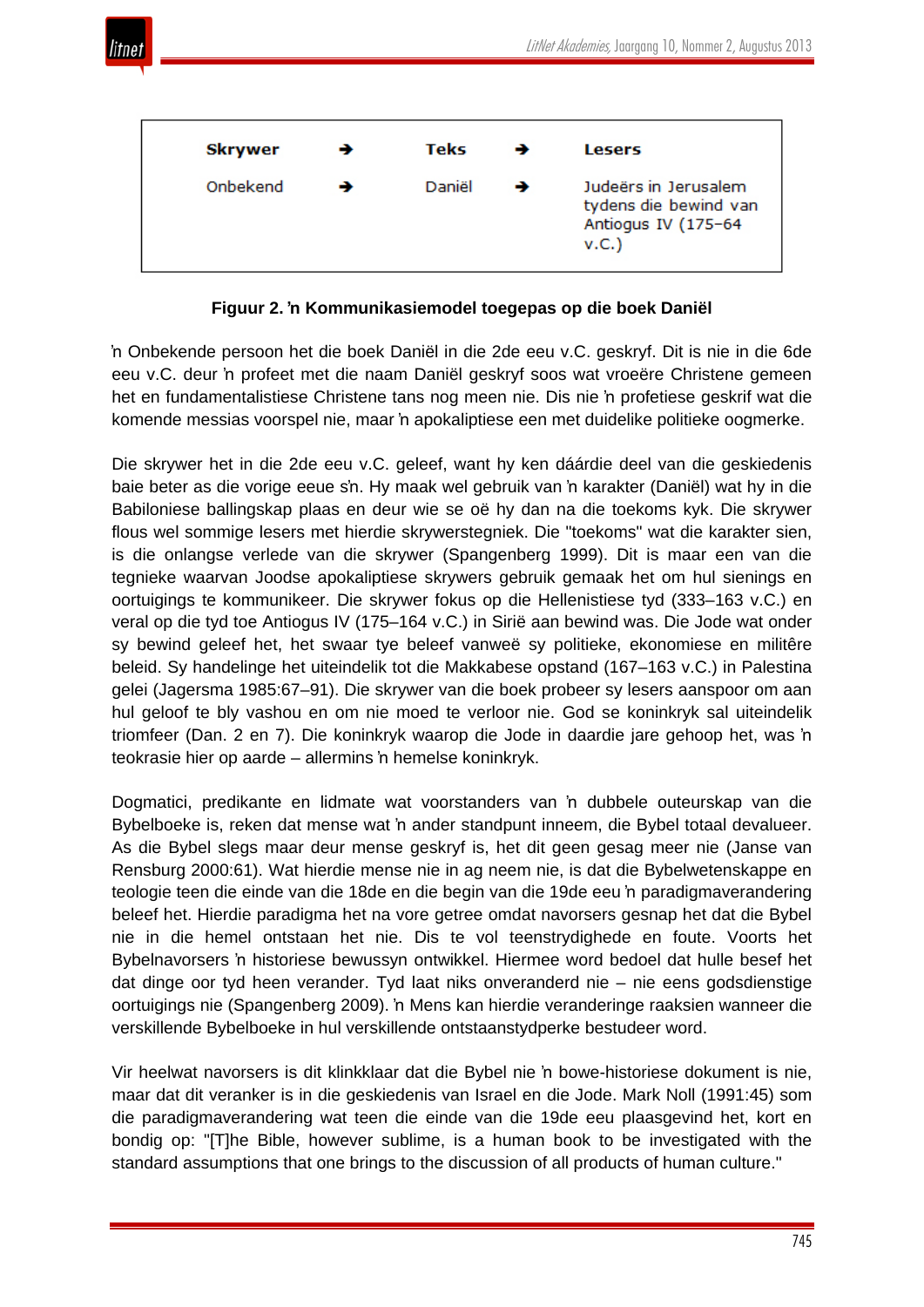| Skrywer | ➔ | Teks | ➔ | Lesers |
|---|---|---|---|---|
| Onbekend | ➔ | Daniël | ➔ | Judeërs in Jerusalem tydens die bewind van Antiogus IV (175–64 v.C.) |

**Figuur 2. ŉ Kommunikasiemodel toegepas op die boek Daniël**

ŉ Onbekende persoon het die boek Daniël in die 2de eeu v.C. geskryf. Dit is nie in die 6de eeu v.C. deur ŉ profeet met die naam Daniël geskryf soos wat vroeëre Christene gemeen het en fundamentalistiese Christene tans nog meen nie. Dis nie ŉ profetiese geskrif wat die komende messias voorspel nie, maar ŉ apokaliptiese een met duidelike politieke oogmerke.

Die skrywer het in die 2de eeu v.C. geleef, want hy ken dáárdie deel van die geskiedenis baie beter as die vorige eeue s'n. Hy maak wel gebruik van ŉ karakter (Daniël) wat hy in die Babiloniese ballingskap plaas en deur wie se oë hy dan na die toekoms kyk. Die skrywer flous wel sommige lesers met hierdie skrywerstegniek. Die "toekoms" wat die karakter sien, is die onlangse verlede van die skrywer (Spangenberg 1999). Dit is maar een van die tegnieke waarvan Joodse apokaliptiese skrywers gebruik gemaak het om hul sienings en oortuigings te kommunikeer. Die skrywer fokus op die Hellenistiese tyd (333–163 v.C.) en veral op die tyd toe Antiogus IV (175–164 v.C.) in Sirië aan bewind was. Die Jode wat onder sy bewind geleef het, het swaar tye beleef vanweë sy politieke, ekonomiese en militêre beleid. Sy handelinge het uiteindelik tot die Makkabese opstand (167–163 v.C.) in Palestina gelei (Jagersma 1985:67–91). Die skrywer van die boek probeer sy lesers aanspoor om aan hul geloof te bly vashou en om nie moed te verloor nie. God se koninkryk sal uiteindelik triomfeer (Dan. 2 en 7). Die koninkryk waarop die Jode in daardie jare gehoop het, was ŉ teokrasie hier op aarde – allermins ŉ hemelse koninkryk.

Dogmatici, predikante en lidmate wat voorstanders van ŉ dubbele outeurskap van die Bybelboeke is, reken dat mense wat ŉ ander standpunt inneem, die Bybel totaal devalueer. As die Bybel slegs maar deur mense geskryf is, het dit geen gesag meer nie (Janse van Rensburg 2000:61). Wat hierdie mense nie in ag neem nie, is dat die Bybelwetenskappe en teologie teen die einde van die 18de en die begin van die 19de eeu ŉ paradigmaverandering beleef het. Hierdie paradigma het na vore getree omdat navorsers gesnap het dat die Bybel nie in die hemel ontstaan het nie. Dis te vol teenstrydighede en foute. Voorts het Bybelnavorsers ŉ historiese bewussyn ontwikkel. Hiermee word bedoel dat hulle besef het dat dinge oor tyd heen verander. Tyd laat niks onveranderd nie – nie eens godsdienstige oortuigings nie (Spangenberg 2009). ŉ Mens kan hierdie veranderinge raaksien wanneer die verskillende Bybelboeke in hul verskillende ontstaanstydperke bestudeer word.

Vir heelwat navorsers is dit klinkklaar dat die Bybel nie ŉ bowe-historiese dokument is nie, maar dat dit veranker is in die geskiedenis van Israel en die Jode. Mark Noll (1991:45) som die paradigmaverandering wat teen die einde van die 19de eeu plaasgevind het, kort en bondig op: "[T]he Bible, however sublime, is a human book to be investigated with the standard assumptions that one brings to the discussion of all products of human culture."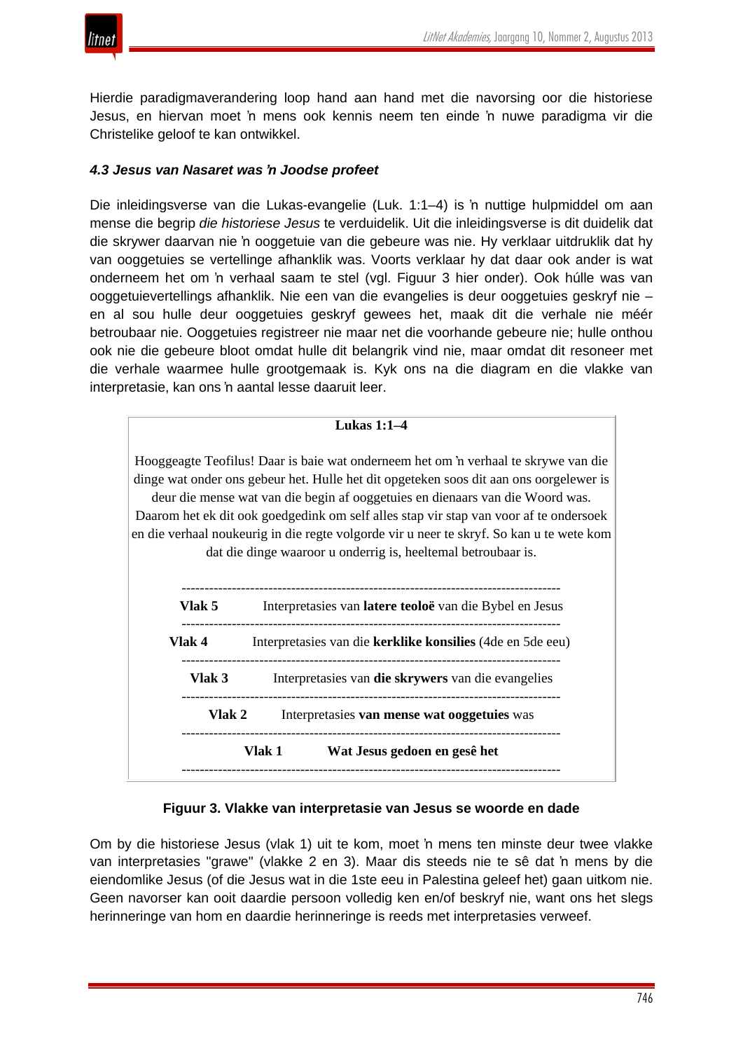Hierdie paradigmaverandering loop hand aan hand met die navorsing oor die historiese Jesus, en hiervan moet ŉ mens ook kennis neem ten einde ŉ nuwe paradigma vir die Christelike geloof te kan ontwikkel.

#### *4.3 Jesus van Nasaret was ŉ Joodse profeet*

Die inleidingsverse van die Lukas-evangelie (Luk. 1:1–4) is ŉ nuttige hulpmiddel om aan mense die begrip *die historiese Jesus* te verduidelik. Uit die inleidingsverse is dit duidelik dat die skrywer daarvan nie ŉ ooggetuie van die gebeure was nie. Hy verklaar uitdruklik dat hy van ooggetuies se vertellinge afhanklik was. Voorts verklaar hy dat daar ook ander is wat onderneem het om ŉ verhaal saam te stel (vgl. Figuur 3 hier onder). Ook húlle was van ooggetuievertellings afhanklik. Nie een van die evangelies is deur ooggetuies geskryf nie – en al sou hulle deur ooggetuies geskryf gewees het, maak dit die verhale nie méér betroubaar nie. Ooggetuies registreer nie maar net die voorhande gebeure nie; hulle onthou ook nie die gebeure bloot omdat hulle dit belangrik vind nie, maar omdat dit resoneer met die verhale waarmee hulle grootgemaak is. Kyk ons na die diagram en die vlakke van interpretasie, kan ons ŉ aantal lesse daaruit leer.

**Lukas 1:1–4**

Hooggeagte Teofilus! Daar is baie wat onderneem het om ŉ verhaal te skrywe van die dinge wat onder ons gebeur het. Hulle het dit opgeteken soos dit aan ons oorgelewer is deur die mense wat van die begin af ooggetuies en dienaars van die Woord was. Daarom het ek dit ook goedgedink om self alles stap vir stap van voor af te ondersoek en die verhaal noukeurig in die regte volgorde vir u neer te skryf. So kan u te wete kom dat die dinge waaroor u onderrig is, heeltemal betroubaar is.

| | |
|---|---|
| **Vlak 5** | Interpretasies van **latere teoloë** van die Bybel en Jesus |
| **Vlak 4** | Interpretasies van die **kerklike konsilies** (4de en 5de eeu) |
| **Vlak 3** | Interpretasies van **die skrywers** van die evangelies |
| **Vlak 2** | Interpretasies **van mense wat ooggetuies** was |
| **Vlak 1** | **Wat Jesus gedoen en gesê het** |

**Figuur 3. Vlakke van interpretasie van Jesus se woorde en dade**

Om by die historiese Jesus (vlak 1) uit te kom, moet ŉ mens ten minste deur twee vlakke van interpretasies "grawe" (vlakke 2 en 3). Maar dis steeds nie te sê dat ŉ mens by die eiendomlike Jesus (of die Jesus wat in die 1ste eeu in Palestina geleef het) gaan uitkom nie. Geen navorser kan ooit daardie persoon volledig ken en/of beskryf nie, want ons het slegs herinneringe van hom en daardie herinneringe is reeds met interpretasies verweef.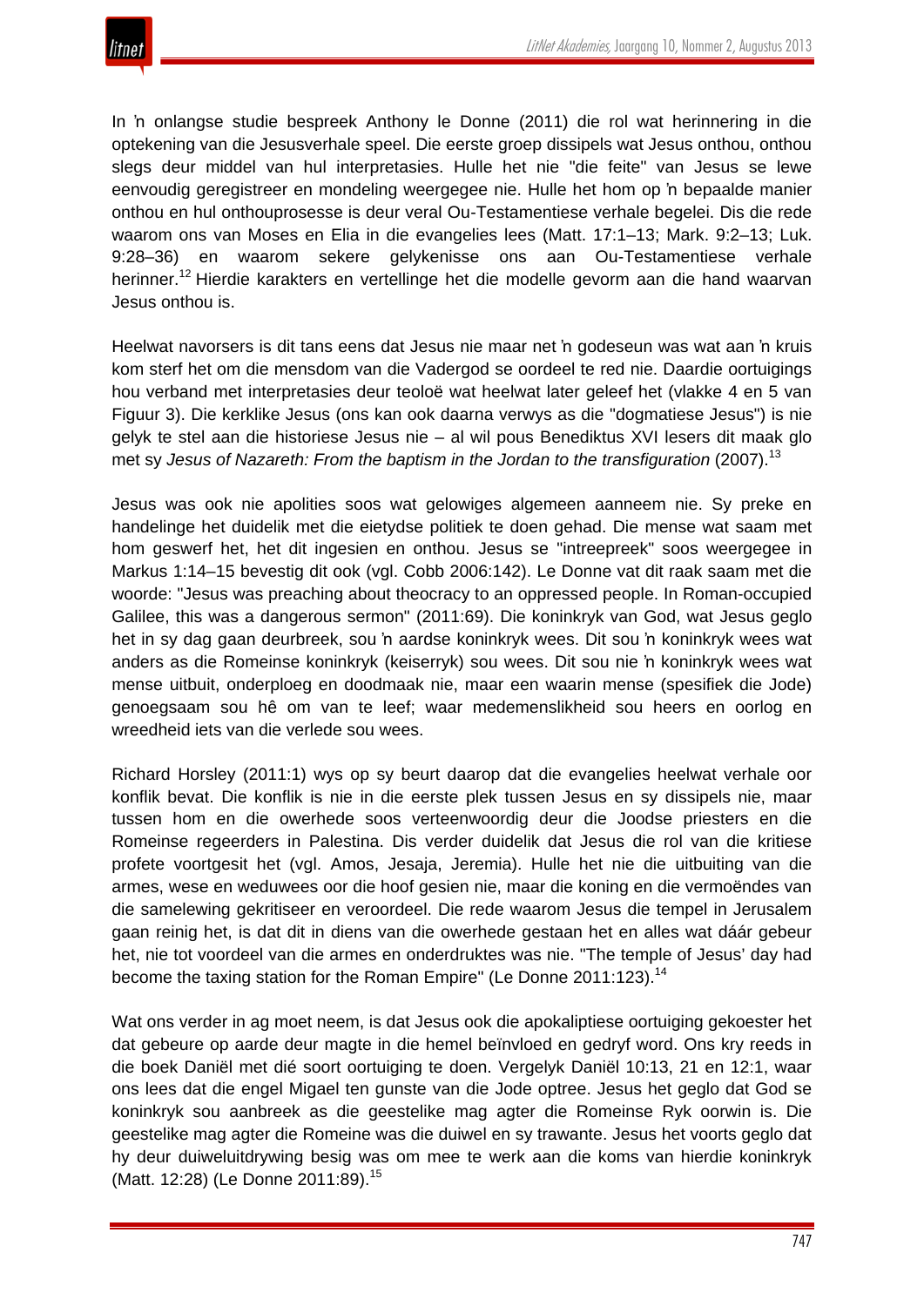In ŉ onlangse studie bespreek Anthony le Donne (2011) die rol wat herinnering in die optekening van die Jesusverhale speel. Die eerste groep dissipels wat Jesus onthou, onthou slegs deur middel van hul interpretasies. Hulle het nie "die feite" van Jesus se lewe eenvoudig geregistreer en mondeling weergegee nie. Hulle het hom op ŉ bepaalde manier onthou en hul onthouprosesse is deur veral Ou-Testamentiese verhale begelei. Dis die rede waarom ons van Moses en Elia in die evangelies lees (Matt. 17:1–13; Mark. 9:2–13; Luk. 9:28–36) en waarom sekere gelykenisse ons aan Ou-Testamentiese verhale herinner.[12] Hierdie karakters en vertellinge het die modelle gevorm aan die hand waarvan Jesus onthou is.

Heelwat navorsers is dit tans eens dat Jesus nie maar net ŉ godeseun was wat aan ŉ kruis kom sterf het om die mensdom van die Vadergod se oordeel te red nie. Daardie oortuigings hou verband met interpretasies deur teoloë wat heelwat later geleef het (vlakke 4 en 5 van Figuur 3). Die kerklike Jesus (ons kan ook daarna verwys as die "dogmatiese Jesus") is nie gelyk te stel aan die historiese Jesus nie – al wil pous Benediktus XVI lesers dit maak glo met sy *Jesus of Nazareth: From the baptism in the Jordan to the transfiguration* (2007).[13]

Jesus was ook nie apolities soos wat gelowiges algemeen aanneem nie. Sy preke en handelinge het duidelik met die eietydse politiek te doen gehad. Die mense wat saam met hom geswerf het, het dit ingesien en onthou. Jesus se "intreepreek" soos weergegee in Markus 1:14–15 bevestig dit ook (vgl. Cobb 2006:142). Le Donne vat dit raak saam met die woorde: "Jesus was preaching about theocracy to an oppressed people. In Roman-occupied Galilee, this was a dangerous sermon" (2011:69). Die koninkryk van God, wat Jesus geglo het in sy dag gaan deurbreek, sou ŉ aardse koninkryk wees. Dit sou ŉ koninkryk wees wat anders as die Romeinse koninkryk (keiserryk) sou wees. Dit sou nie ŉ koninkryk wees wat mense uitbuit, onderploeg en doodmaak nie, maar een waarin mense (spesifiek die Jode) genoegsaam sou hê om van te leef; waar medemenslikheid sou heers en oorlog en wreedheid iets van die verlede sou wees.

Richard Horsley (2011:1) wys op sy beurt daarop dat die evangelies heelwat verhale oor konflik bevat. Die konflik is nie in die eerste plek tussen Jesus en sy dissipels nie, maar tussen hom en die owerhede soos verteenwoordig deur die Joodse priesters en die Romeinse regeerders in Palestina. Dis verder duidelik dat Jesus die rol van die kritiese profete voortgesit het (vgl. Amos, Jesaja, Jeremia). Hulle het nie die uitbuiting van die armes, wese en weduwees oor die hoof gesien nie, maar die koning en die vermoëndes van die samelewing gekritiseer en veroordeel. Die rede waarom Jesus die tempel in Jerusalem gaan reinig het, is dat dit in diens van die owerhede gestaan het en alles wat dáár gebeur het, nie tot voordeel van die armes en onderdruktes was nie. "The temple of Jesus' day had become the taxing station for the Roman Empire" (Le Donne 2011:123).[14]

Wat ons verder in ag moet neem, is dat Jesus ook die apokaliptiese oortuiging gekoester het dat gebeure op aarde deur magte in die hemel beïnvloed en gedryf word. Ons kry reeds in die boek Daniël met dié soort oortuiging te doen. Vergelyk Daniël 10:13, 21 en 12:1, waar ons lees dat die engel Migael ten gunste van die Jode optree. Jesus het geglo dat God se koninkryk sou aanbreek as die geestelike mag agter die Romeinse Ryk oorwin is. Die geestelike mag agter die Romeine was die duiwel en sy trawante. Jesus het voorts geglo dat hy deur duiweluitdrywing besig was om mee te werk aan die koms van hierdie koninkryk (Matt. 12:28) (Le Donne 2011:89).[15]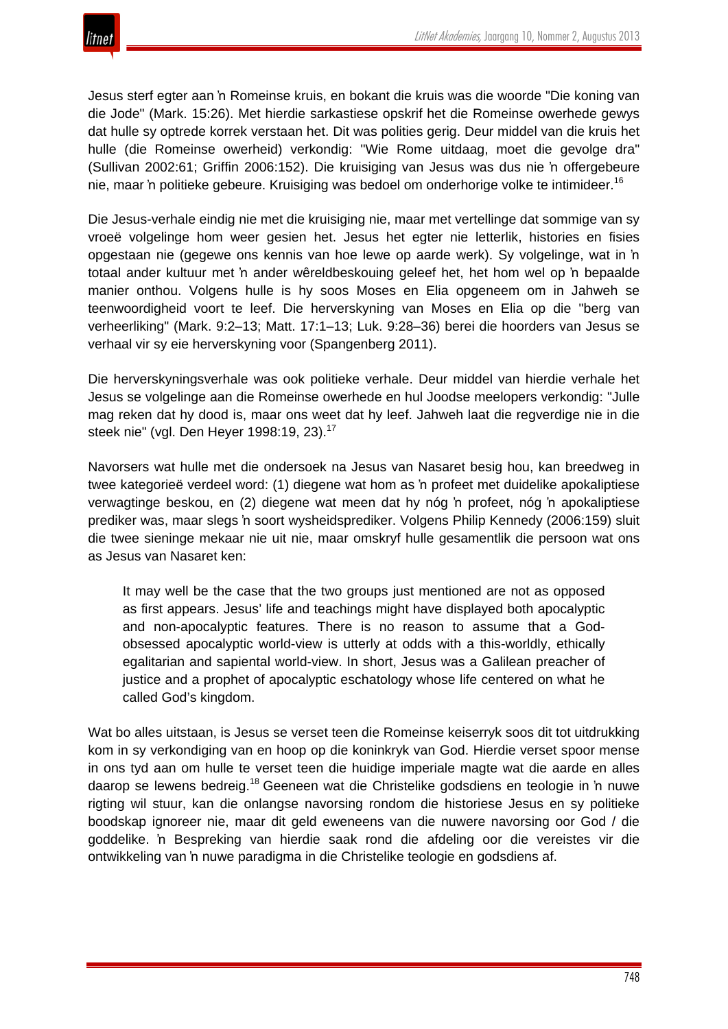Jesus sterf egter aan ŉ Romeinse kruis, en bokant die kruis was die woorde "Die koning van die Jode" (Mark. 15:26). Met hierdie sarkastiese opskrif het die Romeinse owerhede gewys dat hulle sy optrede korrek verstaan het. Dit was polities gerig. Deur middel van die kruis het hulle (die Romeinse owerheid) verkondig: "Wie Rome uitdaag, moet die gevolge dra" (Sullivan 2002:61; Griffin 2006:152). Die kruisiging van Jesus was dus nie ŉ offergebeure nie, maar ŉ politieke gebeure. Kruisiging was bedoel om onderhorige volke te intimideer.[16]

Die Jesus-verhale eindig nie met die kruisiging nie, maar met vertellinge dat sommige van sy vroeë volgelinge hom weer gesien het. Jesus het egter nie letterlik, histories en fisies opgestaan nie (gegewe ons kennis van hoe lewe op aarde werk). Sy volgelinge, wat in ŉ totaal ander kultuur met ŉ ander wêreldbeskouing geleef het, het hom wel op ŉ bepaalde manier onthou. Volgens hulle is hy soos Moses en Elia opgeneem om in Jahweh se teenwoordigheid voort te leef. Die herverskyning van Moses en Elia op die "berg van verheerliking" (Mark. 9:2–13; Matt. 17:1–13; Luk. 9:28–36) berei die hoorders van Jesus se verhaal vir sy eie herverskyning voor (Spangenberg 2011).

Die herverskyningsverhale was ook politieke verhale. Deur middel van hierdie verhale het Jesus se volgelinge aan die Romeinse owerhede en hul Joodse meelopers verkondig: "Julle mag reken dat hy dood is, maar ons weet dat hy leef. Jahweh laat die regverdige nie in die steek nie" (vgl. Den Heyer 1998:19, 23).[17]

Navorsers wat hulle met die ondersoek na Jesus van Nasaret besig hou, kan breedweg in twee kategorieë verdeel word: (1) diegene wat hom as ŉ profeet met duidelike apokaliptiese verwagtinge beskou, en (2) diegene wat meen dat hy nóg ŉ profeet, nóg ŉ apokaliptiese prediker was, maar slegs ŉ soort wysheidsprediker. Volgens Philip Kennedy (2006:159) sluit die twee sieninge mekaar nie uit nie, maar omskryf hulle gesamentlik die persoon wat ons as Jesus van Nasaret ken:

> It may well be the case that the two groups just mentioned are not as opposed as first appears. Jesus' life and teachings might have displayed both apocalyptic and non-apocalyptic features. There is no reason to assume that a God-obsessed apocalyptic world-view is utterly at odds with a this-worldly, ethically egalitarian and sapiental world-view. In short, Jesus was a Galilean preacher of justice and a prophet of apocalyptic eschatology whose life centered on what he called God's kingdom.

Wat bo alles uitstaan, is Jesus se verset teen die Romeinse keiserryk soos dit tot uitdrukking kom in sy verkondiging van en hoop op die koninkryk van God. Hierdie verset spoor mense in ons tyd aan om hulle te verset teen die huidige imperiale magte wat die aarde en alles daarop se lewens bedreig.[18] Geeneen wat die Christelike godsdiens en teologie in ŉ nuwe rigting wil stuur, kan die onlangse navorsing rondom die historiese Jesus en sy politieke boodskap ignoreer nie, maar dit geld eweneens van die nuwere navorsing oor God / die goddelike. ŉ Bespreking van hierdie saak rond die afdeling oor die vereistes vir die ontwikkeling van ŉ nuwe paradigma in die Christelike teologie en godsdiens af.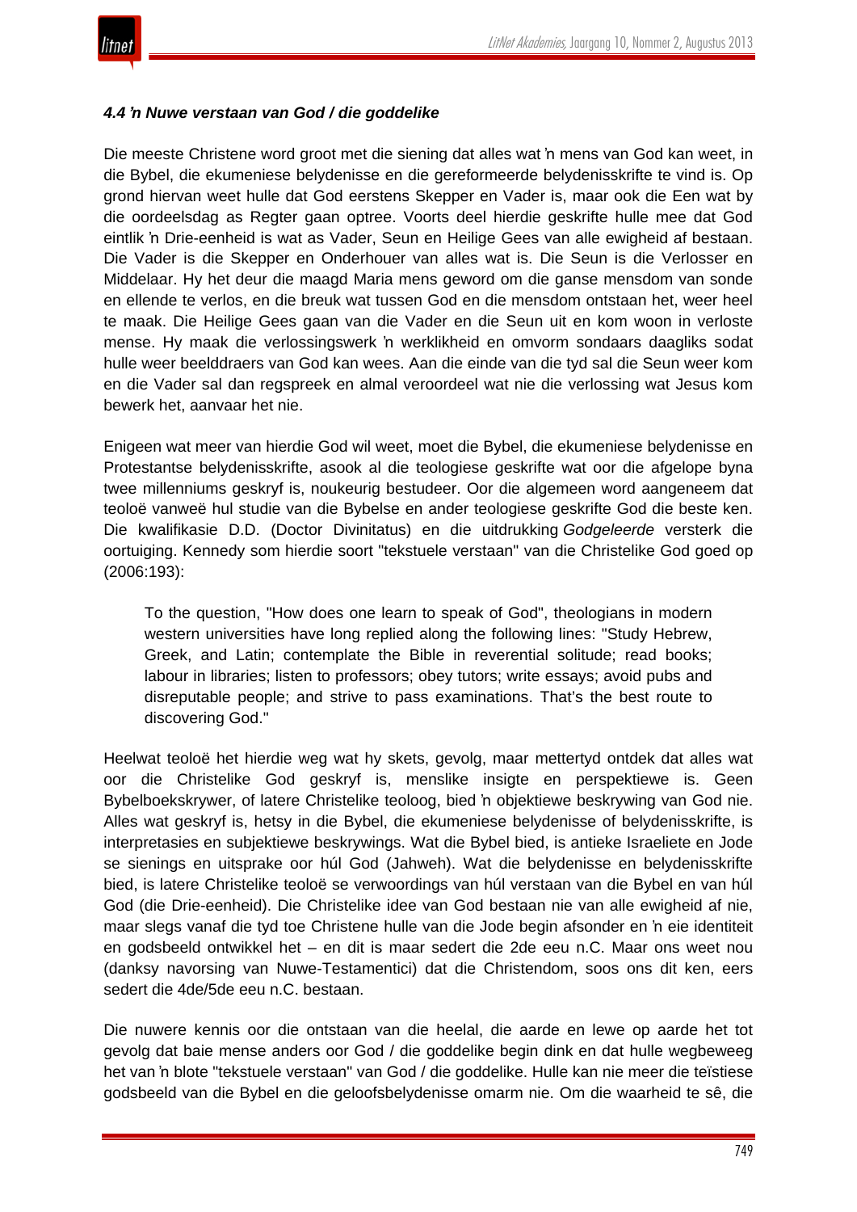#### *4.4 ŉ Nuwe verstaan van God / die goddelike*

Die meeste Christene word groot met die siening dat alles wat ŉ mens van God kan weet, in die Bybel, die ekumeniese belydenisse en die gereformeerde belydenisskrifte te vind is. Op grond hiervan weet hulle dat God eerstens Skepper en Vader is, maar ook die Een wat by die oordeelsdag as Regter gaan optree. Voorts deel hierdie geskrifte hulle mee dat God eintlik ŉ Drie-eenheid is wat as Vader, Seun en Heilige Gees van alle ewigheid af bestaan. Die Vader is die Skepper en Onderhouer van alles wat is. Die Seun is die Verlosser en Middelaar. Hy het deur die maagd Maria mens geword om die ganse mensdom van sonde en ellende te verlos, en die breuk wat tussen God en die mensdom ontstaan het, weer heel te maak. Die Heilige Gees gaan van die Vader en die Seun uit en kom woon in verloste mense. Hy maak die verlossingswerk ŉ werklikheid en omvorm sondaars daagliks sodat hulle weer beelddraers van God kan wees. Aan die einde van die tyd sal die Seun weer kom en die Vader sal dan regspreek en almal veroordeel wat nie die verlossing wat Jesus kom bewerk het, aanvaar het nie.

Enigeen wat meer van hierdie God wil weet, moet die Bybel, die ekumeniese belydenisse en Protestantse belydenisskrifte, asook al die teologiese geskrifte wat oor die afgelope byna twee millenniums geskryf is, noukeurig bestudeer. Oor die algemeen word aangeneem dat teoloë vanweë hul studie van die Bybelse en ander teologiese geskrifte God die beste ken. Die kwalifikasie D.D. (Doctor Divinitatus) en die uitdrukking *Godgeleerde* versterk die oortuiging. Kennedy som hierdie soort "tekstuele verstaan" van die Christelike God goed op (2006:193):

> To the question, "How does one learn to speak of God", theologians in modern western universities have long replied along the following lines: "Study Hebrew, Greek, and Latin; contemplate the Bible in reverential solitude; read books; labour in libraries; listen to professors; obey tutors; write essays; avoid pubs and disreputable people; and strive to pass examinations. That's the best route to discovering God."

Heelwat teoloë het hierdie weg wat hy skets, gevolg, maar mettertyd ontdek dat alles wat oor die Christelike God geskryf is, menslike insigte en perspektiewe is. Geen Bybelboekskrywer, of latere Christelike teoloog, bied ŉ objektiewe beskrywing van God nie. Alles wat geskryf is, hetsy in die Bybel, die ekumeniese belydenisse of belydenisskrifte, is interpretasies en subjektiewe beskrywings. Wat die Bybel bied, is antieke Israeliete en Jode se sienings en uitsprake oor húl God (Jahweh). Wat die belydenisse en belydenisskrifte bied, is latere Christelike teoloë se verwoordings van húl verstaan van die Bybel en van húl God (die Drie-eenheid). Die Christelike idee van God bestaan nie van alle ewigheid af nie, maar slegs vanaf die tyd toe Christene hulle van die Jode begin afsonder en ŉ eie identiteit en godsbeeld ontwikkel het – en dit is maar sedert die 2de eeu n.C. Maar ons weet nou (danksy navorsing van Nuwe-Testamentici) dat die Christendom, soos ons dit ken, eers sedert die 4de/5de eeu n.C. bestaan.

Die nuwere kennis oor die ontstaan van die heelal, die aarde en lewe op aarde het tot gevolg dat baie mense anders oor God / die goddelike begin dink en dat hulle wegbeweeg het van ŉ blote "tekstuele verstaan" van God / die goddelike. Hulle kan nie meer die teïstiese godsbeeld van die Bybel en die geloofsbelydenisse omarm nie. Om die waarheid te sê, die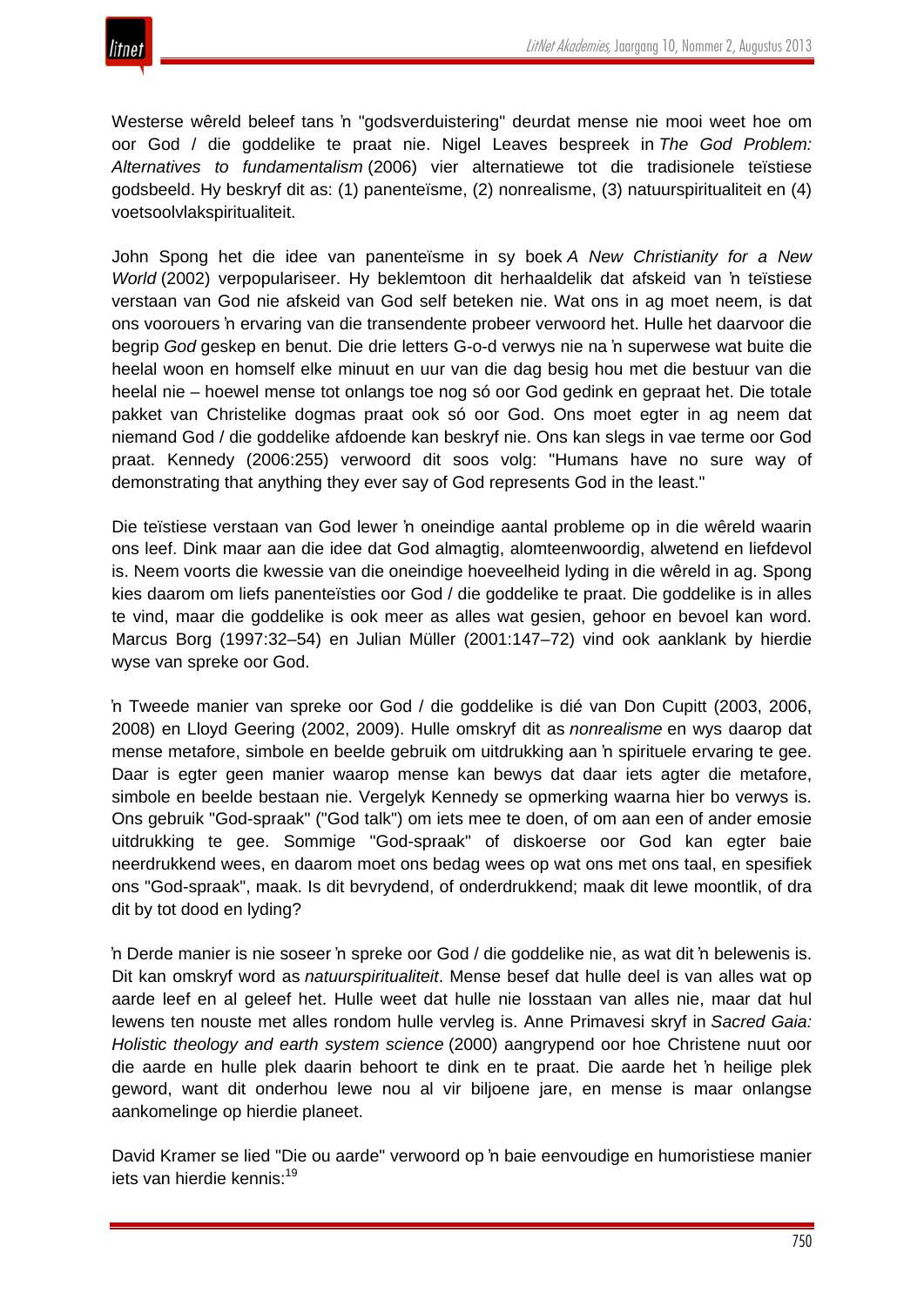Westerse wêreld beleef tans ŉ "godsverduistering" deurdat mense nie mooi weet hoe om oor God / die goddelike te praat nie. Nigel Leaves bespreek in *The God Problem: Alternatives to fundamentalism* (2006) vier alternatiewe tot die tradisionele teïstiese godsbeeld. Hy beskryf dit as: (1) panenteïsme, (2) nonrealisme, (3) natuurspiritualiteit en (4) voetsoolvlakspiritualiteit.

John Spong het die idee van panenteïsme in sy boek *A New Christianity for a New World* (2002) verpopulariseer. Hy beklemtoon dit herhaaldelik dat afskeid van ŉ teïstiese verstaan van God nie afskeid van God self beteken nie. Wat ons in ag moet neem, is dat ons voorouers ŉ ervaring van die transendente probeer verwoord het. Hulle het daarvoor die begrip *God* geskep en benut. Die drie letters G-o-d verwys nie na ŉ superwese wat buite die heelal woon en homself elke minuut en uur van die dag besig hou met die bestuur van die heelal nie – hoewel mense tot onlangs toe nog só oor God gedink en gepraat het. Die totale pakket van Christelike dogmas praat ook só oor God. Ons moet egter in ag neem dat niemand God / die goddelike afdoende kan beskryf nie. Ons kan slegs in vae terme oor God praat. Kennedy (2006:255) verwoord dit soos volg: "Humans have no sure way of demonstrating that anything they ever say of God represents God in the least."

Die teïstiese verstaan van God lewer ŉ oneindige aantal probleme op in die wêreld waarin ons leef. Dink maar aan die idee dat God almagtig, alomteenwoordig, alwetend en liefdevol is. Neem voorts die kwessie van die oneindige hoeveelheid lyding in die wêreld in ag. Spong kies daarom om liefs panenteïsties oor God / die goddelike te praat. Die goddelike is in alles te vind, maar die goddelike is ook meer as alles wat gesien, gehoor en bevoel kan word. Marcus Borg (1997:32–54) en Julian Müller (2001:147–72) vind ook aanklank by hierdie wyse van spreke oor God.

ŉ Tweede manier van spreke oor God / die goddelike is dié van Don Cupitt (2003, 2006, 2008) en Lloyd Geering (2002, 2009). Hulle omskryf dit as *nonrealisme* en wys daarop dat mense metafore, simbole en beelde gebruik om uitdrukking aan ŉ spirituele ervaring te gee. Daar is egter geen manier waarop mense kan bewys dat daar iets agter die metafore, simbole en beelde bestaan nie. Vergelyk Kennedy se opmerking waarna hier bo verwys is. Ons gebruik "God-spraak" ("God talk") om iets mee te doen, of om aan een of ander emosie uitdrukking te gee. Sommige "God-spraak" of diskoerse oor God kan egter baie neerdrukkend wees, en daarom moet ons bedag wees op wat ons met ons taal, en spesifiek ons "God-spraak", maak. Is dit bevrydend, of onderdrukkend; maak dit lewe moontlik, of dra dit by tot dood en lyding?

ŉ Derde manier is nie soseer ŉ spreke oor God / die goddelike nie, as wat dit ŉ belewenis is. Dit kan omskryf word as *natuurspiritualiteit*. Mense besef dat hulle deel is van alles wat op aarde leef en al geleef het. Hulle weet dat hulle nie losstaan van alles nie, maar dat hul lewens ten nouste met alles rondom hulle vervleg is. Anne Primavesi skryf in *Sacred Gaia: Holistic theology and earth system science* (2000) aangrypend oor hoe Christene nuut oor die aarde en hulle plek daarin behoort te dink en te praat. Die aarde het ŉ heilige plek geword, want dit onderhou lewe nou al vir biljoene jare, en mense is maar onlangse aankomelinge op hierdie planeet.

David Kramer se lied "Die ou aarde" verwoord op ŉ baie eenvoudige en humoristiese manier iets van hierdie kennis:[19]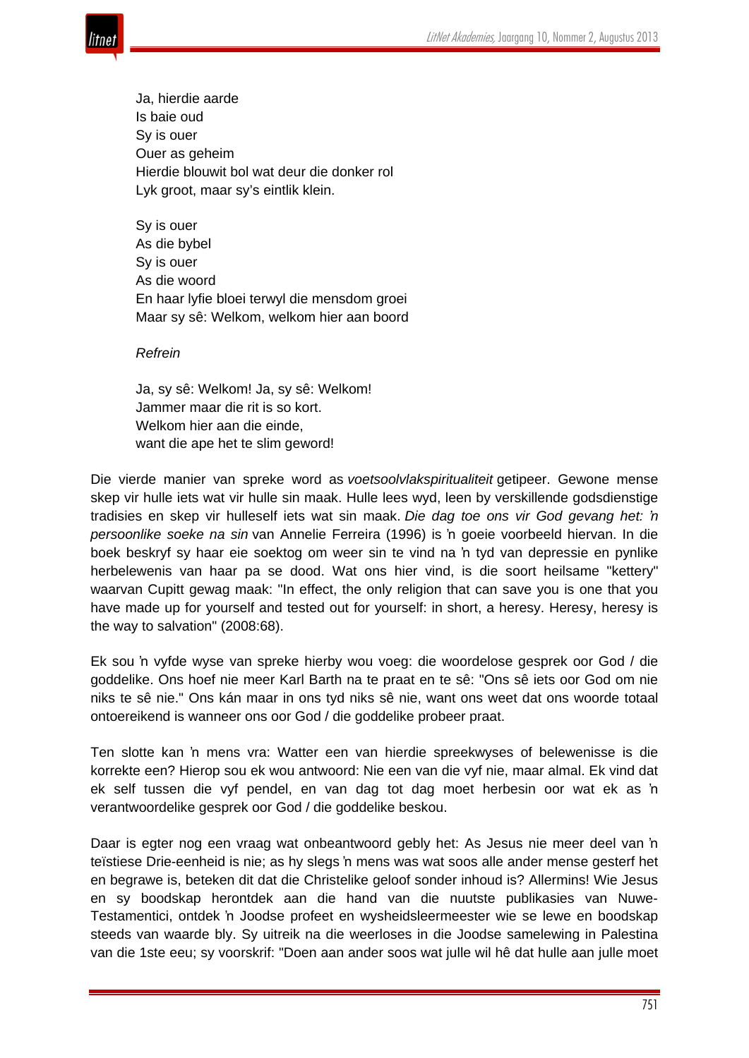Ja, hierdie aarde  
Is baie oud  
Sy is ouer  
Ouer as geheim  
Hierdie blouwit bol wat deur die donker rol  
Lyk groot, maar sy’s eintlik klein.

Sy is ouer  
As die bybel  
Sy is ouer  
As die woord  
En haar lyfie bloei terwyl die mensdom groei  
Maar sy sê: Welkom, welkom hier aan boord

*Refrein*

Ja, sy sê: Welkom! Ja, sy sê: Welkom!  
Jammer maar die rit is so kort.  
Welkom hier aan die einde,  
want die ape het te slim geword!

Die vierde manier van spreke word as *voetsoolvlakspiritualiteit* getipeer. Gewone mense skep vir hulle iets wat vir hulle sin maak. Hulle lees wyd, leen by verskillende godsdienstige tradisies en skep vir hulleself iets wat sin maak. *Die dag toe ons vir God gevang het: ŉ persoonlike soeke na sin* van Annelie Ferreira (1996) is ŉ goeie voorbeeld hiervan. In die boek beskryf sy haar eie soektog om weer sin te vind na ŉ tyd van depressie en pynlike herbelewenis van haar pa se dood. Wat ons hier vind, is die soort heilsame "kettery" waarvan Cupitt gewag maak: "In effect, the only religion that can save you is one that you have made up for yourself and tested out for yourself: in short, a heresy. Heresy, heresy is the way to salvation" (2008:68).

Ek sou ŉ vyfde wyse van spreke hierby wou voeg: die woordelose gesprek oor God / die goddelike. Ons hoef nie meer Karl Barth na te praat en te sê: "Ons sê iets oor God om nie niks te sê nie." Ons kán maar in ons tyd niks sê nie, want ons weet dat ons woorde totaal ontoereikend is wanneer ons oor God / die goddelike probeer praat.

Ten slotte kan ŉ mens vra: Watter een van hierdie spreekwyses of belewenisse is die korrekte een? Hierop sou ek wou antwoord: Nie een van die vyf nie, maar almal. Ek vind dat ek self tussen die vyf pendel, en van dag tot dag moet herbesin oor wat ek as ŉ verantwoordelike gesprek oor God / die goddelike beskou.

Daar is egter nog een vraag wat onbeantwoord gebly het: As Jesus nie meer deel van ŉ teïstiese Drie-eenheid is nie; as hy slegs ŉ mens was wat soos alle ander mense gesterf het en begrawe is, beteken dit dat die Christelike geloof sonder inhoud is? Allermins! Wie Jesus en sy boodskap herontdek aan die hand van die nuutste publikasies van Nuwe-Testamentici, ontdek ŉ Joodse profeet en wysheidsleermeester wie se lewe en boodskap steeds van waarde bly. Sy uitreik na die weerloses in die Joodse samelewing in Palestina van die 1ste eeu; sy voorskrif: "Doen aan ander soos wat julle wil hê dat hulle aan julle moet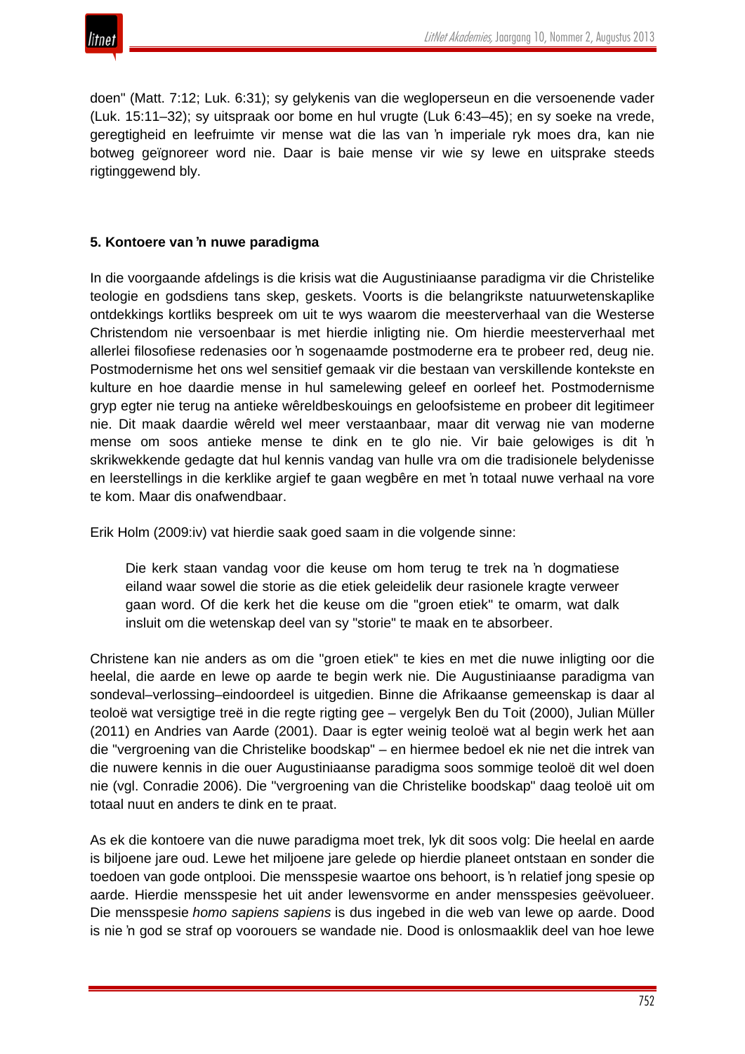doen" (Matt. 7:12; Luk. 6:31); sy gelykenis van die wegloperseun en die versoenende vader (Luk. 15:11–32); sy uitspraak oor bome en hul vrugte (Luk 6:43–45); en sy soeke na vrede, geregtigheid en leefruimte vir mense wat die las van ŉ imperiale ryk moes dra, kan nie botweg geïgnoreer word nie. Daar is baie mense vir wie sy lewe en uitsprake steeds rigtinggewend bly.

### 5. Kontoere van ŉ nuwe paradigma

In die voorgaande afdelings is die krisis wat die Augustiniaanse paradigma vir die Christelike teologie en godsdiens tans skep, geskets. Voorts is die belangrikste natuurwetenskaplike ontdekkings kortliks bespreek om uit te wys waarom die meesterverhaal van die Westerse Christendom nie versoenbaar is met hierdie inligting nie. Om hierdie meesterverhaal met allerlei filosofiese redenasies oor ŉ sogenaamde postmoderne era te probeer red, deug nie. Postmodernisme het ons wel sensitief gemaak vir die bestaan van verskillende kontekste en kulture en hoe daardie mense in hul samelewing geleef en oorleef het. Postmodernisme gryp egter nie terug na antieke wêreldbeskouings en geloofsisteme en probeer dit legitimeer nie. Dit maak daardie wêreld wel meer verstaanbaar, maar dit verwag nie van moderne mense om soos antieke mense te dink en te glo nie. Vir baie gelowiges is dit ŉ skrikwekkende gedagte dat hul kennis vandag van hulle vra om die tradisionele belydenisse en leerstellings in die kerklike argief te gaan wegbêre en met ŉ totaal nuwe verhaal na vore te kom. Maar dis onafwendbaar.

Erik Holm (2009:iv) vat hierdie saak goed saam in die volgende sinne:

> Die kerk staan vandag voor die keuse om hom terug te trek na ŉ dogmatiese eiland waar sowel die storie as die etiek geleidelik deur rasionele kragte verweer gaan word. Of die kerk het die keuse om die "groen etiek" te omarm, wat dalk insluit om die wetenskap deel van sy "storie" te maak en te absorbeer.

Christene kan nie anders as om die "groen etiek" te kies en met die nuwe inligting oor die heelal, die aarde en lewe op aarde te begin werk nie. Die Augustiniaanse paradigma van sondeval–verlossing–eindoordeel is uitgedien. Binne die Afrikaanse gemeenskap is daar al teoloë wat versigtige treë in die regte rigting gee – vergelyk Ben du Toit (2000), Julian Müller (2011) en Andries van Aarde (2001). Daar is egter weinig teoloë wat al begin werk het aan die "vergroening van die Christelike boodskap" – en hiermee bedoel ek nie net die intrek van die nuwere kennis in die ouer Augustiniaanse paradigma soos sommige teoloë dit wel doen nie (vgl. Conradie 2006). Die "vergroening van die Christelike boodskap" daag teoloë uit om totaal nuut en anders te dink en te praat.

As ek die kontoere van die nuwe paradigma moet trek, lyk dit soos volg: Die heelal en aarde is biljoene jare oud. Lewe het miljoene jare gelede op hierdie planeet ontstaan en sonder die toedoen van gode ontplooi. Die mensspesie waartoe ons behoort, is ŉ relatief jong spesie op aarde. Hierdie mensspesie het uit ander lewensvorme en ander mensspesies geëvolueer. Die mensspesie *homo sapiens sapiens* is dus ingebed in die web van lewe op aarde. Dood is nie ŉ god se straf op voorouers se wandade nie. Dood is onlosmaaklik deel van hoe lewe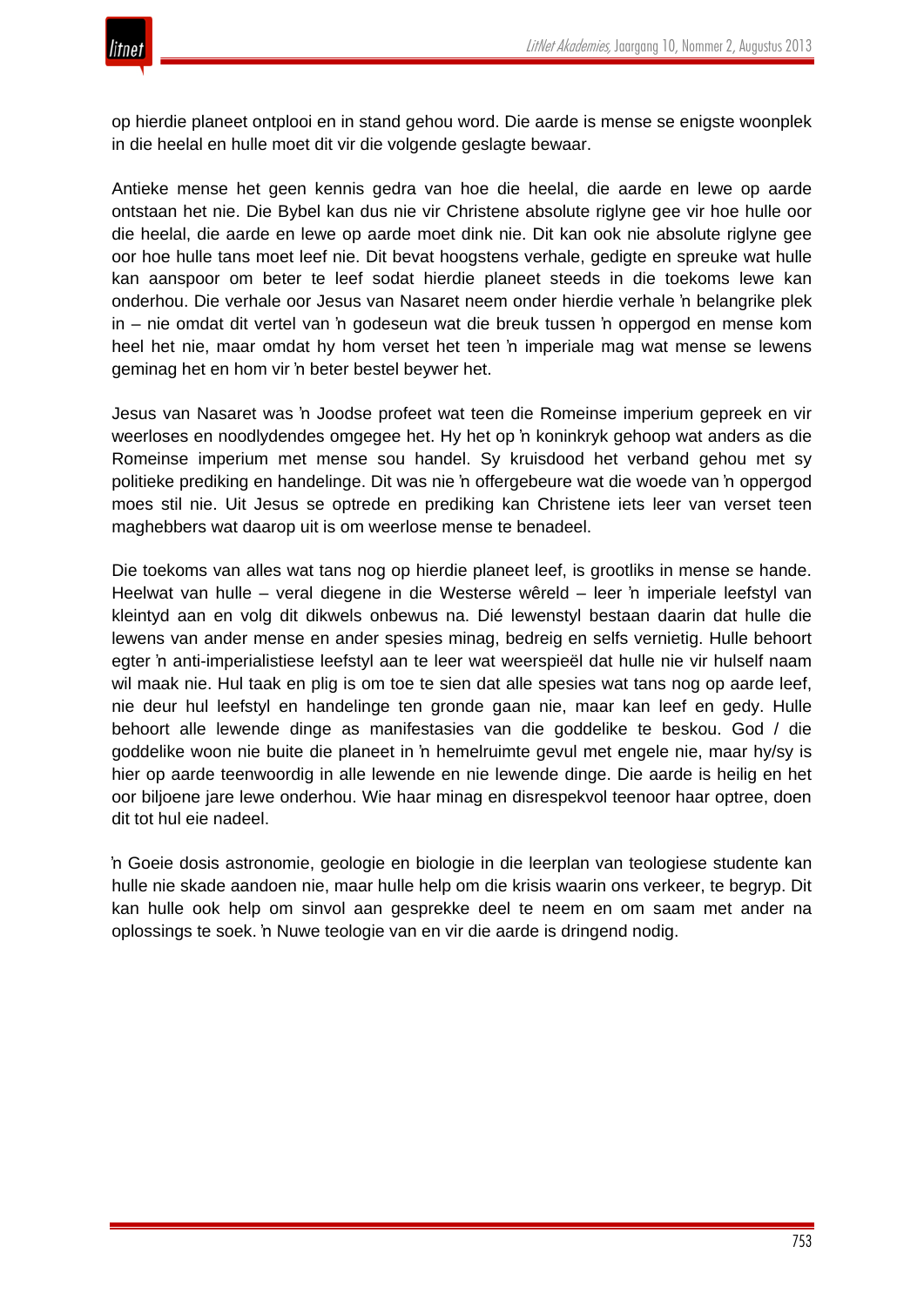op hierdie planeet ontplooi en in stand gehou word. Die aarde is mense se enigste woonplek in die heelal en hulle moet dit vir die volgende geslagte bewaar.

Antieke mense het geen kennis gedra van hoe die heelal, die aarde en lewe op aarde ontstaan het nie. Die Bybel kan dus nie vir Christene absolute riglyne gee vir hoe hulle oor die heelal, die aarde en lewe op aarde moet dink nie. Dit kan ook nie absolute riglyne gee oor hoe hulle tans moet leef nie. Dit bevat hoogstens verhale, gedigte en spreuke wat hulle kan aanspoor om beter te leef sodat hierdie planeet steeds in die toekoms lewe kan onderhou. Die verhale oor Jesus van Nasaret neem onder hierdie verhale ŉ belangrike plek in – nie omdat dit vertel van ŉ godeseun wat die breuk tussen ŉ oppergod en mense kom heel het nie, maar omdat hy hom verset het teen ŉ imperiale mag wat mense se lewens geminag het en hom vir ŉ beter bestel beywer het.

Jesus van Nasaret was ŉ Joodse profeet wat teen die Romeinse imperium gepreek en vir weerloses en noodlydendes omgegee het. Hy het op ŉ koninkryk gehoop wat anders as die Romeinse imperium met mense sou handel. Sy kruisdood het verband gehou met sy politieke prediking en handelinge. Dit was nie ŉ offergebeure wat die woede van ŉ oppergod moes stil nie. Uit Jesus se optrede en prediking kan Christene iets leer van verset teen maghebbers wat daarop uit is om weerlose mense te benadeel.

Die toekoms van alles wat tans nog op hierdie planeet leef, is grootliks in mense se hande. Heelwat van hulle – veral diegene in die Westerse wêreld – leer ŉ imperiale leefstyl van kleintyd aan en volg dit dikwels onbewus na. Dié lewenstyl bestaan daarin dat hulle die lewens van ander mense en ander spesies minag, bedreig en selfs vernietig. Hulle behoort egter ŉ anti-imperialistiese leefstyl aan te leer wat weerspieël dat hulle nie vir hulself naam wil maak nie. Hul taak en plig is om toe te sien dat alle spesies wat tans nog op aarde leef, nie deur hul leefstyl en handelinge ten gronde gaan nie, maar kan leef en gedy. Hulle behoort alle lewende dinge as manifestasies van die goddelike te beskou. God / die goddelike woon nie buite die planeet in ŉ hemelruimte gevul met engele nie, maar hy/sy is hier op aarde teenwoordig in alle lewende en nie lewende dinge. Die aarde is heilig en het oor biljoene jare lewe onderhou. Wie haar minag en disrespekvol teenoor haar optree, doen dit tot hul eie nadeel.

ŉ Goeie dosis astronomie, geologie en biologie in die leerplan van teologiese studente kan hulle nie skade aandoen nie, maar hulle help om die krisis waarin ons verkeer, te begryp. Dit kan hulle ook help om sinvol aan gesprekke deel te neem en om saam met ander na oplossings te soek. ŉ Nuwe teologie van en vir die aarde is dringend nodig.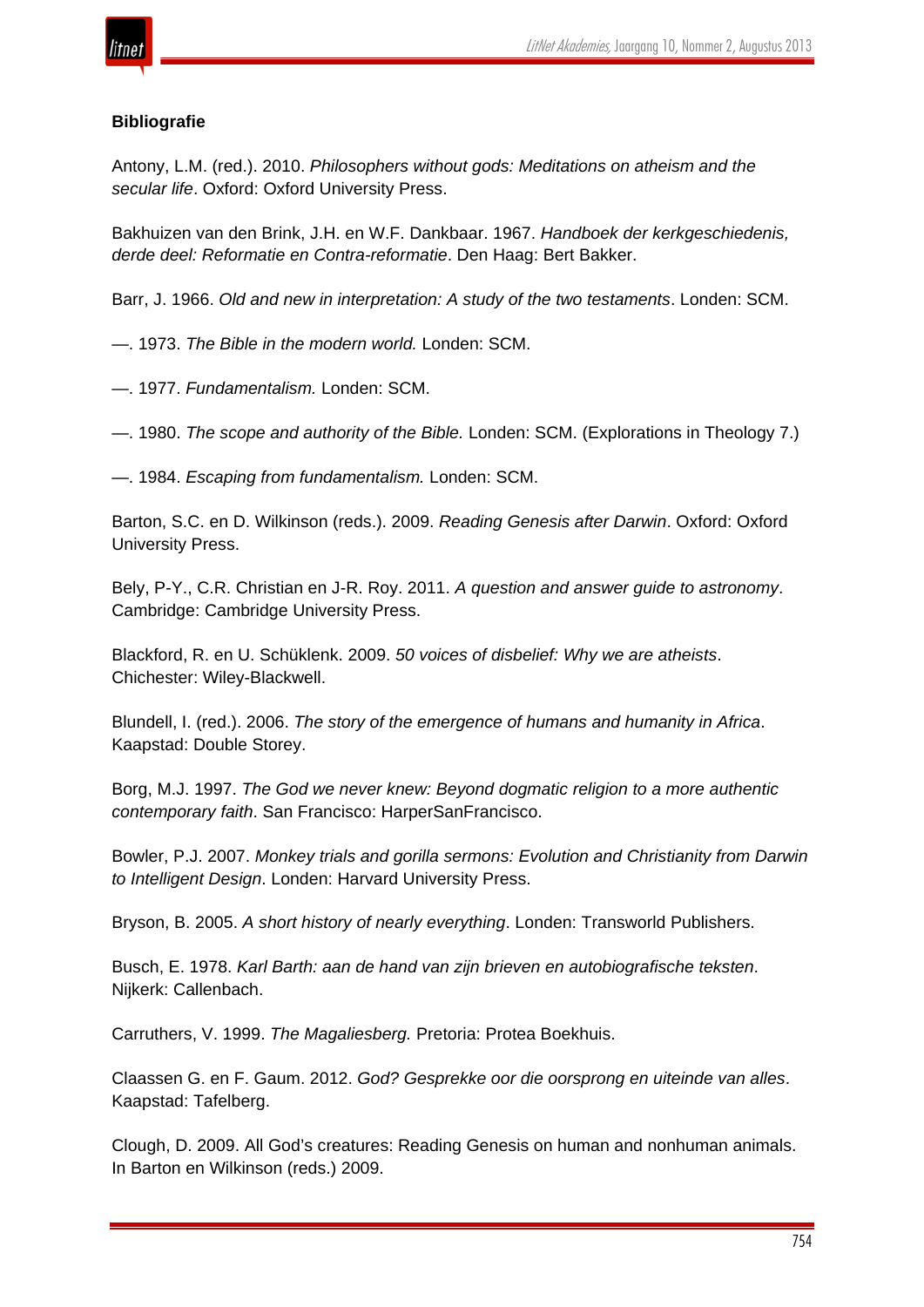**Bibliografie**

Antony, L.M. (red.). 2010. *Philosophers without gods: Meditations on atheism and the secular life*. Oxford: Oxford University Press.

Bakhuizen van den Brink, J.H. en W.F. Dankbaar. 1967. *Handboek der kerkgeschiedenis, derde deel: Reformatie en Contra-reformatie*. Den Haag: Bert Bakker.

Barr, J. 1966. *Old and new in interpretation: A study of the two testaments*. Londen: SCM.

—. 1973. *The Bible in the modern world.* Londen: SCM.

—. 1977. *Fundamentalism.* Londen: SCM.

—. 1980. *The scope and authority of the Bible.* Londen: SCM. (Explorations in Theology 7.)

—. 1984. *Escaping from fundamentalism.* Londen: SCM.

Barton, S.C. en D. Wilkinson (reds.). 2009. *Reading Genesis after Darwin*. Oxford: Oxford University Press.

Bely, P-Y., C.R. Christian en J-R. Roy. 2011. *A question and answer guide to astronomy*. Cambridge: Cambridge University Press.

Blackford, R. en U. Schüklenk. 2009. *50 voices of disbelief: Why we are atheists*. Chichester: Wiley-Blackwell.

Blundell, I. (red.). 2006. *The story of the emergence of humans and humanity in Africa*. Kaapstad: Double Storey.

Borg, M.J. 1997. *The God we never knew: Beyond dogmatic religion to a more authentic contemporary faith*. San Francisco: HarperSanFrancisco.

Bowler, P.J. 2007. *Monkey trials and gorilla sermons: Evolution and Christianity from Darwin to Intelligent Design*. Londen: Harvard University Press.

Bryson, B. 2005. *A short history of nearly everything*. Londen: Transworld Publishers.

Busch, E. 1978. *Karl Barth: aan de hand van zijn brieven en autobiografische teksten*. Nijkerk: Callenbach.

Carruthers, V. 1999. *The Magaliesberg.* Pretoria: Protea Boekhuis.

Claassen G. en F. Gaum. 2012. *God? Gesprekke oor die oorsprong en uiteinde van alles*. Kaapstad: Tafelberg.

Clough, D. 2009. All God's creatures: Reading Genesis on human and nonhuman animals. In Barton en Wilkinson (reds.) 2009.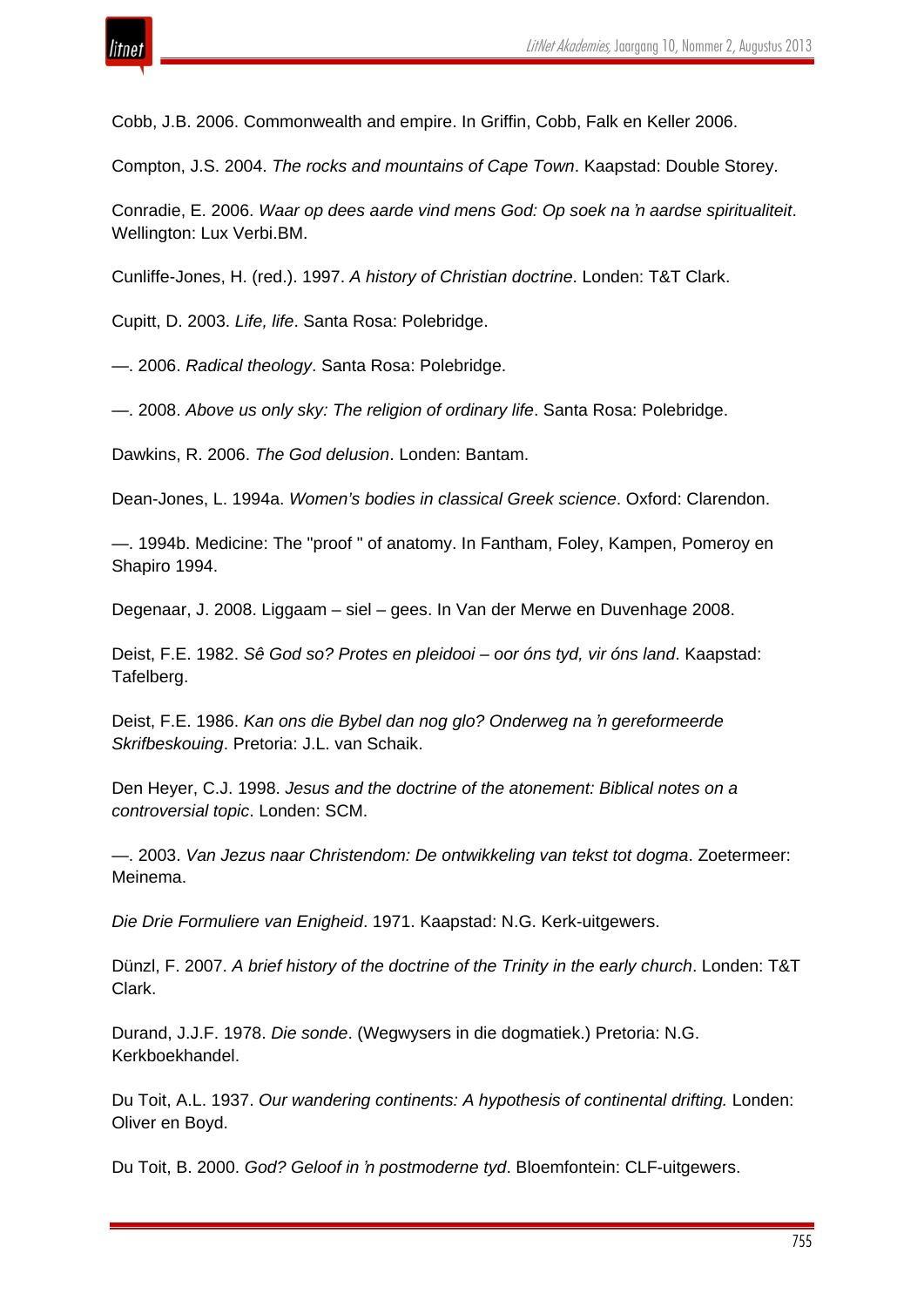Cobb, J.B. 2006. Commonwealth and empire. In Griffin, Cobb, Falk en Keller 2006.

Compton, J.S. 2004. *The rocks and mountains of Cape Town*. Kaapstad: Double Storey.

Conradie, E. 2006. *Waar op dees aarde vind mens God: Op soek na ŉ aardse spiritualiteit*. Wellington: Lux Verbi.BM.

Cunliffe-Jones, H. (red.). 1997. *A history of Christian doctrine*. Londen: T&T Clark.

Cupitt, D. 2003. *Life, life*. Santa Rosa: Polebridge.

—. 2006. *Radical theology*. Santa Rosa: Polebridge.

—. 2008. *Above us only sky: The religion of ordinary life*. Santa Rosa: Polebridge.

Dawkins, R. 2006. *The God delusion*. Londen: Bantam.

Dean-Jones, L. 1994a. *Women's bodies in classical Greek science*. Oxford: Clarendon.

—. 1994b. Medicine: The "proof " of anatomy. In Fantham, Foley, Kampen, Pomeroy en Shapiro 1994.

Degenaar, J. 2008. Liggaam – siel – gees. In Van der Merwe en Duvenhage 2008.

Deist, F.E. 1982. *Sê God so? Protes en pleidooi – oor óns tyd, vir óns land*. Kaapstad: Tafelberg.

Deist, F.E. 1986. *Kan ons die Bybel dan nog glo? Onderweg na ŉ gereformeerde Skrifbeskouing*. Pretoria: J.L. van Schaik.

Den Heyer, C.J. 1998. *Jesus and the doctrine of the atonement: Biblical notes on a controversial topic*. Londen: SCM.

—. 2003. *Van Jezus naar Christendom: De ontwikkeling van tekst tot dogma*. Zoetermeer: Meinema.

*Die Drie Formuliere van Enigheid*. 1971. Kaapstad: N.G. Kerk-uitgewers.

Dünzl, F. 2007. *A brief history of the doctrine of the Trinity in the early church*. Londen: T&T Clark.

Durand, J.J.F. 1978. *Die sonde*. (Wegwysers in die dogmatiek.) Pretoria: N.G. Kerkboekhandel.

Du Toit, A.L. 1937. *Our wandering continents: A hypothesis of continental drifting.* Londen: Oliver en Boyd.

Du Toit, B. 2000. *God? Geloof in ŉ postmoderne tyd*. Bloemfontein: CLF-uitgewers.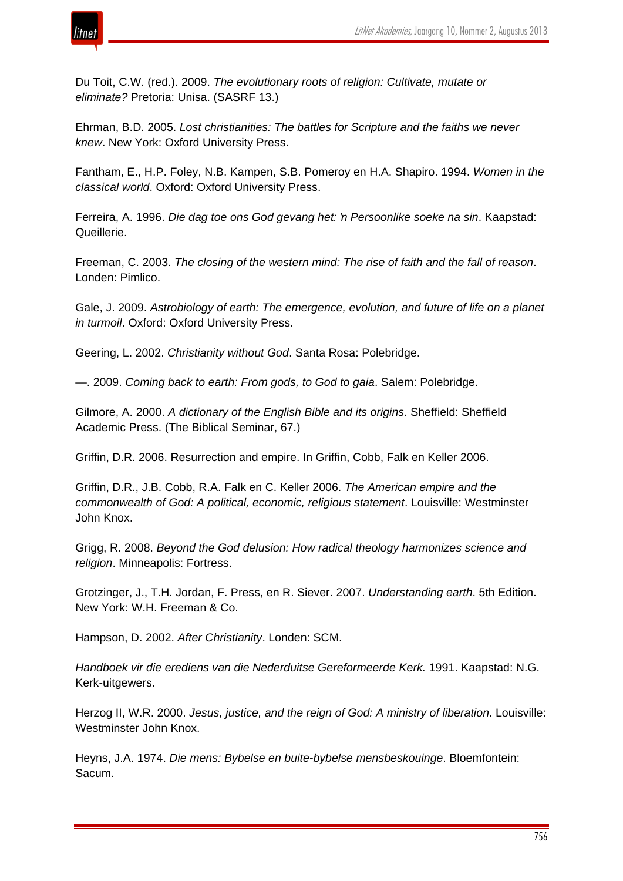Du Toit, C.W. (red.). 2009. *The evolutionary roots of religion: Cultivate, mutate or eliminate?* Pretoria: Unisa. (SASRF 13.)

Ehrman, B.D. 2005. *Lost christianities: The battles for Scripture and the faiths we never knew*. New York: Oxford University Press.

Fantham, E., H.P. Foley, N.B. Kampen, S.B. Pomeroy en H.A. Shapiro. 1994. *Women in the classical world*. Oxford: Oxford University Press.

Ferreira, A. 1996. *Die dag toe ons God gevang het: 'n Persoonlike soeke na sin*. Kaapstad: Queillerie.

Freeman, C. 2003. *The closing of the western mind: The rise of faith and the fall of reason*. Londen: Pimlico.

Gale, J. 2009. *Astrobiology of earth: The emergence, evolution, and future of life on a planet in turmoil*. Oxford: Oxford University Press.

Geering, L. 2002. *Christianity without God*. Santa Rosa: Polebridge.

—. 2009. *Coming back to earth: From gods, to God to gaia*. Salem: Polebridge.

Gilmore, A. 2000. *A dictionary of the English Bible and its origins*. Sheffield: Sheffield Academic Press. (The Biblical Seminar, 67.)

Griffin, D.R. 2006. Resurrection and empire. In Griffin, Cobb, Falk en Keller 2006.

Griffin, D.R., J.B. Cobb, R.A. Falk en C. Keller 2006. *The American empire and the commonwealth of God: A political, economic, religious statement*. Louisville: Westminster John Knox.

Grigg, R. 2008. *Beyond the God delusion: How radical theology harmonizes science and religion*. Minneapolis: Fortress.

Grotzinger, J., T.H. Jordan, F. Press, en R. Siever. 2007. *Understanding earth*. 5th Edition. New York: W.H. Freeman & Co.

Hampson, D. 2002. *After Christianity*. Londen: SCM.

*Handboek vir die erediens van die Nederduitse Gereformeerde Kerk.* 1991. Kaapstad: N.G. Kerk-uitgewers.

Herzog II, W.R. 2000. *Jesus, justice, and the reign of God: A ministry of liberation*. Louisville: Westminster John Knox.

Heyns, J.A. 1974. *Die mens: Bybelse en buite-bybelse mensbeskouinge*. Bloemfontein: Sacum.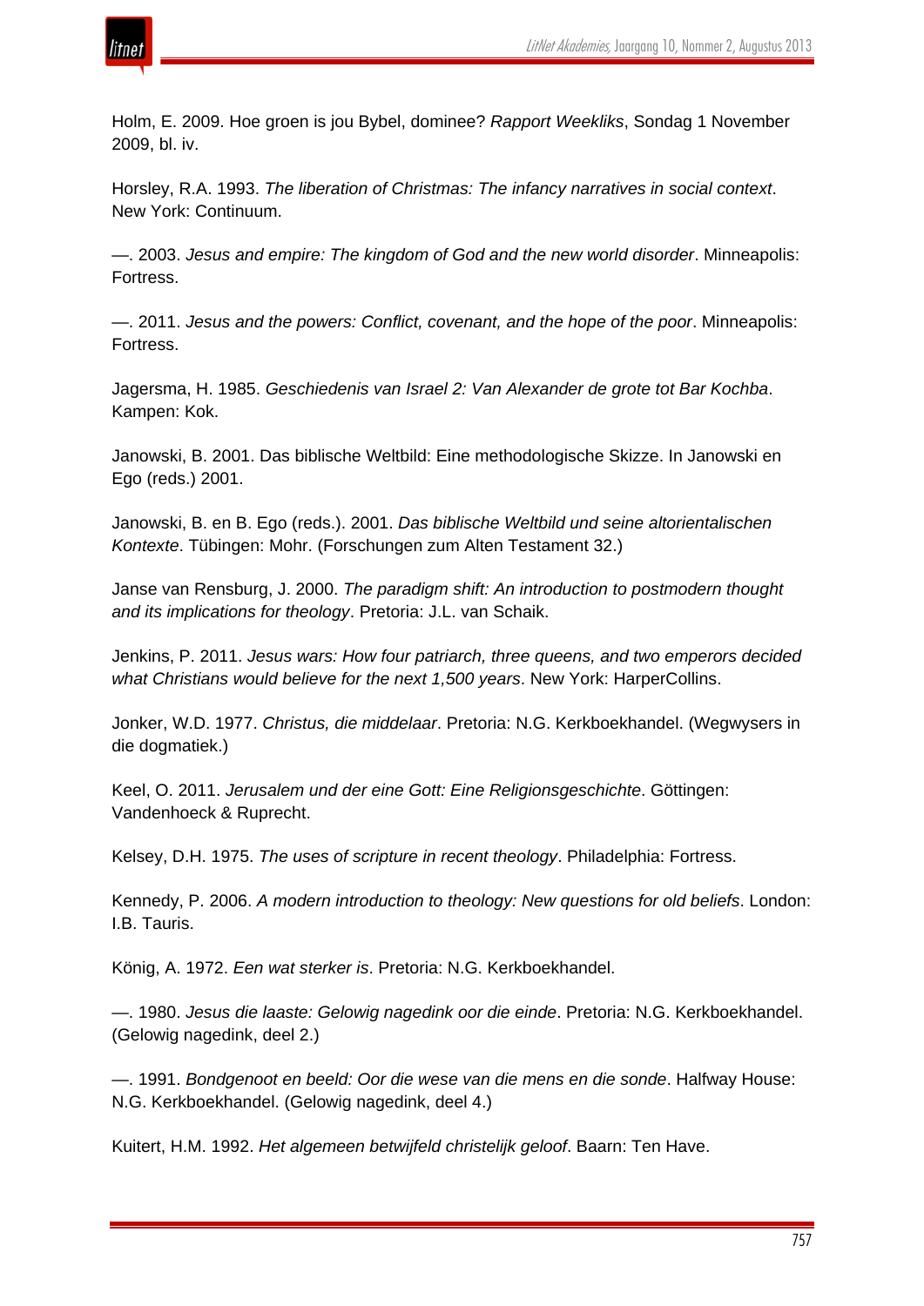Holm, E. 2009. Hoe groen is jou Bybel, dominee? *Rapport Weekliks*, Sondag 1 November 2009, bl. iv.

Horsley, R.A. 1993. *The liberation of Christmas: The infancy narratives in social context*. New York: Continuum.

—. 2003. *Jesus and empire: The kingdom of God and the new world disorder*. Minneapolis: Fortress.

—. 2011. *Jesus and the powers: Conflict, covenant, and the hope of the poor*. Minneapolis: Fortress.

Jagersma, H. 1985. *Geschiedenis van Israel 2: Van Alexander de grote tot Bar Kochba*. Kampen: Kok.

Janowski, B. 2001. Das biblische Weltbild: Eine methodologische Skizze. In Janowski en Ego (reds.) 2001.

Janowski, B. en B. Ego (reds.). 2001. *Das biblische Weltbild und seine altorientalischen Kontexte*. Tübingen: Mohr. (Forschungen zum Alten Testament 32.)

Janse van Rensburg, J. 2000. *The paradigm shift: An introduction to postmodern thought and its implications for theology*. Pretoria: J.L. van Schaik.

Jenkins, P. 2011. *Jesus wars: How four patriarch, three queens, and two emperors decided what Christians would believe for the next 1,500 years*. New York: HarperCollins.

Jonker, W.D. 1977. *Christus, die middelaar*. Pretoria: N.G. Kerkboekhandel. (Wegwysers in die dogmatiek.)

Keel, O. 2011. *Jerusalem und der eine Gott: Eine Religionsgeschichte*. Göttingen: Vandenhoeck & Ruprecht.

Kelsey, D.H. 1975. *The uses of scripture in recent theology*. Philadelphia: Fortress.

Kennedy, P. 2006. *A modern introduction to theology: New questions for old beliefs*. London: I.B. Tauris.

König, A. 1972. *Een wat sterker is*. Pretoria: N.G. Kerkboekhandel.

—. 1980. *Jesus die laaste: Gelowig nagedink oor die einde*. Pretoria: N.G. Kerkboekhandel. (Gelowig nagedink, deel 2.)

—. 1991. *Bondgenoot en beeld: Oor die wese van die mens en die sonde*. Halfway House: N.G. Kerkboekhandel. (Gelowig nagedink, deel 4.)

Kuitert, H.M. 1992. *Het algemeen betwijfeld christelijk geloof*. Baarn: Ten Have.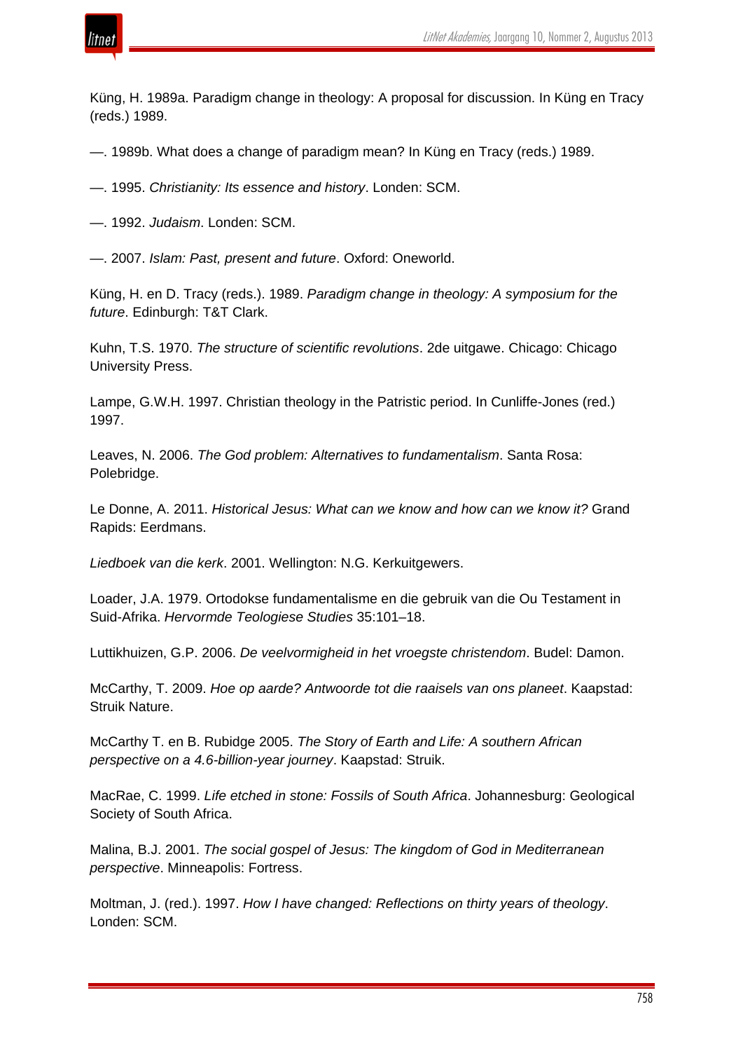Küng, H. 1989a. Paradigm change in theology: A proposal for discussion. In Küng en Tracy (reds.) 1989.

—. 1989b. What does a change of paradigm mean? In Küng en Tracy (reds.) 1989.

—. 1995. *Christianity: Its essence and history*. Londen: SCM.

—. 1992. *Judaism*. Londen: SCM.

—. 2007. *Islam: Past, present and future*. Oxford: Oneworld.

Küng, H. en D. Tracy (reds.). 1989. *Paradigm change in theology: A symposium for the future*. Edinburgh: T&T Clark.

Kuhn, T.S. 1970. *The structure of scientific revolutions*. 2de uitgawe. Chicago: Chicago University Press.

Lampe, G.W.H. 1997. Christian theology in the Patristic period. In Cunliffe-Jones (red.) 1997.

Leaves, N. 2006. *The God problem: Alternatives to fundamentalism*. Santa Rosa: Polebridge.

Le Donne, A. 2011. *Historical Jesus: What can we know and how can we know it?* Grand Rapids: Eerdmans.

*Liedboek van die kerk*. 2001. Wellington: N.G. Kerkuitgewers.

Loader, J.A. 1979. Ortodokse fundamentalisme en die gebruik van die Ou Testament in Suid-Afrika. *Hervormde Teologiese Studies* 35:101–18.

Luttikhuizen, G.P. 2006. *De veelvormigheid in het vroegste christendom*. Budel: Damon.

McCarthy, T. 2009. *Hoe op aarde? Antwoorde tot die raaisels van ons planeet*. Kaapstad: Struik Nature.

McCarthy T. en B. Rubidge 2005. *The Story of Earth and Life: A southern African perspective on a 4.6-billion-year journey*. Kaapstad: Struik.

MacRae, C. 1999. *Life etched in stone: Fossils of South Africa*. Johannesburg: Geological Society of South Africa.

Malina, B.J. 2001. *The social gospel of Jesus: The kingdom of God in Mediterranean perspective*. Minneapolis: Fortress.

Moltman, J. (red.). 1997. *How I have changed: Reflections on thirty years of theology*. Londen: SCM.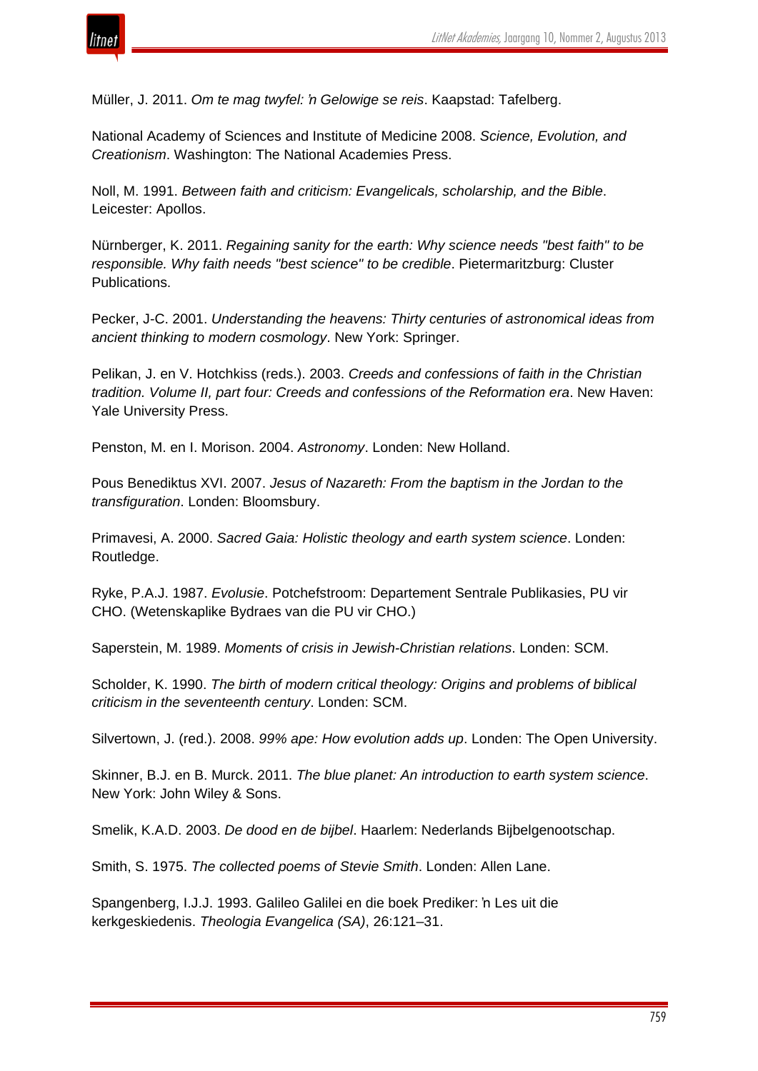Müller, J. 2011. *Om te mag twyfel: 'n Gelowige se reis*. Kaapstad: Tafelberg.

National Academy of Sciences and Institute of Medicine 2008. *Science, Evolution, and Creationism*. Washington: The National Academies Press.

Noll, M. 1991. *Between faith and criticism: Evangelicals, scholarship, and the Bible*. Leicester: Apollos.

Nürnberger, K. 2011. *Regaining sanity for the earth: Why science needs "best faith" to be responsible. Why faith needs "best science" to be credible*. Pietermaritzburg: Cluster Publications.

Pecker, J-C. 2001. *Understanding the heavens: Thirty centuries of astronomical ideas from ancient thinking to modern cosmology*. New York: Springer.

Pelikan, J. en V. Hotchkiss (reds.). 2003. *Creeds and confessions of faith in the Christian tradition. Volume II, part four: Creeds and confessions of the Reformation era*. New Haven: Yale University Press.

Penston, M. en I. Morison. 2004. *Astronomy*. Londen: New Holland.

Pous Benediktus XVI. 2007. *Jesus of Nazareth: From the baptism in the Jordan to the transfiguration*. Londen: Bloomsbury.

Primavesi, A. 2000. *Sacred Gaia: Holistic theology and earth system science*. Londen: Routledge.

Ryke, P.A.J. 1987. *Evolusie*. Potchefstroom: Departement Sentrale Publikasies, PU vir CHO. (Wetenskaplike Bydraes van die PU vir CHO.)

Saperstein, M. 1989. *Moments of crisis in Jewish-Christian relations*. Londen: SCM.

Scholder, K. 1990. *The birth of modern critical theology: Origins and problems of biblical criticism in the seventeenth century*. Londen: SCM.

Silvertown, J. (red.). 2008. *99% ape: How evolution adds up*. Londen: The Open University.

Skinner, B.J. en B. Murck. 2011. *The blue planet: An introduction to earth system science*. New York: John Wiley & Sons.

Smelik, K.A.D. 2003. *De dood en de bijbel*. Haarlem: Nederlands Bijbelgenootschap.

Smith, S. 1975. *The collected poems of Stevie Smith*. Londen: Allen Lane.

Spangenberg, I.J.J. 1993. Galileo Galilei en die boek Prediker: 'n Les uit die kerkgeskiedenis. *Theologia Evangelica (SA)*, 26:121–31.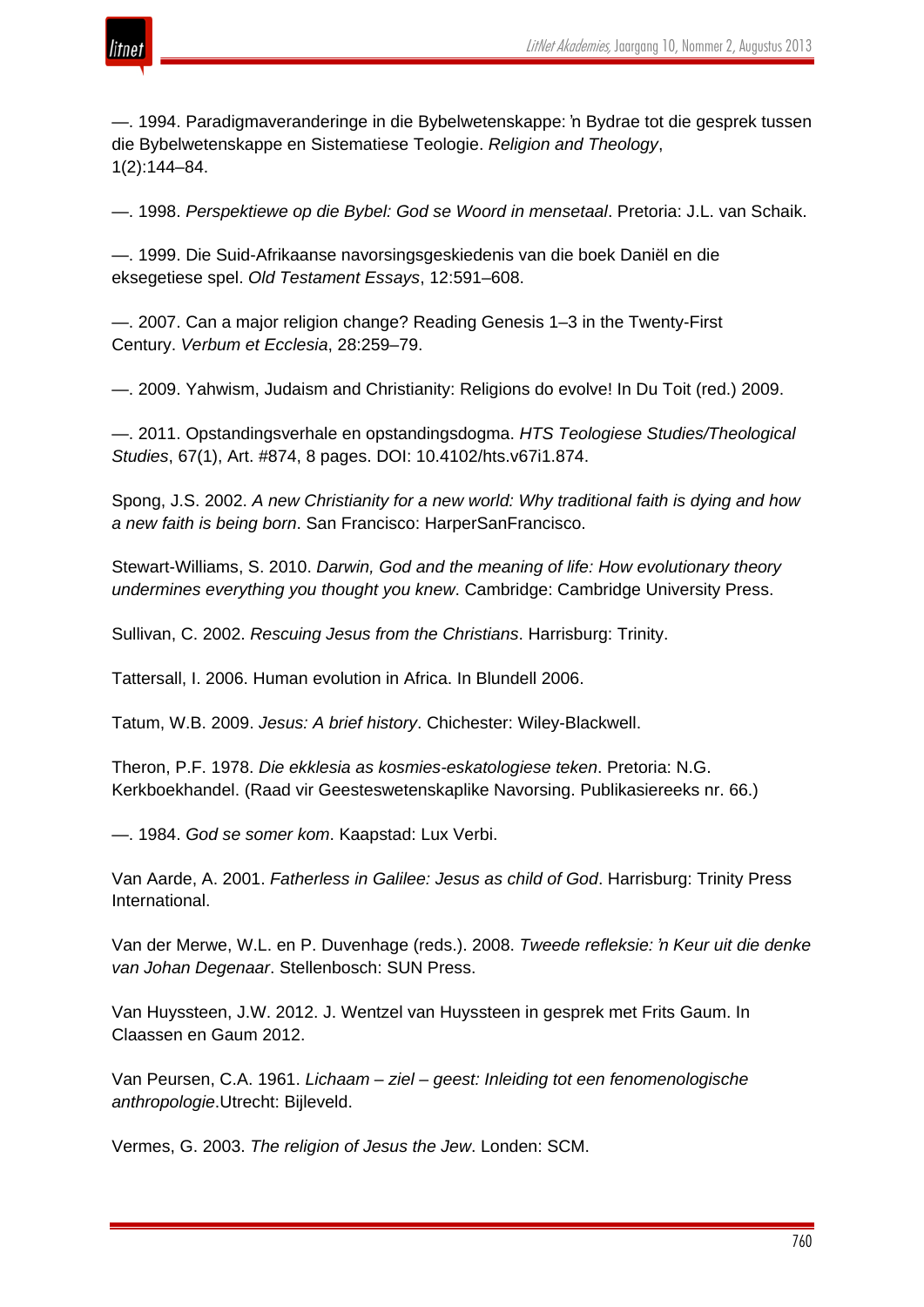—. 1994. Paradigmaveranderinge in die Bybelwetenskappe: ŉ Bydrae tot die gesprek tussen die Bybelwetenskappe en Sistematiese Teologie. *Religion and Theology*, 1(2):144–84.

—. 1998. *Perspektiewe op die Bybel: God se Woord in mensetaal*. Pretoria: J.L. van Schaik.

—. 1999. Die Suid-Afrikaanse navorsingsgeskiedenis van die boek Daniël en die eksegetiese spel. *Old Testament Essays*, 12:591–608.

—. 2007. Can a major religion change? Reading Genesis 1–3 in the Twenty-First Century. *Verbum et Ecclesia*, 28:259–79.

—. 2009. Yahwism, Judaism and Christianity: Religions do evolve! In Du Toit (red.) 2009.

—. 2011. Opstandingsverhale en opstandingsdogma. *HTS Teologiese Studies/Theological Studies*, 67(1), Art. #874, 8 pages. DOI: 10.4102/hts.v67i1.874.

Spong, J.S. 2002. *A new Christianity for a new world: Why traditional faith is dying and how a new faith is being born*. San Francisco: HarperSanFrancisco.

Stewart-Williams, S. 2010. *Darwin, God and the meaning of life: How evolutionary theory undermines everything you thought you knew*. Cambridge: Cambridge University Press.

Sullivan, C. 2002. *Rescuing Jesus from the Christians*. Harrisburg: Trinity.

Tattersall, I. 2006. Human evolution in Africa. In Blundell 2006.

Tatum, W.B. 2009. *Jesus: A brief history*. Chichester: Wiley-Blackwell.

Theron, P.F. 1978. *Die ekklesia as kosmies-eskatologiese teken*. Pretoria: N.G. Kerkboekhandel. (Raad vir Geesteswetenskaplike Navorsing. Publikasiereeks nr. 66.)

—. 1984. *God se somer kom*. Kaapstad: Lux Verbi.

Van Aarde, A. 2001. *Fatherless in Galilee: Jesus as child of God*. Harrisburg: Trinity Press International.

Van der Merwe, W.L. en P. Duvenhage (reds.). 2008. *Tweede refleksie: ŉ Keur uit die denke van Johan Degenaar*. Stellenbosch: SUN Press.

Van Huyssteen, J.W. 2012. J. Wentzel van Huyssteen in gesprek met Frits Gaum. In Claassen en Gaum 2012.

Van Peursen, C.A. 1961. *Lichaam – ziel – geest: Inleiding tot een fenomenologische anthropologie*.Utrecht: Bijleveld.

Vermes, G. 2003. *The religion of Jesus the Jew*. Londen: SCM.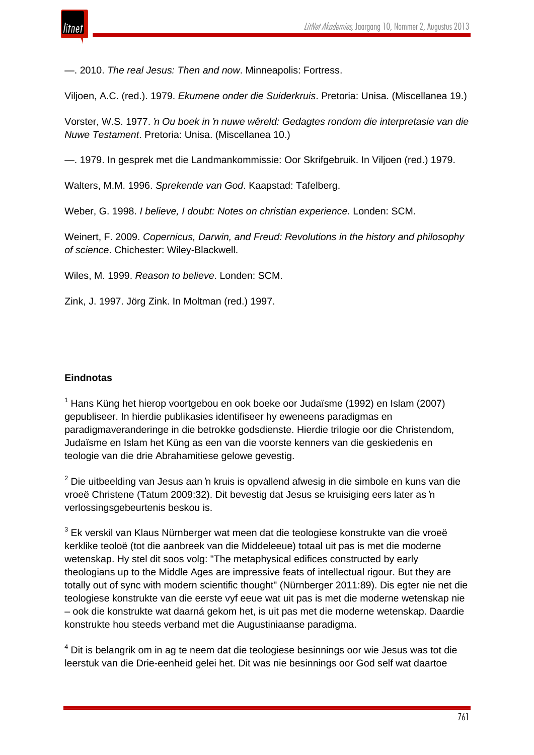—. 2010. *The real Jesus: Then and now*. Minneapolis: Fortress.

Viljoen, A.C. (red.). 1979. *Ekumene onder die Suiderkruis*. Pretoria: Unisa. (Miscellanea 19.)

Vorster, W.S. 1977. *ŉ Ou boek in ŉ nuwe wêreld: Gedagtes rondom die interpretasie van die Nuwe Testament*. Pretoria: Unisa. (Miscellanea 10.)

—. 1979. In gesprek met die Landmankommissie: Oor Skrifgebruik. In Viljoen (red.) 1979.

Walters, M.M. 1996. *Sprekende van God*. Kaapstad: Tafelberg.

Weber, G. 1998. *I believe, I doubt: Notes on christian experience.* Londen: SCM.

Weinert, F. 2009. *Copernicus, Darwin, and Freud: Revolutions in the history and philosophy of science*. Chichester: Wiley-Blackwell.

Wiles, M. 1999. *Reason to believe*. Londen: SCM.

Zink, J. 1997. Jörg Zink. In Moltman (red.) 1997.

**Eindnotas**

[1] Hans Küng het hierop voortgebou en ook boeke oor Judaïsme (1992) en Islam (2007) gepubliseer. In hierdie publikasies identifiseer hy eweneens paradigmas en paradigmaveranderinge in die betrokke godsdienste. Hierdie trilogie oor die Christendom, Judaïsme en Islam het Küng as een van die voorste kenners van die geskiedenis en teologie van die drie Abrahamitiese gelowe gevestig.

[2] Die uitbeelding van Jesus aan ŉ kruis is opvallend afwesig in die simbole en kuns van die vroeë Christene (Tatum 2009:32). Dit bevestig dat Jesus se kruisiging eers later as ŉ verlossingsgebeurtenis beskou is.

[3] Ek verskil van Klaus Nürnberger wat meen dat die teologiese konstrukte van die vroeë kerklike teoloë (tot die aanbreek van die Middeleeue) totaal uit pas is met die moderne wetenskap. Hy stel dit soos volg: "The metaphysical edifices constructed by early theologians up to the Middle Ages are impressive feats of intellectual rigour. But they are totally out of sync with modern scientific thought" (Nürnberger 2011:89). Dis egter nie net die teologiese konstrukte van die eerste vyf eeue wat uit pas is met die moderne wetenskap nie – ook die konstrukte wat daarná gekom het, is uit pas met die moderne wetenskap. Daardie konstrukte hou steeds verband met die Augustiniaanse paradigma.

[4] Dit is belangrik om in ag te neem dat die teologiese besinnings oor wie Jesus was tot die leerstuk van die Drie-eenheid gelei het. Dit was nie besinnings oor God self wat daartoe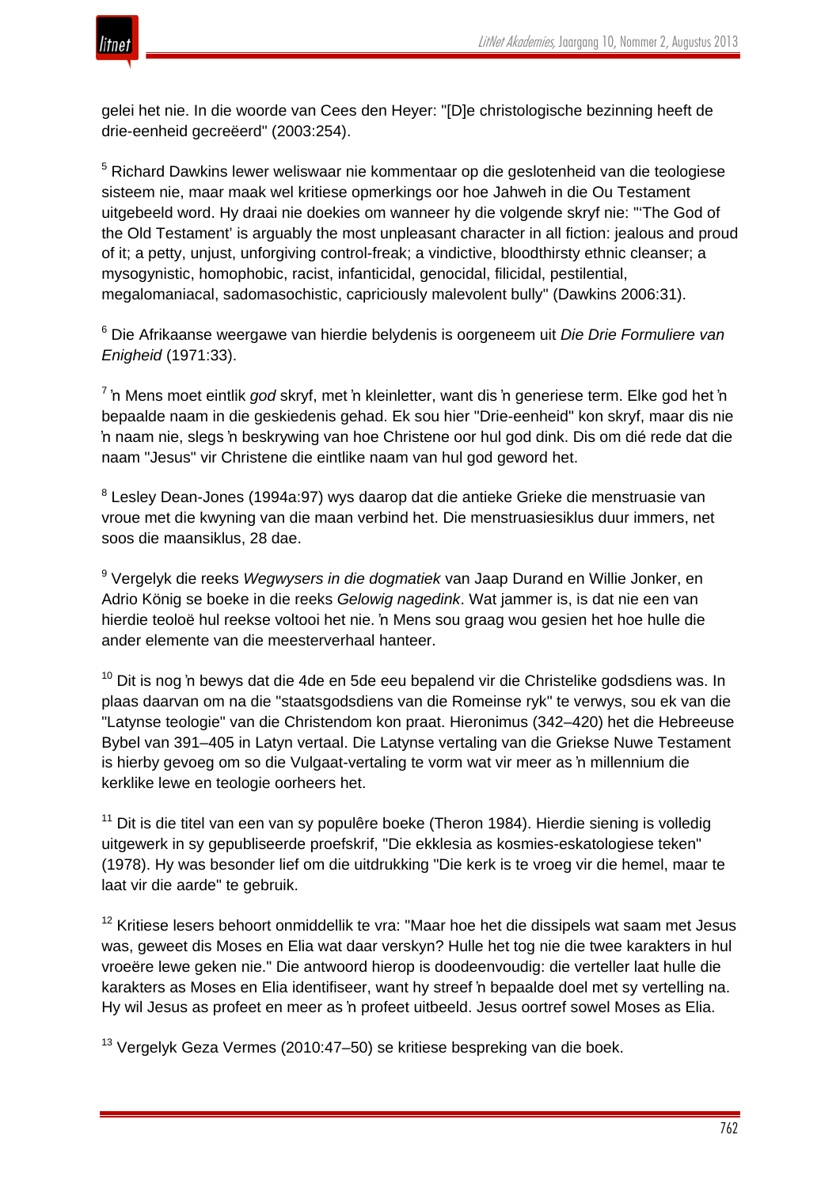gelei het nie. In die woorde van Cees den Heyer: "[D]e christologische bezinning heeft de drie-eenheid gecreëerd" (2003:254).

[5] Richard Dawkins lewer weliswaar nie kommentaar op die geslotenheid van die teologiese sisteem nie, maar maak wel kritiese opmerkings oor hoe Jahweh in die Ou Testament uitgebeeld word. Hy draai nie doekies om wanneer hy die volgende skryf nie: "'The God of the Old Testament' is arguably the most unpleasant character in all fiction: jealous and proud of it; a petty, unjust, unforgiving control-freak; a vindictive, bloodthirsty ethnic cleanser; a mysogynistic, homophobic, racist, infanticidal, genocidal, filicidal, pestilential, megalomaniacal, sadomasochistic, capriciously malevolent bully" (Dawkins 2006:31).

[6] Die Afrikaanse weergawe van hierdie belydenis is oorgeneem uit *Die Drie Formuliere van Enigheid* (1971:33).

[7] 'n Mens moet eintlik *god* skryf, met 'n kleinletter, want dis 'n generiese term. Elke god het 'n bepaalde naam in die geskiedenis gehad. Ek sou hier "Drie-eenheid" kon skryf, maar dis nie 'n naam nie, slegs 'n beskrywing van hoe Christene oor hul god dink. Dis om dié rede dat die naam "Jesus" vir Christene die eintlike naam van hul god geword het.

[8] Lesley Dean-Jones (1994a:97) wys daarop dat die antieke Grieke die menstruasie van vroue met die kwyning van die maan verbind het. Die menstruasiesiklus duur immers, net soos die maansiklus, 28 dae.

[9] Vergelyk die reeks *Wegwysers in die dogmatiek* van Jaap Durand en Willie Jonker, en Adrio König se boeke in die reeks *Gelowig nagedink*. Wat jammer is, is dat nie een van hierdie teoloë hul reekse voltooi het nie. 'n Mens sou graag wou gesien het hoe hulle die ander elemente van die meesterverhaal hanteer.

[10] Dit is nog 'n bewys dat die 4de en 5de eeu bepalend vir die Christelike godsdiens was. In plaas daarvan om na die "staatsgodsdiens van die Romeinse ryk" te verwys, sou ek van die "Latynse teologie" van die Christendom kon praat. Hieronimus (342–420) het die Hebreeuse Bybel van 391–405 in Latyn vertaal. Die Latynse vertaling van die Griekse Nuwe Testament is hierby gevoeg om so die Vulgaat-vertaling te vorm wat vir meer as 'n millennium die kerklike lewe en teologie oorheers het.

[11] Dit is die titel van een van sy populêre boeke (Theron 1984). Hierdie siening is volledig uitgewerk in sy gepubliseerde proefskrif, "Die ekklesia as kosmies-eskatologiese teken" (1978). Hy was besonder lief om die uitdrukking "Die kerk is te vroeg vir die hemel, maar te laat vir die aarde" te gebruik.

[12] Kritiese lesers behoort onmiddellik te vra: "Maar hoe het die dissipels wat saam met Jesus was, geweet dis Moses en Elia wat daar verskyn? Hulle het tog nie die twee karakters in hul vroeëre lewe geken nie." Die antwoord hierop is doodeenvoudig: die verteller laat hulle die karakters as Moses en Elia identifiseer, want hy streef 'n bepaalde doel met sy vertelling na. Hy wil Jesus as profeet en meer as 'n profeet uitbeeld. Jesus oortref sowel Moses as Elia.

[13] Vergelyk Geza Vermes (2010:47–50) se kritiese bespreking van die boek.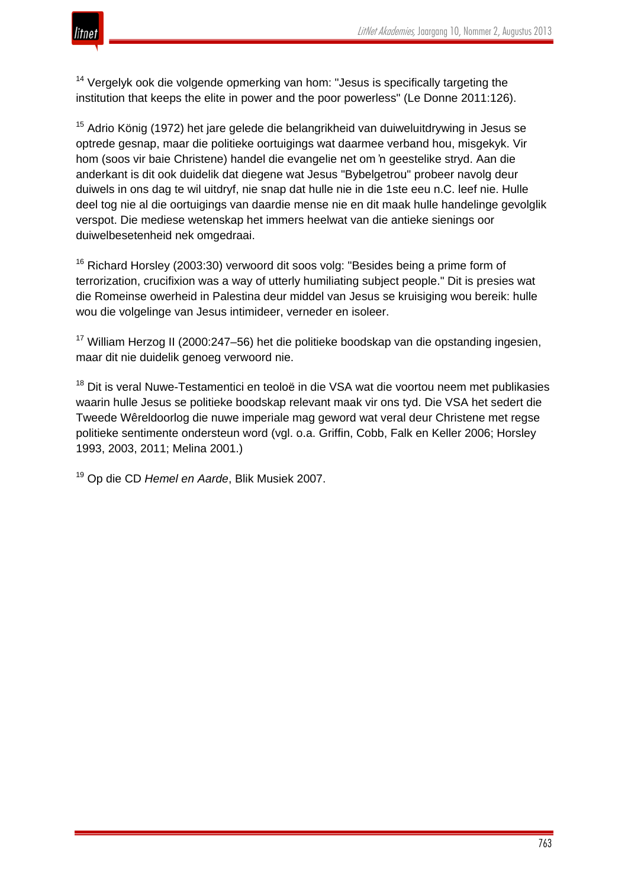[14] Vergelyk ook die volgende opmerking van hom: "Jesus is specifically targeting the institution that keeps the elite in power and the poor powerless" (Le Donne 2011:126).

[15] Adrio König (1972) het jare gelede die belangrikheid van duiweluitdrywing in Jesus se optrede gesnap, maar die politieke oortuigings wat daarmee verband hou, misgekyk. Vir hom (soos vir baie Christene) handel die evangelie net om ŉ geestelike stryd. Aan die anderkant is dit ook duidelik dat diegene wat Jesus "Bybelgetrou" probeer navolg deur duiwels in ons dag te wil uitdryf, nie snap dat hulle nie in die 1ste eeu n.C. leef nie. Hulle deel tog nie al die oortuigings van daardie mense nie en dit maak hulle handelinge gevolglik verspot. Die mediese wetenskap het immers heelwat van die antieke sienings oor duiwelbesetenheid nek omgedraai.

[16] Richard Horsley (2003:30) verwoord dit soos volg: "Besides being a prime form of terrorization, crucifixion was a way of utterly humiliating subject people." Dit is presies wat die Romeinse owerheid in Palestina deur middel van Jesus se kruisiging wou bereik: hulle wou die volgelinge van Jesus intimideer, verneder en isoleer.

[17] William Herzog II (2000:247–56) het die politieke boodskap van die opstanding ingesien, maar dit nie duidelik genoeg verwoord nie.

[18] Dit is veral Nuwe-Testamentici en teoloë in die VSA wat die voortou neem met publikasies waarin hulle Jesus se politieke boodskap relevant maak vir ons tyd. Die VSA het sedert die Tweede Wêreldoorlog die nuwe imperiale mag geword wat veral deur Christene met regse politieke sentimente ondersteun word (vgl. o.a. Griffin, Cobb, Falk en Keller 2006; Horsley 1993, 2003, 2011; Melina 2001.)

[19] Op die CD *Hemel en Aarde*, Blik Musiek 2007.